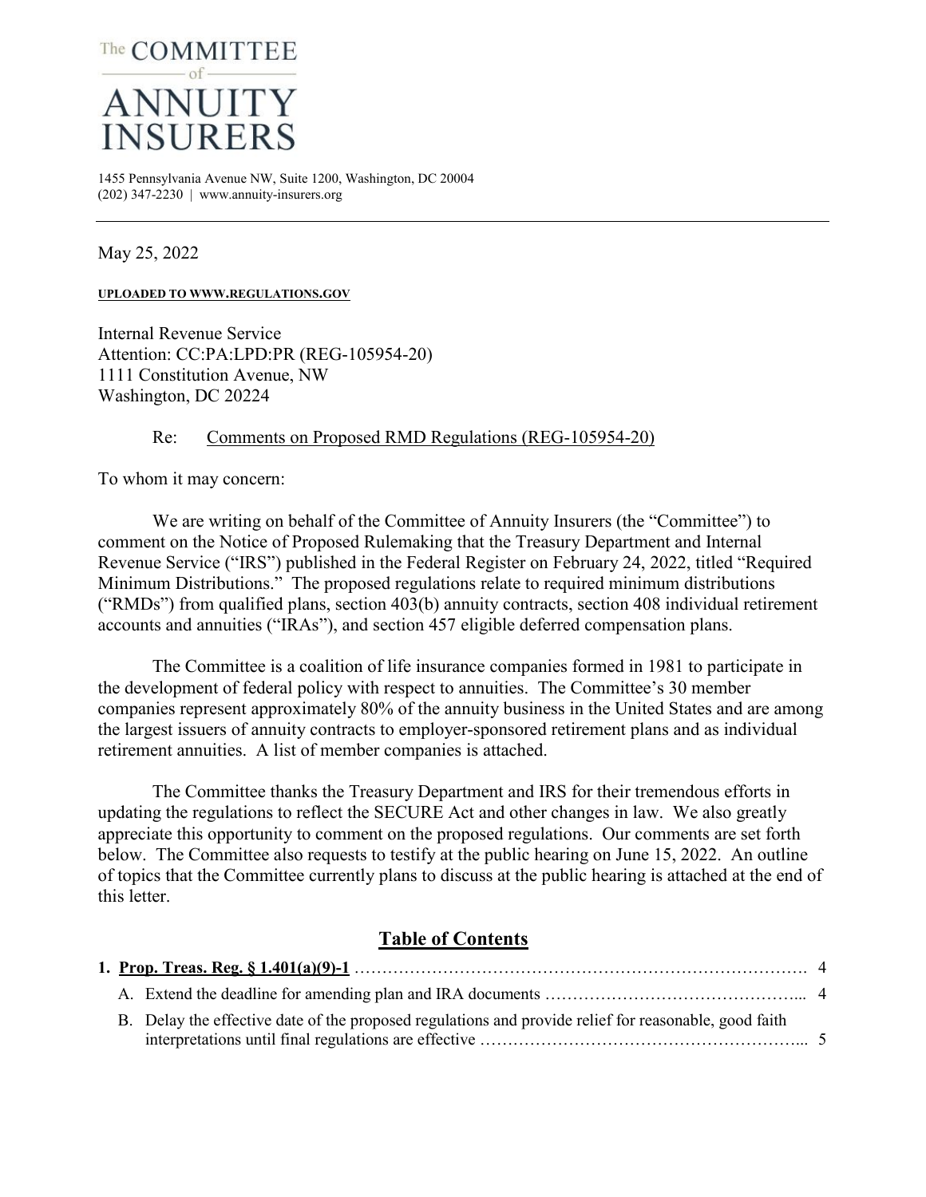# The COMMITTEE of ANNUITY INSURERS

1455 Pennsylvania Avenue NW, Suite 1200, Washington, DC 20004
(202) 347-2230 | www.annuity-insurers.org

---

May 25, 2022

**UPLOADED TO WWW.REGULATIONS.GOV**

Internal Revenue Service
Attention: CC:PA:LPD:PR (REG-105954-20)
1111 Constitution Avenue, NW
Washington, DC 20224

Re: Comments on Proposed RMD Regulations (REG-105954-20)

To whom it may concern:

We are writing on behalf of the Committee of Annuity Insurers (the "Committee") to comment on the Notice of Proposed Rulemaking that the Treasury Department and Internal Revenue Service ("IRS") published in the Federal Register on February 24, 2022, titled "Required Minimum Distributions." The proposed regulations relate to required minimum distributions ("RMDs") from qualified plans, section 403(b) annuity contracts, section 408 individual retirement accounts and annuities ("IRAs"), and section 457 eligible deferred compensation plans.

The Committee is a coalition of life insurance companies formed in 1981 to participate in the development of federal policy with respect to annuities. The Committee's 30 member companies represent approximately 80% of the annuity business in the United States and are among the largest issuers of annuity contracts to employer-sponsored retirement plans and as individual retirement annuities. A list of member companies is attached.

The Committee thanks the Treasury Department and IRS for their tremendous efforts in updating the regulations to reflect the SECURE Act and other changes in law. We also greatly appreciate this opportunity to comment on the proposed regulations. Our comments are set forth below. The Committee also requests to testify at the public hearing on June 15, 2022. An outline of topics that the Committee currently plans to discuss at the public hearing is attached at the end of this letter.

## Table of Contents

**1. Prop. Treas. Reg. § 1.401(a)(9)-1** ……………………………………………………………………… 4

- A. Extend the deadline for amending plan and IRA documents ……………………………………... 4
- B. Delay the effective date of the proposed regulations and provide relief for reasonable, good faith interpretations until final regulations are effective ………………………………………………... 5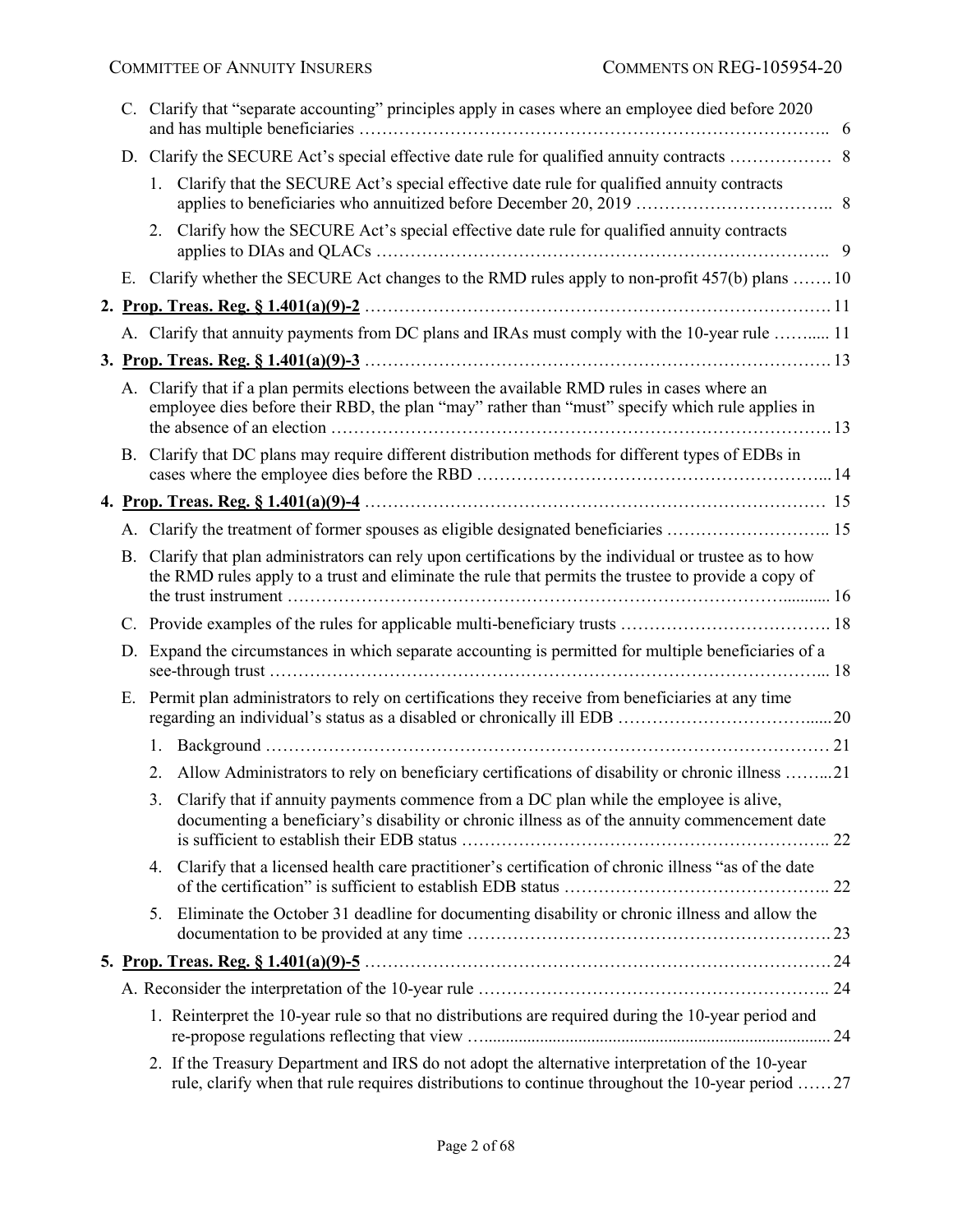C. Clarify that "separate accounting" principles apply in cases where an employee died before 2020 and has multiple beneficiaries …………………………………………………………………….. 6

D. Clarify the SECURE Act's special effective date rule for qualified annuity contracts ……………… 8

1. Clarify that the SECURE Act's special effective date rule for qualified annuity contracts applies to beneficiaries who annuitized before December 20, 2019 …………………………….. 8

2. Clarify how the SECURE Act's special effective date rule for qualified annuity contracts applies to DIAs and QLACs ………………………………………………………………….. 9

E. Clarify whether the SECURE Act changes to the RMD rules apply to non-profit 457(b) plans ……. 10

**2. Prop. Treas. Reg. § 1.401(a)(9)-2** ……………………………………………………………………. 11

A. Clarify that annuity payments from DC plans and IRAs must comply with the 10-year rule …….... 11

**3. Prop. Treas. Reg. § 1.401(a)(9)-3** ……………………………………………………………………. 13

A. Clarify that if a plan permits elections between the available RMD rules in cases where an employee dies before their RBD, the plan "may" rather than "must" specify which rule applies in the absence of an election …………………………………………………………………………. 13

B. Clarify that DC plans may require different distribution methods for different types of EDBs in cases where the employee dies before the RBD ……………………………………………………... 14

**4. Prop. Treas. Reg. § 1.401(a)(9)-4** …………………………………………………………………… 15

A. Clarify the treatment of former spouses as eligible designated beneficiaries ……………………….. 15

B. Clarify that plan administrators can rely upon certifications by the individual or trustee as to how the RMD rules apply to a trust and eliminate the rule that permits the trustee to provide a copy of the trust instrument ……………………………………………………………………………........... 16

C. Provide examples of the rules for applicable multi-beneficiary trusts ……………………………….. 18

D. Expand the circumstances in which separate accounting is permitted for multiple beneficiaries of a see-through trust ……………………………………………………………………………………... 18

E. Permit plan administrators to rely on certifications they receive from beneficiaries at any time regarding an individual's status as a disabled or chronically ill EDB …………………………….......20

1. Background …………………………………………………………………………………… 21

2. Allow Administrators to rely on beneficiary certifications of disability or chronic illness ……...21

3. Clarify that if annuity payments commence from a DC plan while the employee is alive, documenting a beneficiary's disability or chronic illness as of the annuity commencement date is sufficient to establish their EDB status ……………………………………………………….. 22

4. Clarify that a licensed health care practitioner's certification of chronic illness "as of the date of the certification" is sufficient to establish EDB status ……………………………………….. 22

5. Eliminate the October 31 deadline for documenting disability or chronic illness and allow the documentation to be provided at any time ……………………………………………………. 23

**5. Prop. Treas. Reg. § 1.401(a)(9)-5** ……………………………………………………………………. 24

A. Reconsider the interpretation of the 10-year rule …………………………………………………….. 24

1. Reinterpret the 10-year rule so that no distributions are required during the 10-year period and re-propose regulations reflecting that view …............................................................................. 24

2. If the Treasury Department and IRS do not adopt the alternative interpretation of the 10-year rule, clarify when that rule requires distributions to continue throughout the 10-year period …… 27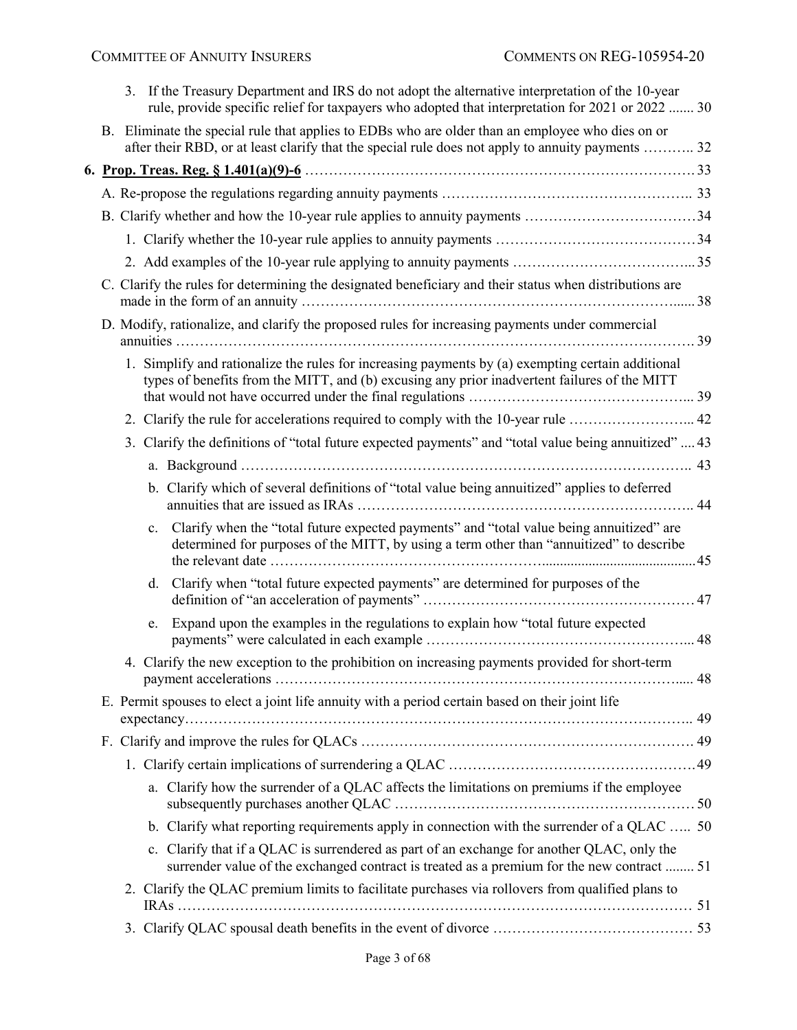3. If the Treasury Department and IRS do not adopt the alternative interpretation of the 10-year rule, provide specific relief for taxpayers who adopted that interpretation for 2021 or 2022 ....... 30

B. Eliminate the special rule that applies to EDBs who are older than an employee who dies on or after their RBD, or at least clarify that the special rule does not apply to annuity payments ……….. 32

**6. Prop. Treas. Reg. § 1.401(a)(9)-6** ………………………………………………………………………. 33

A. Re-propose the regulations regarding annuity payments …………………………………………….. 33

B. Clarify whether and how the 10-year rule applies to annuity payments ………………………………34

1. Clarify whether the 10-year rule applies to annuity payments ……………………………………34

2. Add examples of the 10-year rule applying to annuity payments ………………………………...35

C. Clarify the rules for determining the designated beneficiary and their status when distributions are made in the form of an annuity …………………………………………………………………......38

D. Modify, rationalize, and clarify the proposed rules for increasing payments under commercial annuities ……………………………………………………………………………………………. 39

1. Simplify and rationalize the rules for increasing payments by (a) exempting certain additional types of benefits from the MITT, and (b) excusing any prior inadvertent failures of the MITT that would not have occurred under the final regulations ……………………………………... 39

2. Clarify the rule for accelerations required to comply with the 10-year rule ……………………... 42

3. Clarify the definitions of "total future expected payments" and "total value being annuitized" .... 43

a. Background ………………………………………………………………………………….. 43

b. Clarify which of several definitions of "total value being annuitized" applies to deferred annuities that are issued as IRAs ……………………………………………………………. 44

c. Clarify when the "total future expected payments" and "total value being annuitized" are determined for purposes of the MITT, by using a term other than "annuitized" to describe the relevant date ………………………………………………..........................................45

d. Clarify when "total future expected payments" are determined for purposes of the definition of "an acceleration of payments" …………………………………………………47

e. Expand upon the examples in the regulations to explain how "total future expected payments" were calculated in each example ………………………………………………... 48

4. Clarify the new exception to the prohibition on increasing payments provided for short-term payment accelerations …………………………………………………………………………..... 48

E. Permit spouses to elect a joint life annuity with a period certain based on their joint life expectancy……………………………………………………………………………………….. 49

F. Clarify and improve the rules for QLACs ……………………………………………………………. 49

1. Clarify certain implications of surrendering a QLAC ……………………………………………49

a. Clarify how the surrender of a QLAC affects the limitations on premiums if the employee subsequently purchases another QLAC ……………………………………………………… 50

b. Clarify what reporting requirements apply in connection with the surrender of a QLAC ….. 50

c. Clarify that if a QLAC is surrendered as part of an exchange for another QLAC, only the surrender value of the exchanged contract is treated as a premium for the new contract ........ 51

2. Clarify the QLAC premium limits to facilitate purchases via rollovers from qualified plans to IRAs ……………………………………………………………………………………………… 51

3. Clarify QLAC spousal death benefits in the event of divorce …………………………………… 53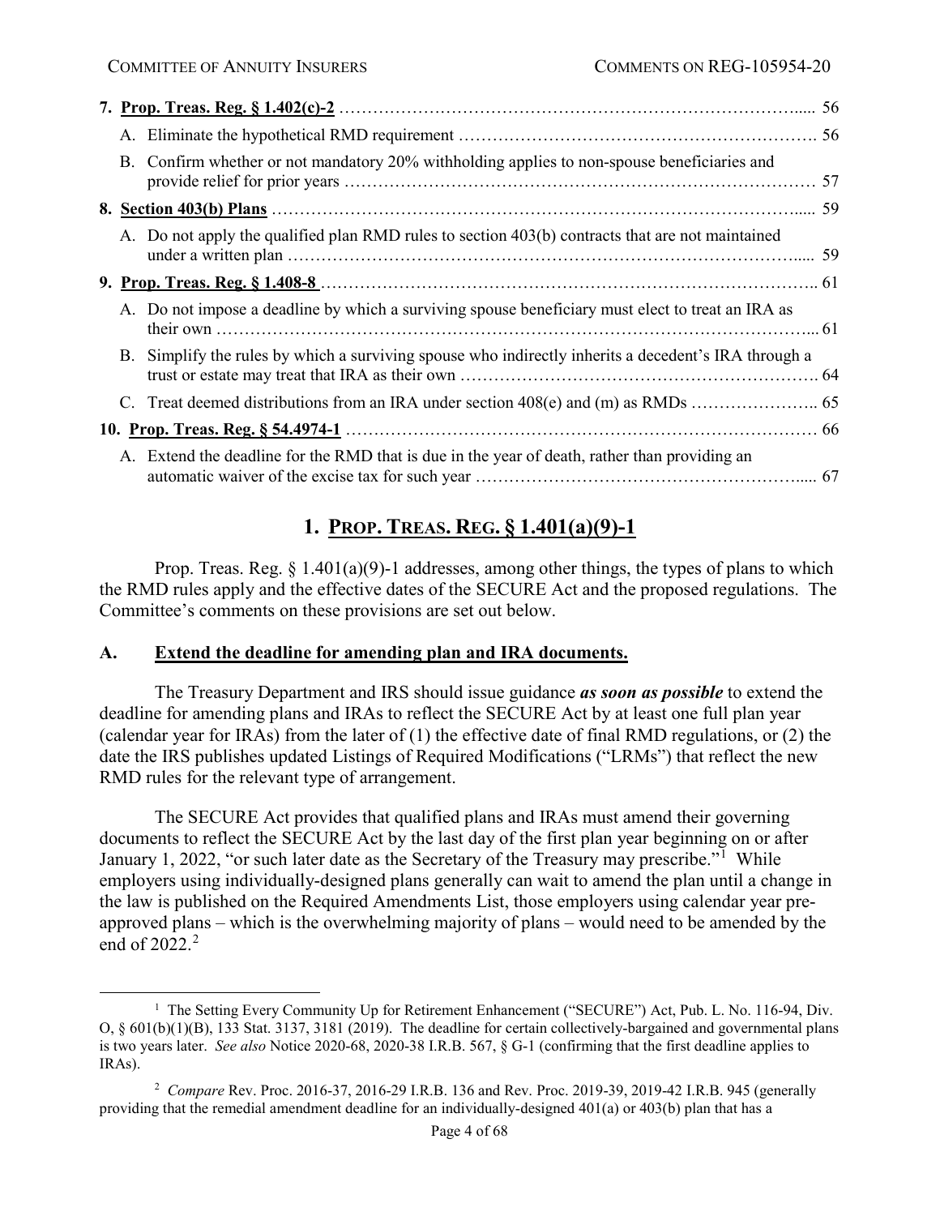| | |
|---|---|
| **7. Prop. Treas. Reg. § 1.402(c)-2** | 56 |
| A. Eliminate the hypothetical RMD requirement | 56 |
| B. Confirm whether or not mandatory 20% withholding applies to non-spouse beneficiaries and provide relief for prior years | 57 |
| **8. Section 403(b) Plans** | 59 |
| A. Do not apply the qualified plan RMD rules to section 403(b) contracts that are not maintained under a written plan | 59 |
| **9. Prop. Treas. Reg. § 1.408-8** | 61 |
| A. Do not impose a deadline by which a surviving spouse beneficiary must elect to treat an IRA as their own | 61 |
| B. Simplify the rules by which a surviving spouse who indirectly inherits a decedent's IRA through a trust or estate may treat that IRA as their own | 64 |
| C. Treat deemed distributions from an IRA under section 408(e) and (m) as RMDs | 65 |
| **10. Prop. Treas. Reg. § 54.4974-1** | 66 |
| A. Extend the deadline for the RMD that is due in the year of death, rather than providing an automatic waiver of the excise tax for such year | 67 |

# 1. Prop. Treas. Reg. § 1.401(a)(9)-1

Prop. Treas. Reg. § 1.401(a)(9)-1 addresses, among other things, the types of plans to which the RMD rules apply and the effective dates of the SECURE Act and the proposed regulations. The Committee's comments on these provisions are set out below.

## A. Extend the deadline for amending plan and IRA documents.

The Treasury Department and IRS should issue guidance ***as soon as possible*** to extend the deadline for amending plans and IRAs to reflect the SECURE Act by at least one full plan year (calendar year for IRAs) from the later of (1) the effective date of final RMD regulations, or (2) the date the IRS publishes updated Listings of Required Modifications ("LRMs") that reflect the new RMD rules for the relevant type of arrangement.

The SECURE Act provides that qualified plans and IRAs must amend their governing documents to reflect the SECURE Act by the last day of the first plan year beginning on or after January 1, 2022, "or such later date as the Secretary of the Treasury may prescribe."[1] While employers using individually-designed plans generally can wait to amend the plan until a change in the law is published on the Required Amendments List, those employers using calendar year pre-approved plans – which is the overwhelming majority of plans – would need to be amended by the end of 2022.[2]

[1] The Setting Every Community Up for Retirement Enhancement ("SECURE") Act, Pub. L. No. 116-94, Div. O, § 601(b)(1)(B), 133 Stat. 3137, 3181 (2019). The deadline for certain collectively-bargained and governmental plans is two years later. *See also* Notice 2020-68, 2020-38 I.R.B. 567, § G-1 (confirming that the first deadline applies to IRAs).

[2] *Compare* Rev. Proc. 2016-37, 2016-29 I.R.B. 136 and Rev. Proc. 2019-39, 2019-42 I.R.B. 945 (generally providing that the remedial amendment deadline for an individually-designed 401(a) or 403(b) plan that has a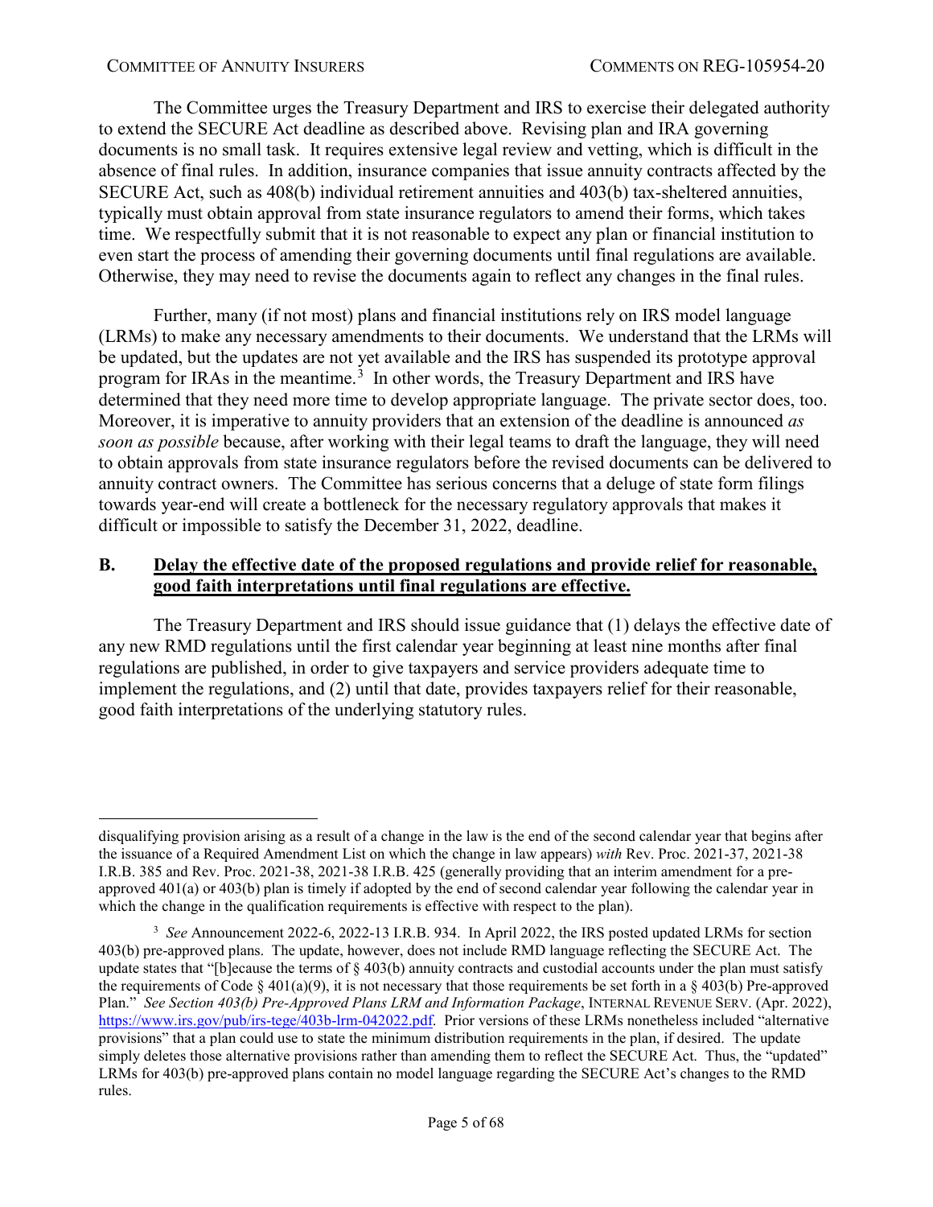The Committee urges the Treasury Department and IRS to exercise their delegated authority to extend the SECURE Act deadline as described above. Revising plan and IRA governing documents is no small task. It requires extensive legal review and vetting, which is difficult in the absence of final rules. In addition, insurance companies that issue annuity contracts affected by the SECURE Act, such as 408(b) individual retirement annuities and 403(b) tax-sheltered annuities, typically must obtain approval from state insurance regulators to amend their forms, which takes time. We respectfully submit that it is not reasonable to expect any plan or financial institution to even start the process of amending their governing documents until final regulations are available. Otherwise, they may need to revise the documents again to reflect any changes in the final rules.

Further, many (if not most) plans and financial institutions rely on IRS model language (LRMs) to make any necessary amendments to their documents. We understand that the LRMs will be updated, but the updates are not yet available and the IRS has suspended its prototype approval program for IRAs in the meantime.[3] In other words, the Treasury Department and IRS have determined that they need more time to develop appropriate language. The private sector does, too. Moreover, it is imperative to annuity providers that an extension of the deadline is announced *as soon as possible* because, after working with their legal teams to draft the language, they will need to obtain approvals from state insurance regulators before the revised documents can be delivered to annuity contract owners. The Committee has serious concerns that a deluge of state form filings towards year-end will create a bottleneck for the necessary regulatory approvals that makes it difficult or impossible to satisfy the December 31, 2022, deadline.

## B. <u>Delay the effective date of the proposed regulations and provide relief for reasonable, good faith interpretations until final regulations are effective.</u>

The Treasury Department and IRS should issue guidance that (1) delays the effective date of any new RMD regulations until the first calendar year beginning at least nine months after final regulations are published, in order to give taxpayers and service providers adequate time to implement the regulations, and (2) until that date, provides taxpayers relief for their reasonable, good faith interpretations of the underlying statutory rules.

---

disqualifying provision arising as a result of a change in the law is the end of the second calendar year that begins after the issuance of a Required Amendment List on which the change in law appears) *with* Rev. Proc. 2021-37, 2021-38 I.R.B. 385 and Rev. Proc. 2021-38, 2021-38 I.R.B. 425 (generally providing that an interim amendment for a pre-approved 401(a) or 403(b) plan is timely if adopted by the end of second calendar year following the calendar year in which the change in the qualification requirements is effective with respect to the plan).

[3] *See* Announcement 2022-6, 2022-13 I.R.B. 934. In April 2022, the IRS posted updated LRMs for section 403(b) pre-approved plans. The update, however, does not include RMD language reflecting the SECURE Act. The update states that "[b]ecause the terms of § 403(b) annuity contracts and custodial accounts under the plan must satisfy the requirements of Code § 401(a)(9), it is not necessary that those requirements be set forth in a § 403(b) Pre-approved Plan." *See Section 403(b) Pre-Approved Plans LRM and Information Package*, INTERNAL REVENUE SERV. (Apr. 2022), https://www.irs.gov/pub/irs-tege/403b-lrm-042022.pdf. Prior versions of these LRMs nonetheless included "alternative provisions" that a plan could use to state the minimum distribution requirements in the plan, if desired. The update simply deletes those alternative provisions rather than amending them to reflect the SECURE Act. Thus, the "updated" LRMs for 403(b) pre-approved plans contain no model language regarding the SECURE Act's changes to the RMD rules.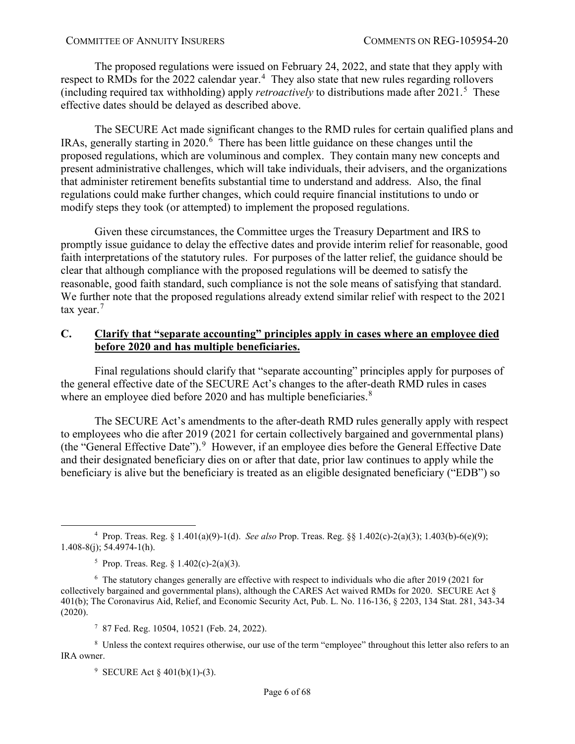The proposed regulations were issued on February 24, 2022, and state that they apply with respect to RMDs for the 2022 calendar year.[4] They also state that new rules regarding rollovers (including required tax withholding) apply *retroactively* to distributions made after 2021.[5] These effective dates should be delayed as described above.

The SECURE Act made significant changes to the RMD rules for certain qualified plans and IRAs, generally starting in 2020.[6] There has been little guidance on these changes until the proposed regulations, which are voluminous and complex. They contain many new concepts and present administrative challenges, which will take individuals, their advisers, and the organizations that administer retirement benefits substantial time to understand and address. Also, the final regulations could make further changes, which could require financial institutions to undo or modify steps they took (or attempted) to implement the proposed regulations.

Given these circumstances, the Committee urges the Treasury Department and IRS to promptly issue guidance to delay the effective dates and provide interim relief for reasonable, good faith interpretations of the statutory rules. For purposes of the latter relief, the guidance should be clear that although compliance with the proposed regulations will be deemed to satisfy the reasonable, good faith standard, such compliance is not the sole means of satisfying that standard. We further note that the proposed regulations already extend similar relief with respect to the 2021 tax year.[7]

### C. <u>Clarify that "separate accounting" principles apply in cases where an employee died before 2020 and has multiple beneficiaries.</u>

Final regulations should clarify that "separate accounting" principles apply for purposes of the general effective date of the SECURE Act's changes to the after-death RMD rules in cases where an employee died before 2020 and has multiple beneficiaries.[8]

The SECURE Act's amendments to the after-death RMD rules generally apply with respect to employees who die after 2019 (2021 for certain collectively bargained and governmental plans) (the "General Effective Date").[9] However, if an employee dies before the General Effective Date and their designated beneficiary dies on or after that date, prior law continues to apply while the beneficiary is alive but the beneficiary is treated as an eligible designated beneficiary ("EDB") so

---

[4] Prop. Treas. Reg. § 1.401(a)(9)-1(d). *See also* Prop. Treas. Reg. §§ 1.402(c)-2(a)(3); 1.403(b)-6(e)(9); 1.408-8(j); 54.4974-1(h).

[5] Prop. Treas. Reg. § 1.402(c)-2(a)(3).

[6] The statutory changes generally are effective with respect to individuals who die after 2019 (2021 for collectively bargained and governmental plans), although the CARES Act waived RMDs for 2020. SECURE Act § 401(b); The Coronavirus Aid, Relief, and Economic Security Act, Pub. L. No. 116-136, § 2203, 134 Stat. 281, 343-34 (2020).

[7] 87 Fed. Reg. 10504, 10521 (Feb. 24, 2022).

[8] Unless the context requires otherwise, our use of the term "employee" throughout this letter also refers to an IRA owner.

[9] SECURE Act § 401(b)(1)-(3).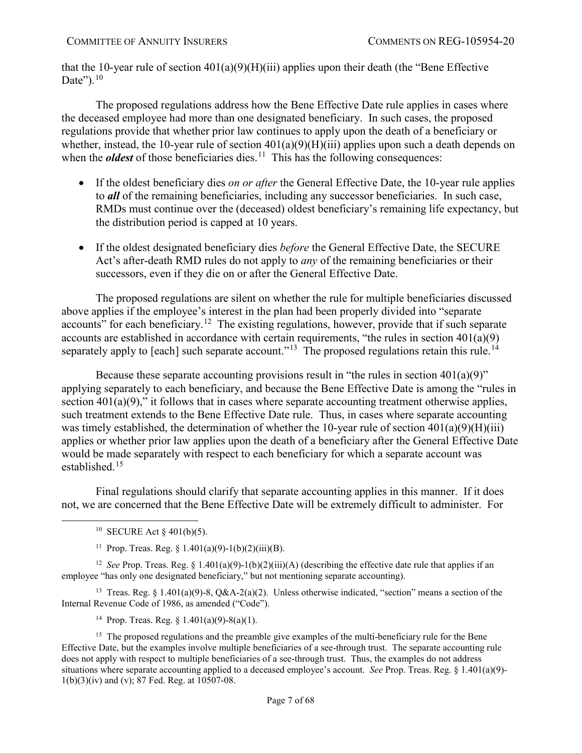that the 10-year rule of section 401(a)(9)(H)(iii) applies upon their death (the "Bene Effective Date").[10]

The proposed regulations address how the Bene Effective Date rule applies in cases where the deceased employee had more than one designated beneficiary. In such cases, the proposed regulations provide that whether prior law continues to apply upon the death of a beneficiary or whether, instead, the 10-year rule of section 401(a)(9)(H)(iii) applies upon such a death depends on when the ***oldest*** of those beneficiaries dies.[11] This has the following consequences:

- If the oldest beneficiary dies *on or after* the General Effective Date, the 10-year rule applies to ***all*** of the remaining beneficiaries, including any successor beneficiaries. In such case, RMDs must continue over the (deceased) oldest beneficiary's remaining life expectancy, but the distribution period is capped at 10 years.

- If the oldest designated beneficiary dies *before* the General Effective Date, the SECURE Act's after-death RMD rules do not apply to *any* of the remaining beneficiaries or their successors, even if they die on or after the General Effective Date.

The proposed regulations are silent on whether the rule for multiple beneficiaries discussed above applies if the employee's interest in the plan had been properly divided into "separate accounts" for each beneficiary.[12] The existing regulations, however, provide that if such separate accounts are established in accordance with certain requirements, "the rules in section 401(a)(9) separately apply to [each] such separate account."[13] The proposed regulations retain this rule.[14]

Because these separate accounting provisions result in "the rules in section 401(a)(9)" applying separately to each beneficiary, and because the Bene Effective Date is among the "rules in section 401(a)(9)," it follows that in cases where separate accounting treatment otherwise applies, such treatment extends to the Bene Effective Date rule. Thus, in cases where separate accounting was timely established, the determination of whether the 10-year rule of section 401(a)(9)(H)(iii) applies or whether prior law applies upon the death of a beneficiary after the General Effective Date would be made separately with respect to each beneficiary for which a separate account was established.[15]

Final regulations should clarify that separate accounting applies in this manner. If it does not, we are concerned that the Bene Effective Date will be extremely difficult to administer. For

---

[10] SECURE Act § 401(b)(5).

[11] Prop. Treas. Reg. § 1.401(a)(9)-1(b)(2)(iii)(B).

[12] *See* Prop. Treas. Reg. § 1.401(a)(9)-1(b)(2)(iii)(A) (describing the effective date rule that applies if an employee "has only one designated beneficiary," but not mentioning separate accounting).

[13] Treas. Reg. § 1.401(a)(9)-8, Q&A-2(a)(2). Unless otherwise indicated, "section" means a section of the Internal Revenue Code of 1986, as amended ("Code").

[14] Prop. Treas. Reg. § 1.401(a)(9)-8(a)(1).

[15] The proposed regulations and the preamble give examples of the multi-beneficiary rule for the Bene Effective Date, but the examples involve multiple beneficiaries of a see-through trust. The separate accounting rule does not apply with respect to multiple beneficiaries of a see-through trust. Thus, the examples do not address situations where separate accounting applied to a deceased employee's account. *See* Prop. Treas. Reg. § 1.401(a)(9)-1(b)(3)(iv) and (v); 87 Fed. Reg. at 10507-08.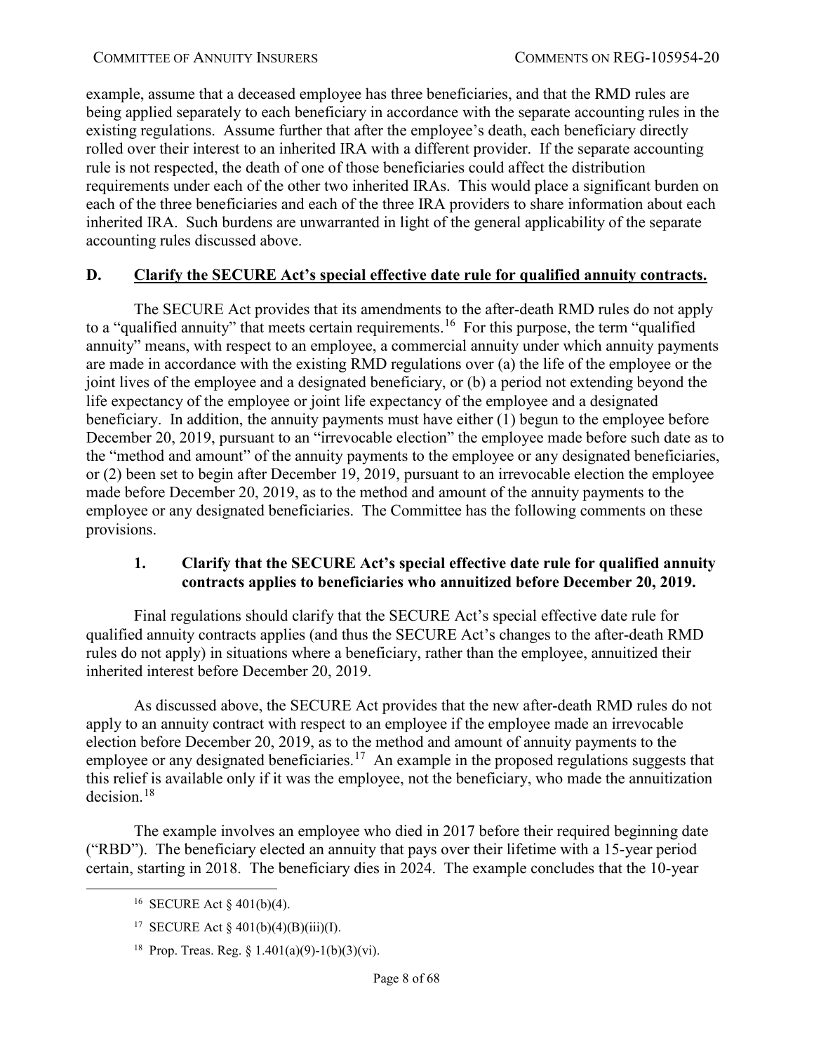example, assume that a deceased employee has three beneficiaries, and that the RMD rules are being applied separately to each beneficiary in accordance with the separate accounting rules in the existing regulations. Assume further that after the employee's death, each beneficiary directly rolled over their interest to an inherited IRA with a different provider. If the separate accounting rule is not respected, the death of one of those beneficiaries could affect the distribution requirements under each of the other two inherited IRAs. This would place a significant burden on each of the three beneficiaries and each of the three IRA providers to share information about each inherited IRA. Such burdens are unwarranted in light of the general applicability of the separate accounting rules discussed above.

## D. Clarify the SECURE Act's special effective date rule for qualified annuity contracts.

The SECURE Act provides that its amendments to the after-death RMD rules do not apply to a "qualified annuity" that meets certain requirements.[16] For this purpose, the term "qualified annuity" means, with respect to an employee, a commercial annuity under which annuity payments are made in accordance with the existing RMD regulations over (a) the life of the employee or the joint lives of the employee and a designated beneficiary, or (b) a period not extending beyond the life expectancy of the employee or joint life expectancy of the employee and a designated beneficiary. In addition, the annuity payments must have either (1) begun to the employee before December 20, 2019, pursuant to an "irrevocable election" the employee made before such date as to the "method and amount" of the annuity payments to the employee or any designated beneficiaries, or (2) been set to begin after December 19, 2019, pursuant to an irrevocable election the employee made before December 20, 2019, as to the method and amount of the annuity payments to the employee or any designated beneficiaries. The Committee has the following comments on these provisions.

### 1. Clarify that the SECURE Act's special effective date rule for qualified annuity contracts applies to beneficiaries who annuitized before December 20, 2019.

Final regulations should clarify that the SECURE Act's special effective date rule for qualified annuity contracts applies (and thus the SECURE Act's changes to the after-death RMD rules do not apply) in situations where a beneficiary, rather than the employee, annuitized their inherited interest before December 20, 2019.

As discussed above, the SECURE Act provides that the new after-death RMD rules do not apply to an annuity contract with respect to an employee if the employee made an irrevocable election before December 20, 2019, as to the method and amount of annuity payments to the employee or any designated beneficiaries.[17] An example in the proposed regulations suggests that this relief is available only if it was the employee, not the beneficiary, who made the annuitization decision.[18]

The example involves an employee who died in 2017 before their required beginning date ("RBD"). The beneficiary elected an annuity that pays over their lifetime with a 15-year period certain, starting in 2018. The beneficiary dies in 2024. The example concludes that the 10-year

[16] SECURE Act § 401(b)(4).

[17] SECURE Act § 401(b)(4)(B)(iii)(I).

[18] Prop. Treas. Reg. § 1.401(a)(9)-1(b)(3)(vi).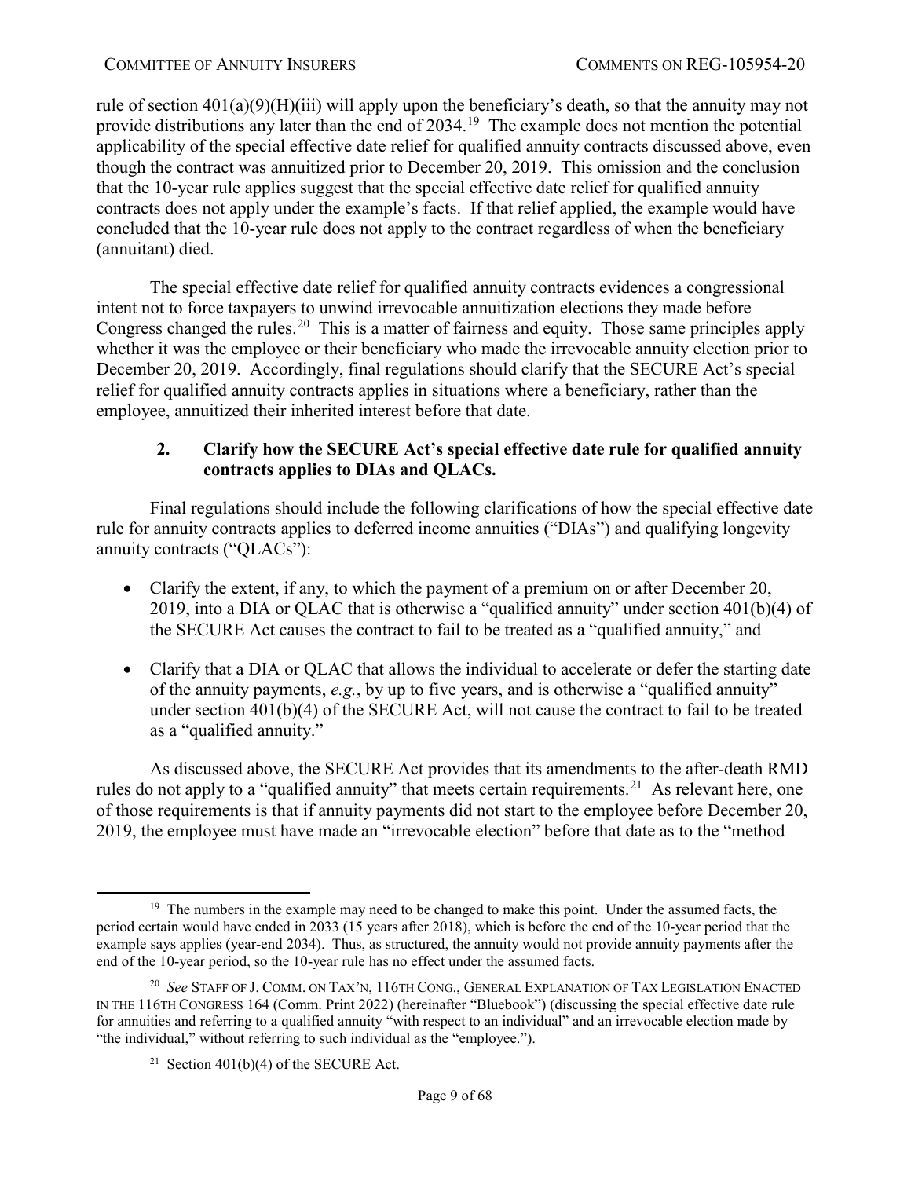rule of section 401(a)(9)(H)(iii) will apply upon the beneficiary's death, so that the annuity may not provide distributions any later than the end of 2034.[19] The example does not mention the potential applicability of the special effective date relief for qualified annuity contracts discussed above, even though the contract was annuitized prior to December 20, 2019. This omission and the conclusion that the 10-year rule applies suggest that the special effective date relief for qualified annuity contracts does not apply under the example's facts. If that relief applied, the example would have concluded that the 10-year rule does not apply to the contract regardless of when the beneficiary (annuitant) died.

The special effective date relief for qualified annuity contracts evidences a congressional intent not to force taxpayers to unwind irrevocable annuitization elections they made before Congress changed the rules.[20] This is a matter of fairness and equity. Those same principles apply whether it was the employee or their beneficiary who made the irrevocable annuity election prior to December 20, 2019. Accordingly, final regulations should clarify that the SECURE Act's special relief for qualified annuity contracts applies in situations where a beneficiary, rather than the employee, annuitized their inherited interest before that date.

### 2. Clarify how the SECURE Act's special effective date rule for qualified annuity contracts applies to DIAs and QLACs.

Final regulations should include the following clarifications of how the special effective date rule for annuity contracts applies to deferred income annuities ("DIAs") and qualifying longevity annuity contracts ("QLACs"):

- Clarify the extent, if any, to which the payment of a premium on or after December 20, 2019, into a DIA or QLAC that is otherwise a "qualified annuity" under section 401(b)(4) of the SECURE Act causes the contract to fail to be treated as a "qualified annuity," and
- Clarify that a DIA or QLAC that allows the individual to accelerate or defer the starting date of the annuity payments, *e.g.*, by up to five years, and is otherwise a "qualified annuity" under section 401(b)(4) of the SECURE Act, will not cause the contract to fail to be treated as a "qualified annuity."

As discussed above, the SECURE Act provides that its amendments to the after-death RMD rules do not apply to a "qualified annuity" that meets certain requirements.[21] As relevant here, one of those requirements is that if annuity payments did not start to the employee before December 20, 2019, the employee must have made an "irrevocable election" before that date as to the "method

---

[19] The numbers in the example may need to be changed to make this point. Under the assumed facts, the period certain would have ended in 2033 (15 years after 2018), which is before the end of the 10-year period that the example says applies (year-end 2034). Thus, as structured, the annuity would not provide annuity payments after the end of the 10-year period, so the 10-year rule has no effect under the assumed facts.

[20] *See* STAFF OF J. COMM. ON TAX'N, 116TH CONG., GENERAL EXPLANATION OF TAX LEGISLATION ENACTED IN THE 116TH CONGRESS 164 (Comm. Print 2022) (hereinafter "Bluebook") (discussing the special effective date rule for annuities and referring to a qualified annuity "with respect to an individual" and an irrevocable election made by "the individual," without referring to such individual as the "employee.").

[21] Section 401(b)(4) of the SECURE Act.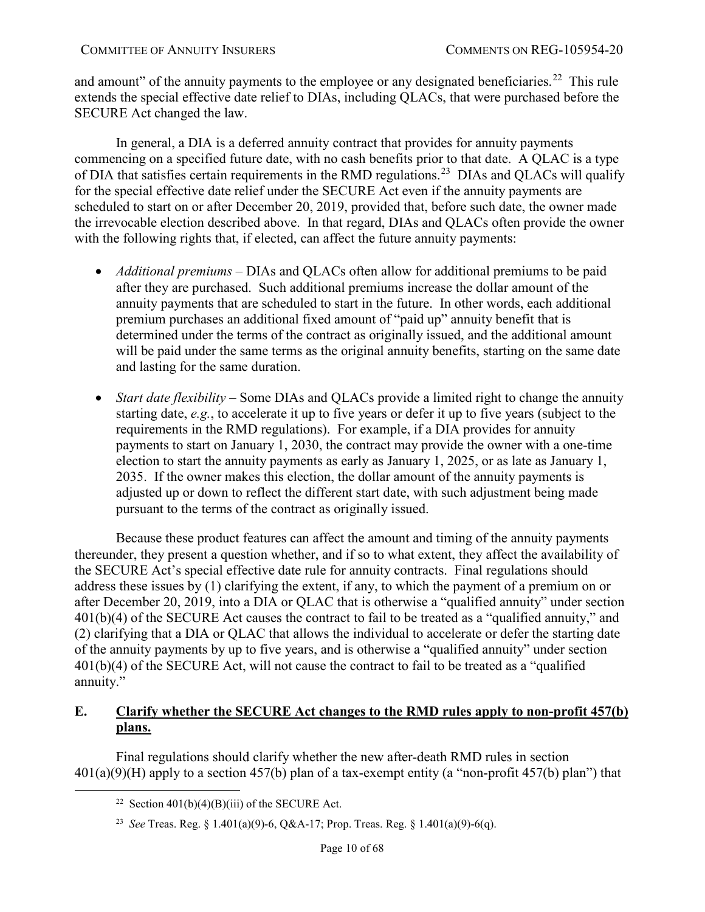and amount" of the annuity payments to the employee or any designated beneficiaries.[22] This rule extends the special effective date relief to DIAs, including QLACs, that were purchased before the SECURE Act changed the law.

In general, a DIA is a deferred annuity contract that provides for annuity payments commencing on a specified future date, with no cash benefits prior to that date. A QLAC is a type of DIA that satisfies certain requirements in the RMD regulations.[23] DIAs and QLACs will qualify for the special effective date relief under the SECURE Act even if the annuity payments are scheduled to start on or after December 20, 2019, provided that, before such date, the owner made the irrevocable election described above. In that regard, DIAs and QLACs often provide the owner with the following rights that, if elected, can affect the future annuity payments:

- *Additional premiums* – DIAs and QLACs often allow for additional premiums to be paid after they are purchased. Such additional premiums increase the dollar amount of the annuity payments that are scheduled to start in the future. In other words, each additional premium purchases an additional fixed amount of "paid up" annuity benefit that is determined under the terms of the contract as originally issued, and the additional amount will be paid under the same terms as the original annuity benefits, starting on the same date and lasting for the same duration.
- *Start date flexibility* – Some DIAs and QLACs provide a limited right to change the annuity starting date, *e.g.*, to accelerate it up to five years or defer it up to five years (subject to the requirements in the RMD regulations). For example, if a DIA provides for annuity payments to start on January 1, 2030, the contract may provide the owner with a one-time election to start the annuity payments as early as January 1, 2025, or as late as January 1, 2035. If the owner makes this election, the dollar amount of the annuity payments is adjusted up or down to reflect the different start date, with such adjustment being made pursuant to the terms of the contract as originally issued.

Because these product features can affect the amount and timing of the annuity payments thereunder, they present a question whether, and if so to what extent, they affect the availability of the SECURE Act's special effective date rule for annuity contracts. Final regulations should address these issues by (1) clarifying the extent, if any, to which the payment of a premium on or after December 20, 2019, into a DIA or QLAC that is otherwise a "qualified annuity" under section 401(b)(4) of the SECURE Act causes the contract to fail to be treated as a "qualified annuity," and (2) clarifying that a DIA or QLAC that allows the individual to accelerate or defer the starting date of the annuity payments by up to five years, and is otherwise a "qualified annuity" under section 401(b)(4) of the SECURE Act, will not cause the contract to fail to be treated as a "qualified annuity."

## E. Clarify whether the SECURE Act changes to the RMD rules apply to non-profit 457(b) plans.

Final regulations should clarify whether the new after-death RMD rules in section 401(a)(9)(H) apply to a section 457(b) plan of a tax-exempt entity (a "non-profit 457(b) plan") that

---

[22] Section 401(b)(4)(B)(iii) of the SECURE Act.

[23] *See* Treas. Reg. § 1.401(a)(9)-6, Q&A-17; Prop. Treas. Reg. § 1.401(a)(9)-6(q).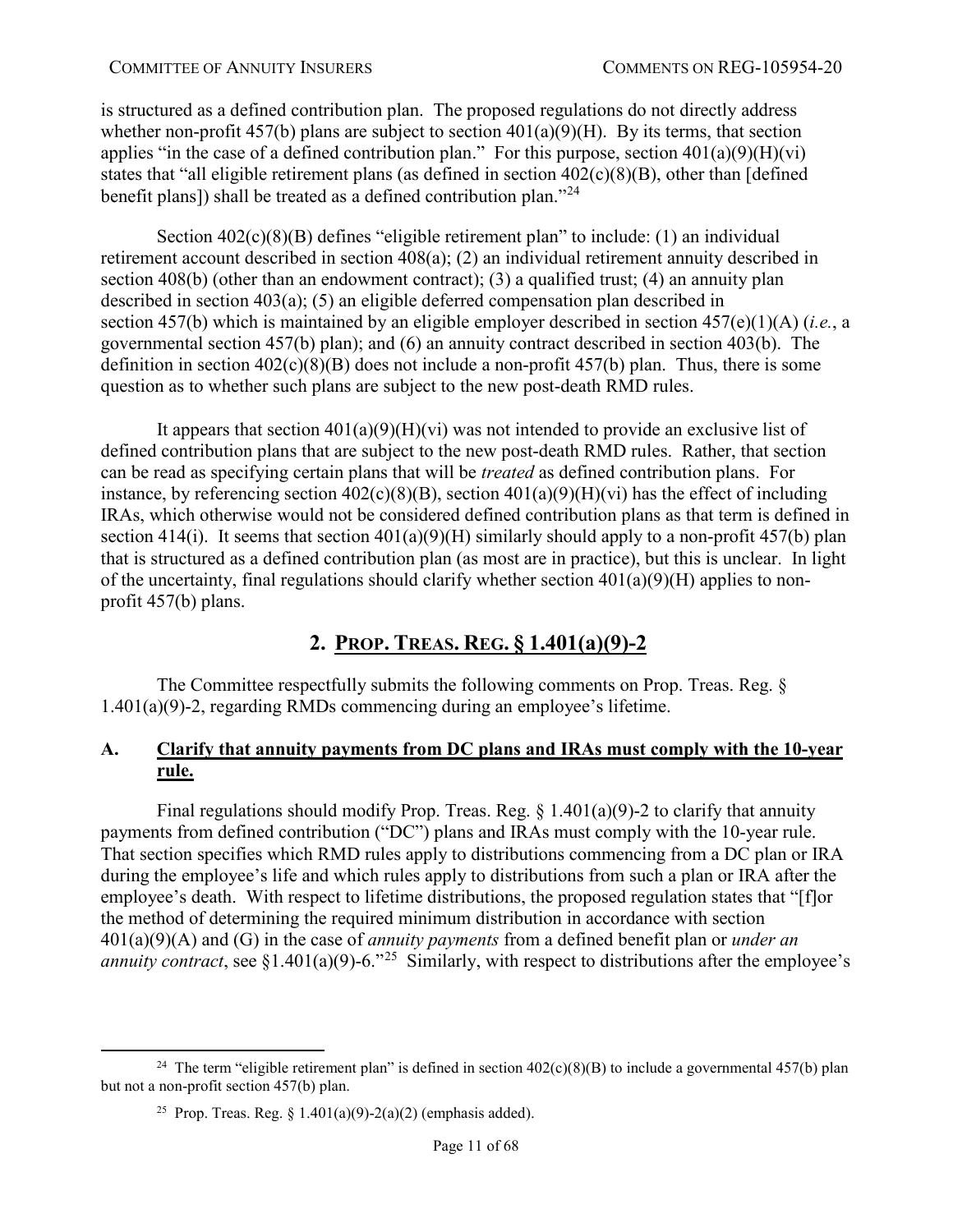is structured as a defined contribution plan. The proposed regulations do not directly address whether non-profit 457(b) plans are subject to section 401(a)(9)(H). By its terms, that section applies "in the case of a defined contribution plan." For this purpose, section 401(a)(9)(H)(vi) states that "all eligible retirement plans (as defined in section 402(c)(8)(B), other than [defined benefit plans]) shall be treated as a defined contribution plan."[24]

Section 402(c)(8)(B) defines "eligible retirement plan" to include: (1) an individual retirement account described in section 408(a); (2) an individual retirement annuity described in section 408(b) (other than an endowment contract); (3) a qualified trust; (4) an annuity plan described in section 403(a); (5) an eligible deferred compensation plan described in section 457(b) which is maintained by an eligible employer described in section 457(e)(1)(A) (*i.e.*, a governmental section 457(b) plan); and (6) an annuity contract described in section 403(b). The definition in section 402(c)(8)(B) does not include a non-profit 457(b) plan. Thus, there is some question as to whether such plans are subject to the new post-death RMD rules.

It appears that section 401(a)(9)(H)(vi) was not intended to provide an exclusive list of defined contribution plans that are subject to the new post-death RMD rules. Rather, that section can be read as specifying certain plans that will be *treated* as defined contribution plans. For instance, by referencing section 402(c)(8)(B), section 401(a)(9)(H)(vi) has the effect of including IRAs, which otherwise would not be considered defined contribution plans as that term is defined in section 414(i). It seems that section 401(a)(9)(H) similarly should apply to a non-profit 457(b) plan that is structured as a defined contribution plan (as most are in practice), but this is unclear. In light of the uncertainty, final regulations should clarify whether section 401(a)(9)(H) applies to non-profit 457(b) plans.

## 2. Prop. Treas. Reg. § 1.401(a)(9)-2

The Committee respectfully submits the following comments on Prop. Treas. Reg. § 1.401(a)(9)-2, regarding RMDs commencing during an employee's lifetime.

### A. Clarify that annuity payments from DC plans and IRAs must comply with the 10-year rule.

Final regulations should modify Prop. Treas. Reg. § 1.401(a)(9)-2 to clarify that annuity payments from defined contribution ("DC") plans and IRAs must comply with the 10-year rule. That section specifies which RMD rules apply to distributions commencing from a DC plan or IRA during the employee's life and which rules apply to distributions from such a plan or IRA after the employee's death. With respect to lifetime distributions, the proposed regulation states that "[f]or the method of determining the required minimum distribution in accordance with section 401(a)(9)(A) and (G) in the case of *annuity payments* from a defined benefit plan or *under an annuity contract*, see §1.401(a)(9)-6."[25] Similarly, with respect to distributions after the employee's

---

[24] The term "eligible retirement plan" is defined in section 402(c)(8)(B) to include a governmental 457(b) plan but not a non-profit section 457(b) plan.

[25] Prop. Treas. Reg. § 1.401(a)(9)-2(a)(2) (emphasis added).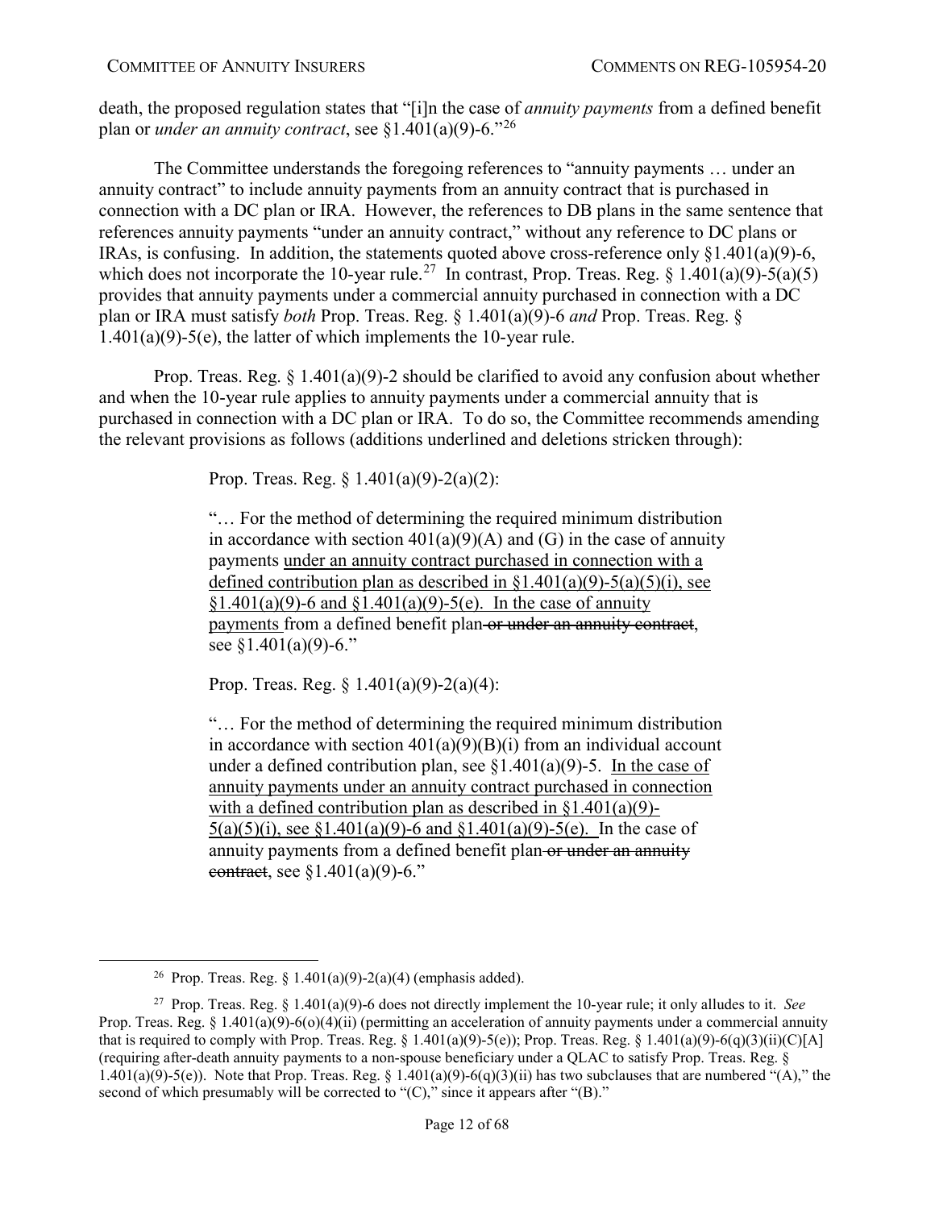death, the proposed regulation states that "[i]n the case of *annuity payments* from a defined benefit plan or *under an annuity contract*, see §1.401(a)(9)-6."[26]

The Committee understands the foregoing references to "annuity payments … under an annuity contract" to include annuity payments from an annuity contract that is purchased in connection with a DC plan or IRA. However, the references to DB plans in the same sentence that references annuity payments "under an annuity contract," without any reference to DC plans or IRAs, is confusing. In addition, the statements quoted above cross-reference only §1.401(a)(9)-6, which does not incorporate the 10-year rule.[27] In contrast, Prop. Treas. Reg. § 1.401(a)(9)-5(a)(5) provides that annuity payments under a commercial annuity purchased in connection with a DC plan or IRA must satisfy *both* Prop. Treas. Reg. § 1.401(a)(9)-6 *and* Prop. Treas. Reg. § 1.401(a)(9)-5(e), the latter of which implements the 10-year rule.

Prop. Treas. Reg. § 1.401(a)(9)-2 should be clarified to avoid any confusion about whether and when the 10-year rule applies to annuity payments under a commercial annuity that is purchased in connection with a DC plan or IRA. To do so, the Committee recommends amending the relevant provisions as follows (additions underlined and deletions stricken through):

> Prop. Treas. Reg. § 1.401(a)(9)-2(a)(2):
>
> "… For the method of determining the required minimum distribution in accordance with section 401(a)(9)(A) and (G) in the case of annuity payments <u>under an annuity contract purchased in connection with a defined contribution plan as described in §1.401(a)(9)-5(a)(5)(i), see §1.401(a)(9)-6 and §1.401(a)(9)-5(e). In the case of annuity payments</u> from a defined benefit plan~~ or under an annuity contract~~, see §1.401(a)(9)-6."
>
> Prop. Treas. Reg. § 1.401(a)(9)-2(a)(4):
>
> "… For the method of determining the required minimum distribution in accordance with section 401(a)(9)(B)(i) from an individual account under a defined contribution plan, see §1.401(a)(9)-5. <u>In the case of annuity payments under an annuity contract purchased in connection with a defined contribution plan as described in §1.401(a)(9)-5(a)(5)(i), see §1.401(a)(9)-6 and §1.401(a)(9)-5(e).</u> In the case of annuity payments from a defined benefit plan~~ or under an annuity contract~~, see §1.401(a)(9)-6."

---

[26] Prop. Treas. Reg. § 1.401(a)(9)-2(a)(4) (emphasis added).

[27] Prop. Treas. Reg. § 1.401(a)(9)-6 does not directly implement the 10-year rule; it only alludes to it. *See* Prop. Treas. Reg. § 1.401(a)(9)-6(o)(4)(ii) (permitting an acceleration of annuity payments under a commercial annuity that is required to comply with Prop. Treas. Reg. § 1.401(a)(9)-5(e)); Prop. Treas. Reg. § 1.401(a)(9)-6(q)(3)(ii)(C)[A] (requiring after-death annuity payments to a non-spouse beneficiary under a QLAC to satisfy Prop. Treas. Reg. § 1.401(a)(9)-5(e)). Note that Prop. Treas. Reg. § 1.401(a)(9)-6(q)(3)(ii) has two subclauses that are numbered "(A)," the second of which presumably will be corrected to "(C)," since it appears after "(B)."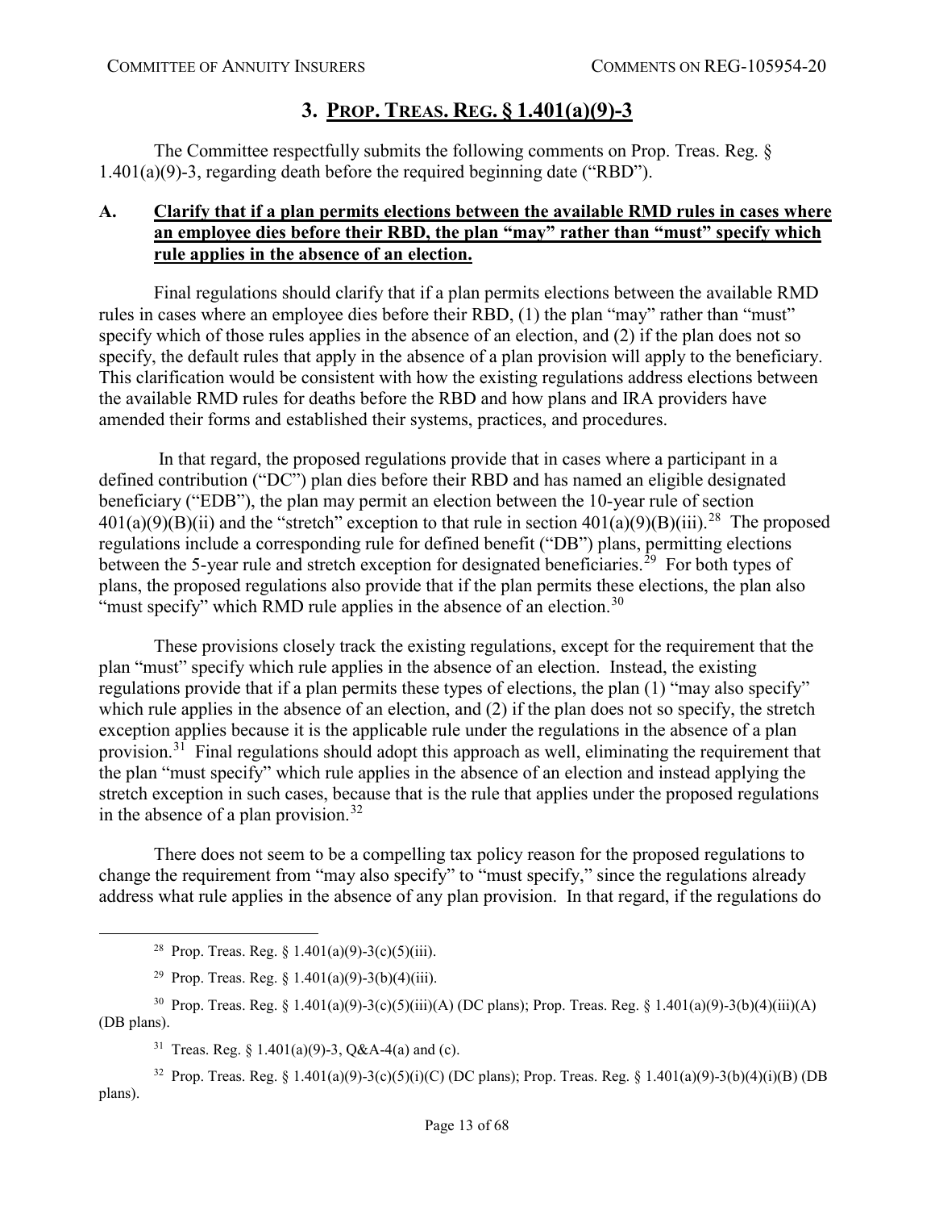## 3. PROP. TREAS. REG. § 1.401(a)(9)-3

The Committee respectfully submits the following comments on Prop. Treas. Reg. § 1.401(a)(9)-3, regarding death before the required beginning date ("RBD").

### A. Clarify that if a plan permits elections between the available RMD rules in cases where an employee dies before their RBD, the plan "may" rather than "must" specify which rule applies in the absence of an election.

Final regulations should clarify that if a plan permits elections between the available RMD rules in cases where an employee dies before their RBD, (1) the plan "may" rather than "must" specify which of those rules applies in the absence of an election, and (2) if the plan does not so specify, the default rules that apply in the absence of a plan provision will apply to the beneficiary. This clarification would be consistent with how the existing regulations address elections between the available RMD rules for deaths before the RBD and how plans and IRA providers have amended their forms and established their systems, practices, and procedures.

In that regard, the proposed regulations provide that in cases where a participant in a defined contribution ("DC") plan dies before their RBD and has named an eligible designated beneficiary ("EDB"), the plan may permit an election between the 10-year rule of section 401(a)(9)(B)(ii) and the "stretch" exception to that rule in section 401(a)(9)(B)(iii).[28] The proposed regulations include a corresponding rule for defined benefit ("DB") plans, permitting elections between the 5-year rule and stretch exception for designated beneficiaries.[29] For both types of plans, the proposed regulations also provide that if the plan permits these elections, the plan also "must specify" which RMD rule applies in the absence of an election.[30]

These provisions closely track the existing regulations, except for the requirement that the plan "must" specify which rule applies in the absence of an election. Instead, the existing regulations provide that if a plan permits these types of elections, the plan (1) "may also specify" which rule applies in the absence of an election, and (2) if the plan does not so specify, the stretch exception applies because it is the applicable rule under the regulations in the absence of a plan provision.[31] Final regulations should adopt this approach as well, eliminating the requirement that the plan "must specify" which rule applies in the absence of an election and instead applying the stretch exception in such cases, because that is the rule that applies under the proposed regulations in the absence of a plan provision.[32]

There does not seem to be a compelling tax policy reason for the proposed regulations to change the requirement from "may also specify" to "must specify," since the regulations already address what rule applies in the absence of any plan provision. In that regard, if the regulations do

---

[28] Prop. Treas. Reg. § 1.401(a)(9)-3(c)(5)(iii).

[29] Prop. Treas. Reg. § 1.401(a)(9)-3(b)(4)(iii).

[30] Prop. Treas. Reg. § 1.401(a)(9)-3(c)(5)(iii)(A) (DC plans); Prop. Treas. Reg. § 1.401(a)(9)-3(b)(4)(iii)(A) (DB plans).

[31] Treas. Reg. § 1.401(a)(9)-3, Q&A-4(a) and (c).

[32] Prop. Treas. Reg. § 1.401(a)(9)-3(c)(5)(i)(C) (DC plans); Prop. Treas. Reg. § 1.401(a)(9)-3(b)(4)(i)(B) (DB plans).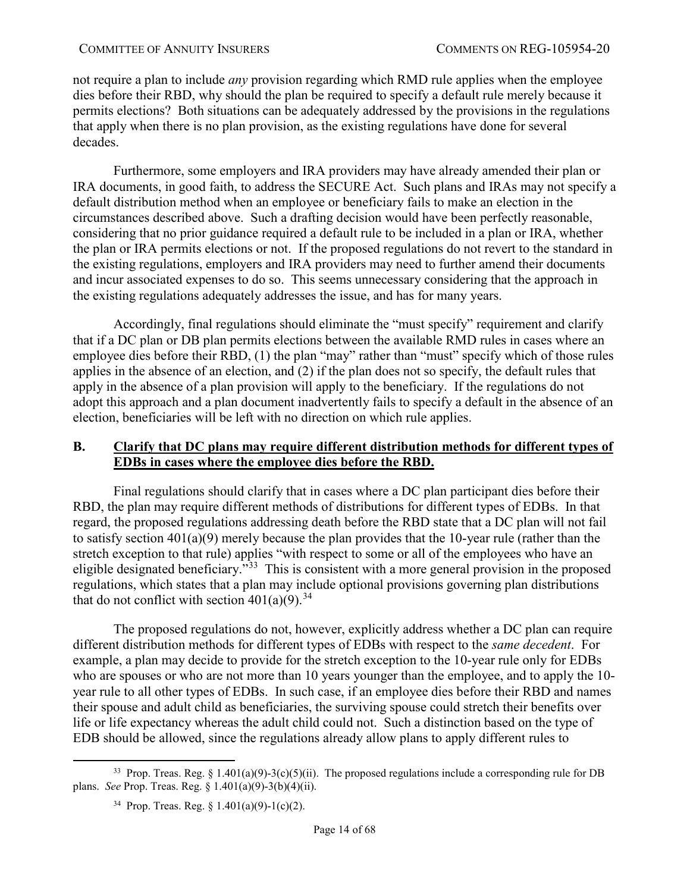not require a plan to include *any* provision regarding which RMD rule applies when the employee dies before their RBD, why should the plan be required to specify a default rule merely because it permits elections? Both situations can be adequately addressed by the provisions in the regulations that apply when there is no plan provision, as the existing regulations have done for several decades.

Furthermore, some employers and IRA providers may have already amended their plan or IRA documents, in good faith, to address the SECURE Act. Such plans and IRAs may not specify a default distribution method when an employee or beneficiary fails to make an election in the circumstances described above. Such a drafting decision would have been perfectly reasonable, considering that no prior guidance required a default rule to be included in a plan or IRA, whether the plan or IRA permits elections or not. If the proposed regulations do not revert to the standard in the existing regulations, employers and IRA providers may need to further amend their documents and incur associated expenses to do so. This seems unnecessary considering that the approach in the existing regulations adequately addresses the issue, and has for many years.

Accordingly, final regulations should eliminate the "must specify" requirement and clarify that if a DC plan or DB plan permits elections between the available RMD rules in cases where an employee dies before their RBD, (1) the plan "may" rather than "must" specify which of those rules applies in the absence of an election, and (2) if the plan does not so specify, the default rules that apply in the absence of a plan provision will apply to the beneficiary. If the regulations do not adopt this approach and a plan document inadvertently fails to specify a default in the absence of an election, beneficiaries will be left with no direction on which rule applies.

## B. Clarify that DC plans may require different distribution methods for different types of EDBs in cases where the employee dies before the RBD.

Final regulations should clarify that in cases where a DC plan participant dies before their RBD, the plan may require different methods of distributions for different types of EDBs. In that regard, the proposed regulations addressing death before the RBD state that a DC plan will not fail to satisfy section 401(a)(9) merely because the plan provides that the 10-year rule (rather than the stretch exception to that rule) applies "with respect to some or all of the employees who have an eligible designated beneficiary."[33] This is consistent with a more general provision in the proposed regulations, which states that a plan may include optional provisions governing plan distributions that do not conflict with section 401(a)(9).[34]

The proposed regulations do not, however, explicitly address whether a DC plan can require different distribution methods for different types of EDBs with respect to the *same decedent*. For example, a plan may decide to provide for the stretch exception to the 10-year rule only for EDBs who are spouses or who are not more than 10 years younger than the employee, and to apply the 10-year rule to all other types of EDBs. In such case, if an employee dies before their RBD and names their spouse and adult child as beneficiaries, the surviving spouse could stretch their benefits over life or life expectancy whereas the adult child could not. Such a distinction based on the type of EDB should be allowed, since the regulations already allow plans to apply different rules to

---

[33] Prop. Treas. Reg. § 1.401(a)(9)-3(c)(5)(ii). The proposed regulations include a corresponding rule for DB plans. *See* Prop. Treas. Reg. § 1.401(a)(9)-3(b)(4)(ii).

[34] Prop. Treas. Reg. § 1.401(a)(9)-1(c)(2).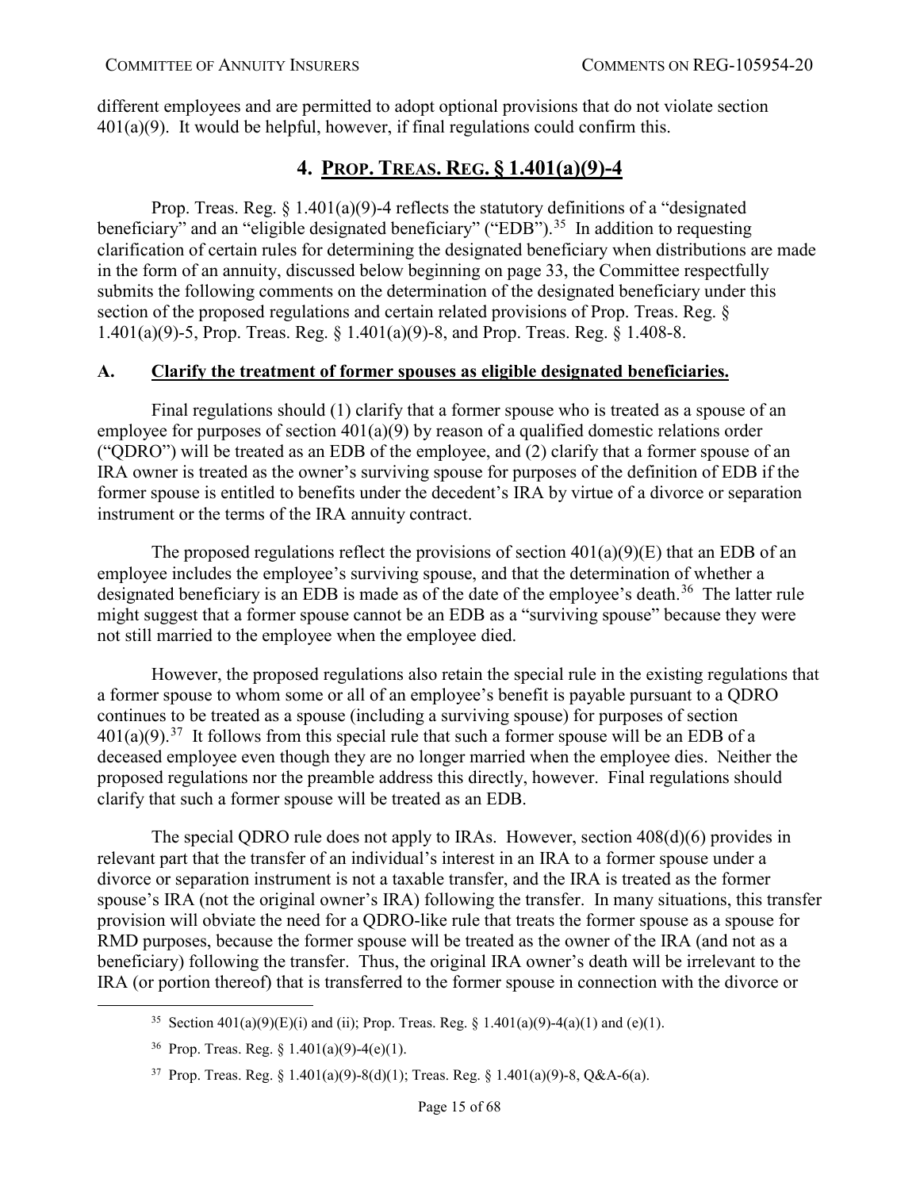different employees and are permitted to adopt optional provisions that do not violate section 401(a)(9). It would be helpful, however, if final regulations could confirm this.

## 4. Prop. Treas. Reg. § 1.401(a)(9)-4

Prop. Treas. Reg. § 1.401(a)(9)-4 reflects the statutory definitions of a "designated beneficiary" and an "eligible designated beneficiary" ("EDB").[35] In addition to requesting clarification of certain rules for determining the designated beneficiary when distributions are made in the form of an annuity, discussed below beginning on page 33, the Committee respectfully submits the following comments on the determination of the designated beneficiary under this section of the proposed regulations and certain related provisions of Prop. Treas. Reg. § 1.401(a)(9)-5, Prop. Treas. Reg. § 1.401(a)(9)-8, and Prop. Treas. Reg. § 1.408-8.

### A. Clarify the treatment of former spouses as eligible designated beneficiaries.

Final regulations should (1) clarify that a former spouse who is treated as a spouse of an employee for purposes of section 401(a)(9) by reason of a qualified domestic relations order ("QDRO") will be treated as an EDB of the employee, and (2) clarify that a former spouse of an IRA owner is treated as the owner's surviving spouse for purposes of the definition of EDB if the former spouse is entitled to benefits under the decedent's IRA by virtue of a divorce or separation instrument or the terms of the IRA annuity contract.

The proposed regulations reflect the provisions of section 401(a)(9)(E) that an EDB of an employee includes the employee's surviving spouse, and that the determination of whether a designated beneficiary is an EDB is made as of the date of the employee's death.[36] The latter rule might suggest that a former spouse cannot be an EDB as a "surviving spouse" because they were not still married to the employee when the employee died.

However, the proposed regulations also retain the special rule in the existing regulations that a former spouse to whom some or all of an employee's benefit is payable pursuant to a QDRO continues to be treated as a spouse (including a surviving spouse) for purposes of section 401(a)(9).[37] It follows from this special rule that such a former spouse will be an EDB of a deceased employee even though they are no longer married when the employee dies. Neither the proposed regulations nor the preamble address this directly, however. Final regulations should clarify that such a former spouse will be treated as an EDB.

The special QDRO rule does not apply to IRAs. However, section 408(d)(6) provides in relevant part that the transfer of an individual's interest in an IRA to a former spouse under a divorce or separation instrument is not a taxable transfer, and the IRA is treated as the former spouse's IRA (not the original owner's IRA) following the transfer. In many situations, this transfer provision will obviate the need for a QDRO-like rule that treats the former spouse as a spouse for RMD purposes, because the former spouse will be treated as the owner of the IRA (and not as a beneficiary) following the transfer. Thus, the original IRA owner's death will be irrelevant to the IRA (or portion thereof) that is transferred to the former spouse in connection with the divorce or

---

[35] Section 401(a)(9)(E)(i) and (ii); Prop. Treas. Reg. § 1.401(a)(9)-4(a)(1) and (e)(1).

[36] Prop. Treas. Reg. § 1.401(a)(9)-4(e)(1).

[37] Prop. Treas. Reg. § 1.401(a)(9)-8(d)(1); Treas. Reg. § 1.401(a)(9)-8, Q&A-6(a).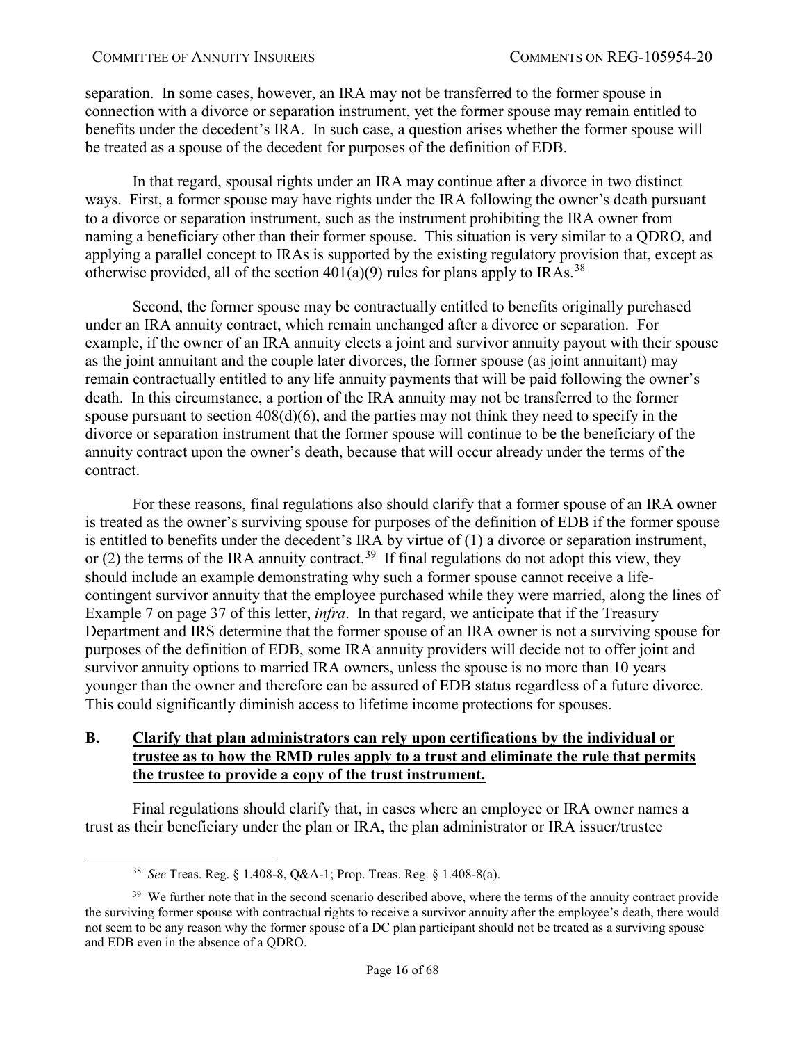separation. In some cases, however, an IRA may not be transferred to the former spouse in connection with a divorce or separation instrument, yet the former spouse may remain entitled to benefits under the decedent's IRA. In such case, a question arises whether the former spouse will be treated as a spouse of the decedent for purposes of the definition of EDB.

In that regard, spousal rights under an IRA may continue after a divorce in two distinct ways. First, a former spouse may have rights under the IRA following the owner's death pursuant to a divorce or separation instrument, such as the instrument prohibiting the IRA owner from naming a beneficiary other than their former spouse. This situation is very similar to a QDRO, and applying a parallel concept to IRAs is supported by the existing regulatory provision that, except as otherwise provided, all of the section 401(a)(9) rules for plans apply to IRAs.[38]

Second, the former spouse may be contractually entitled to benefits originally purchased under an IRA annuity contract, which remain unchanged after a divorce or separation. For example, if the owner of an IRA annuity elects a joint and survivor annuity payout with their spouse as the joint annuitant and the couple later divorces, the former spouse (as joint annuitant) may remain contractually entitled to any life annuity payments that will be paid following the owner's death. In this circumstance, a portion of the IRA annuity may not be transferred to the former spouse pursuant to section 408(d)(6), and the parties may not think they need to specify in the divorce or separation instrument that the former spouse will continue to be the beneficiary of the annuity contract upon the owner's death, because that will occur already under the terms of the contract.

For these reasons, final regulations also should clarify that a former spouse of an IRA owner is treated as the owner's surviving spouse for purposes of the definition of EDB if the former spouse is entitled to benefits under the decedent's IRA by virtue of (1) a divorce or separation instrument, or (2) the terms of the IRA annuity contract.[39] If final regulations do not adopt this view, they should include an example demonstrating why such a former spouse cannot receive a life-contingent survivor annuity that the employee purchased while they were married, along the lines of Example 7 on page 37 of this letter, *infra*. In that regard, we anticipate that if the Treasury Department and IRS determine that the former spouse of an IRA owner is not a surviving spouse for purposes of the definition of EDB, some IRA annuity providers will decide not to offer joint and survivor annuity options to married IRA owners, unless the spouse is no more than 10 years younger than the owner and therefore can be assured of EDB status regardless of a future divorce. This could significantly diminish access to lifetime income protections for spouses.

## B. Clarify that plan administrators can rely upon certifications by the individual or trustee as to how the RMD rules apply to a trust and eliminate the rule that permits the trustee to provide a copy of the trust instrument.

Final regulations should clarify that, in cases where an employee or IRA owner names a trust as their beneficiary under the plan or IRA, the plan administrator or IRA issuer/trustee

---

[38] *See* Treas. Reg. § 1.408-8, Q&A-1; Prop. Treas. Reg. § 1.408-8(a).

[39] We further note that in the second scenario described above, where the terms of the annuity contract provide the surviving former spouse with contractual rights to receive a survivor annuity after the employee's death, there would not seem to be any reason why the former spouse of a DC plan participant should not be treated as a surviving spouse and EDB even in the absence of a QDRO.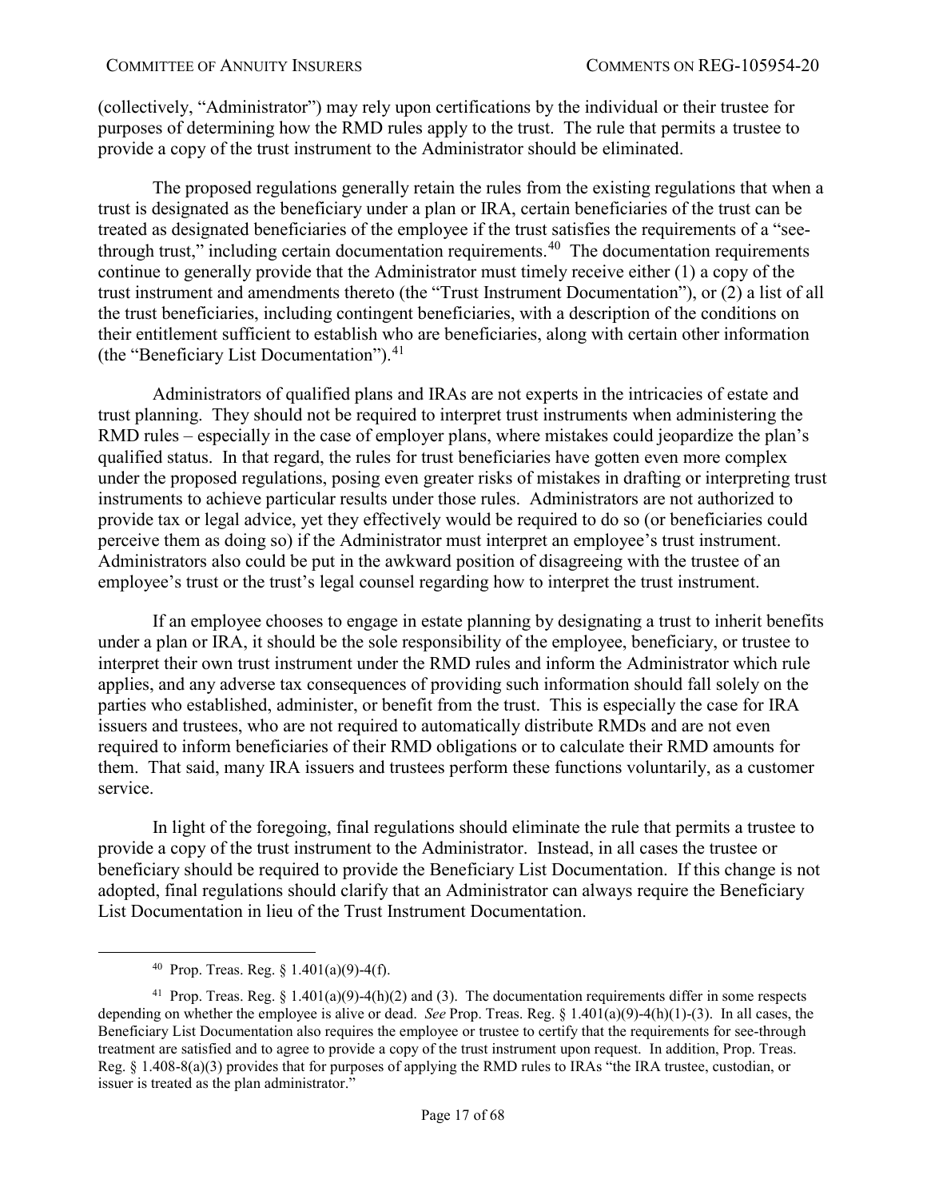(collectively, "Administrator") may rely upon certifications by the individual or their trustee for purposes of determining how the RMD rules apply to the trust. The rule that permits a trustee to provide a copy of the trust instrument to the Administrator should be eliminated.

The proposed regulations generally retain the rules from the existing regulations that when a trust is designated as the beneficiary under a plan or IRA, certain beneficiaries of the trust can be treated as designated beneficiaries of the employee if the trust satisfies the requirements of a "see-through trust," including certain documentation requirements.[40] The documentation requirements continue to generally provide that the Administrator must timely receive either (1) a copy of the trust instrument and amendments thereto (the "Trust Instrument Documentation"), or (2) a list of all the trust beneficiaries, including contingent beneficiaries, with a description of the conditions on their entitlement sufficient to establish who are beneficiaries, along with certain other information (the "Beneficiary List Documentation").[41]

Administrators of qualified plans and IRAs are not experts in the intricacies of estate and trust planning. They should not be required to interpret trust instruments when administering the RMD rules – especially in the case of employer plans, where mistakes could jeopardize the plan's qualified status. In that regard, the rules for trust beneficiaries have gotten even more complex under the proposed regulations, posing even greater risks of mistakes in drafting or interpreting trust instruments to achieve particular results under those rules. Administrators are not authorized to provide tax or legal advice, yet they effectively would be required to do so (or beneficiaries could perceive them as doing so) if the Administrator must interpret an employee's trust instrument. Administrators also could be put in the awkward position of disagreeing with the trustee of an employee's trust or the trust's legal counsel regarding how to interpret the trust instrument.

If an employee chooses to engage in estate planning by designating a trust to inherit benefits under a plan or IRA, it should be the sole responsibility of the employee, beneficiary, or trustee to interpret their own trust instrument under the RMD rules and inform the Administrator which rule applies, and any adverse tax consequences of providing such information should fall solely on the parties who established, administer, or benefit from the trust. This is especially the case for IRA issuers and trustees, who are not required to automatically distribute RMDs and are not even required to inform beneficiaries of their RMD obligations or to calculate their RMD amounts for them. That said, many IRA issuers and trustees perform these functions voluntarily, as a customer service.

In light of the foregoing, final regulations should eliminate the rule that permits a trustee to provide a copy of the trust instrument to the Administrator. Instead, in all cases the trustee or beneficiary should be required to provide the Beneficiary List Documentation. If this change is not adopted, final regulations should clarify that an Administrator can always require the Beneficiary List Documentation in lieu of the Trust Instrument Documentation.

---

[40] Prop. Treas. Reg. § 1.401(a)(9)-4(f).

[41] Prop. Treas. Reg. § 1.401(a)(9)-4(h)(2) and (3). The documentation requirements differ in some respects depending on whether the employee is alive or dead. *See* Prop. Treas. Reg. § 1.401(a)(9)-4(h)(1)-(3). In all cases, the Beneficiary List Documentation also requires the employee or trustee to certify that the requirements for see-through treatment are satisfied and to agree to provide a copy of the trust instrument upon request. In addition, Prop. Treas. Reg. § 1.408-8(a)(3) provides that for purposes of applying the RMD rules to IRAs "the IRA trustee, custodian, or issuer is treated as the plan administrator."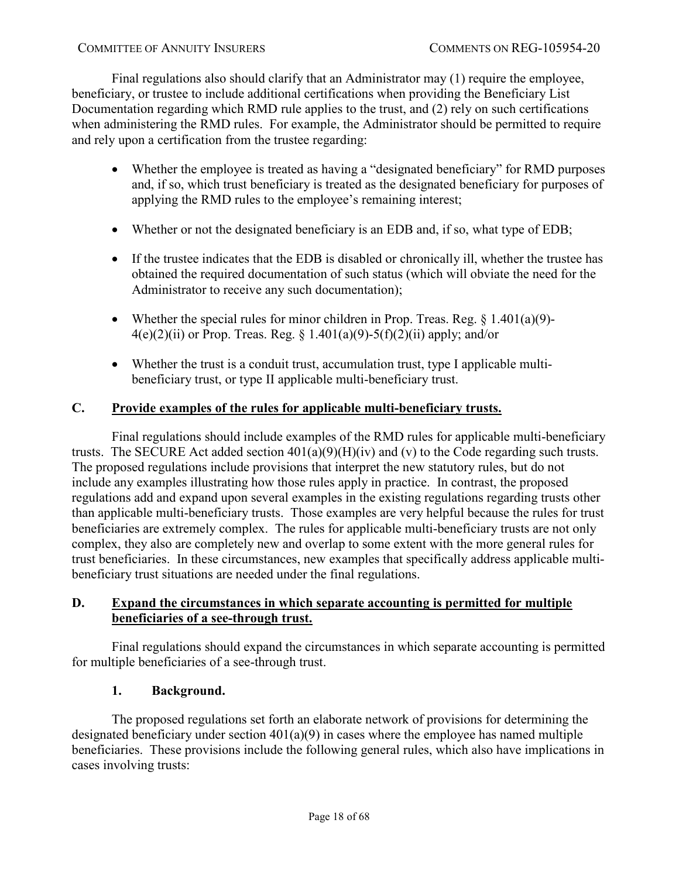Final regulations also should clarify that an Administrator may (1) require the employee, beneficiary, or trustee to include additional certifications when providing the Beneficiary List Documentation regarding which RMD rule applies to the trust, and (2) rely on such certifications when administering the RMD rules. For example, the Administrator should be permitted to require and rely upon a certification from the trustee regarding:

- Whether the employee is treated as having a "designated beneficiary" for RMD purposes and, if so, which trust beneficiary is treated as the designated beneficiary for purposes of applying the RMD rules to the employee's remaining interest;
- Whether or not the designated beneficiary is an EDB and, if so, what type of EDB;
- If the trustee indicates that the EDB is disabled or chronically ill, whether the trustee has obtained the required documentation of such status (which will obviate the need for the Administrator to receive any such documentation);
- Whether the special rules for minor children in Prop. Treas. Reg. § 1.401(a)(9)-4(e)(2)(ii) or Prop. Treas. Reg. § 1.401(a)(9)-5(f)(2)(ii) apply; and/or
- Whether the trust is a conduit trust, accumulation trust, type I applicable multi-beneficiary trust, or type II applicable multi-beneficiary trust.

## C. Provide examples of the rules for applicable multi-beneficiary trusts.

Final regulations should include examples of the RMD rules for applicable multi-beneficiary trusts. The SECURE Act added section 401(a)(9)(H)(iv) and (v) to the Code regarding such trusts. The proposed regulations include provisions that interpret the new statutory rules, but do not include any examples illustrating how those rules apply in practice. In contrast, the proposed regulations add and expand upon several examples in the existing regulations regarding trusts other than applicable multi-beneficiary trusts. Those examples are very helpful because the rules for trust beneficiaries are extremely complex. The rules for applicable multi-beneficiary trusts are not only complex, they also are completely new and overlap to some extent with the more general rules for trust beneficiaries. In these circumstances, new examples that specifically address applicable multi-beneficiary trust situations are needed under the final regulations.

## D. Expand the circumstances in which separate accounting is permitted for multiple beneficiaries of a see-through trust.

Final regulations should expand the circumstances in which separate accounting is permitted for multiple beneficiaries of a see-through trust.

### 1. Background.

The proposed regulations set forth an elaborate network of provisions for determining the designated beneficiary under section 401(a)(9) in cases where the employee has named multiple beneficiaries. These provisions include the following general rules, which also have implications in cases involving trusts: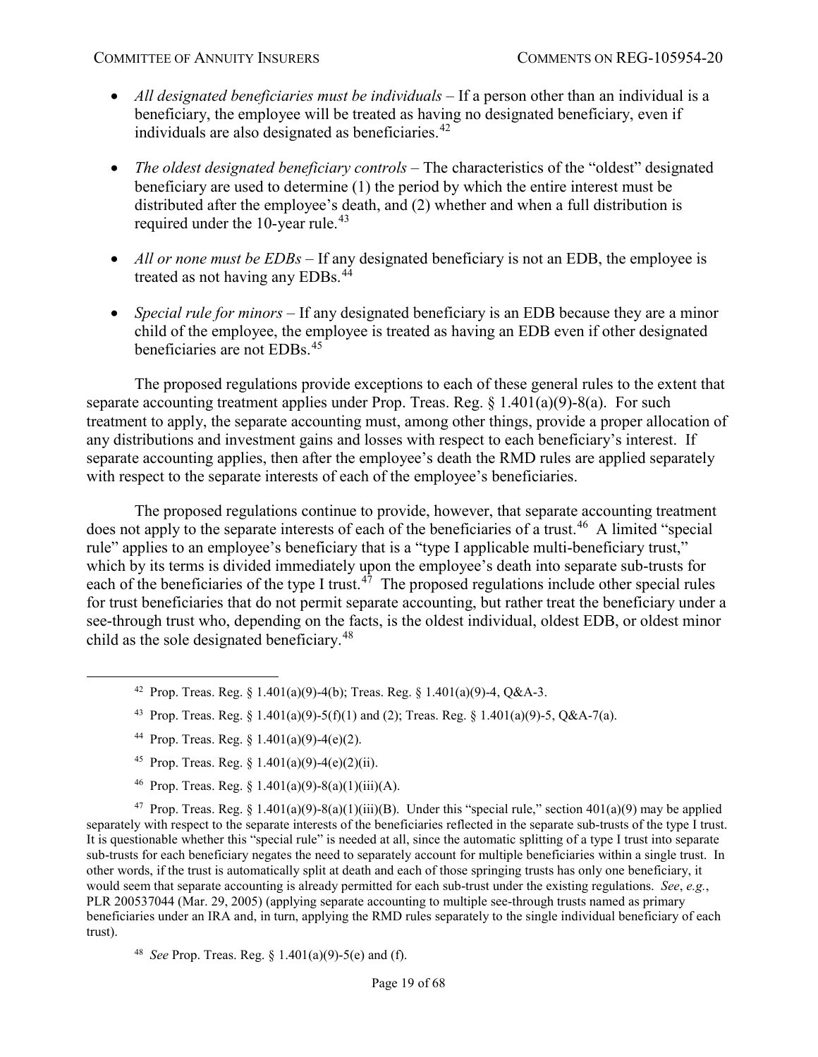- *All designated beneficiaries must be individuals* – If a person other than an individual is a beneficiary, the employee will be treated as having no designated beneficiary, even if individuals are also designated as beneficiaries.[42]

- *The oldest designated beneficiary controls* – The characteristics of the "oldest" designated beneficiary are used to determine (1) the period by which the entire interest must be distributed after the employee's death, and (2) whether and when a full distribution is required under the 10-year rule.[43]

- *All or none must be EDBs* – If any designated beneficiary is not an EDB, the employee is treated as not having any EDBs.[44]

- *Special rule for minors* – If any designated beneficiary is an EDB because they are a minor child of the employee, the employee is treated as having an EDB even if other designated beneficiaries are not EDBs.[45]

The proposed regulations provide exceptions to each of these general rules to the extent that separate accounting treatment applies under Prop. Treas. Reg. § 1.401(a)(9)-8(a). For such treatment to apply, the separate accounting must, among other things, provide a proper allocation of any distributions and investment gains and losses with respect to each beneficiary's interest. If separate accounting applies, then after the employee's death the RMD rules are applied separately with respect to the separate interests of each of the employee's beneficiaries.

The proposed regulations continue to provide, however, that separate accounting treatment does not apply to the separate interests of each of the beneficiaries of a trust.[46] A limited "special rule" applies to an employee's beneficiary that is a "type I applicable multi-beneficiary trust," which by its terms is divided immediately upon the employee's death into separate sub-trusts for each of the beneficiaries of the type I trust.[47] The proposed regulations include other special rules for trust beneficiaries that do not permit separate accounting, but rather treat the beneficiary under a see-through trust who, depending on the facts, is the oldest individual, oldest EDB, or oldest minor child as the sole designated beneficiary.[48]

---

[42] Prop. Treas. Reg. § 1.401(a)(9)-4(b); Treas. Reg. § 1.401(a)(9)-4, Q&A-3.

[43] Prop. Treas. Reg. § 1.401(a)(9)-5(f)(1) and (2); Treas. Reg. § 1.401(a)(9)-5, Q&A-7(a).

[44] Prop. Treas. Reg. § 1.401(a)(9)-4(e)(2).

[45] Prop. Treas. Reg. § 1.401(a)(9)-4(e)(2)(ii).

[46] Prop. Treas. Reg. § 1.401(a)(9)-8(a)(1)(iii)(A).

[47] Prop. Treas. Reg. § 1.401(a)(9)-8(a)(1)(iii)(B). Under this "special rule," section 401(a)(9) may be applied separately with respect to the separate interests of the beneficiaries reflected in the separate sub-trusts of the type I trust. It is questionable whether this "special rule" is needed at all, since the automatic splitting of a type I trust into separate sub-trusts for each beneficiary negates the need to separately account for multiple beneficiaries within a single trust. In other words, if the trust is automatically split at death and each of those springing trusts has only one beneficiary, it would seem that separate accounting is already permitted for each sub-trust under the existing regulations. *See*, *e.g.*, PLR 200537044 (Mar. 29, 2005) (applying separate accounting to multiple see-through trusts named as primary beneficiaries under an IRA and, in turn, applying the RMD rules separately to the single individual beneficiary of each trust).

[48] *See* Prop. Treas. Reg. § 1.401(a)(9)-5(e) and (f).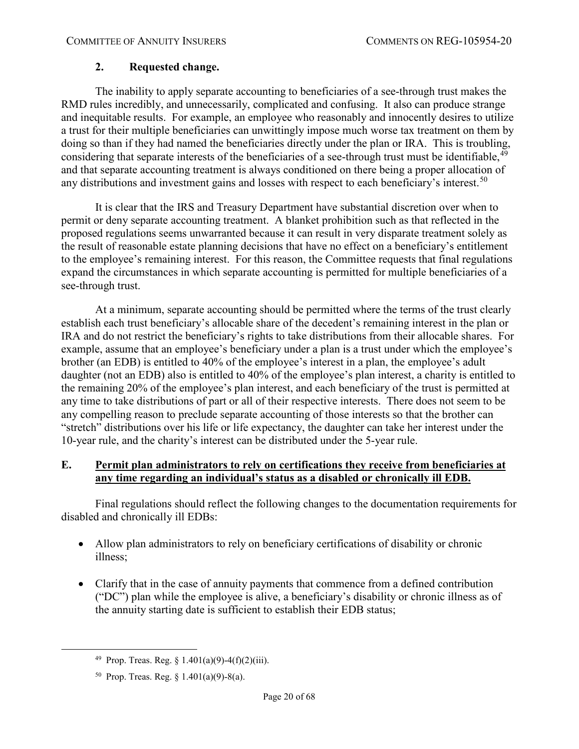### 2. Requested change.

The inability to apply separate accounting to beneficiaries of a see-through trust makes the RMD rules incredibly, and unnecessarily, complicated and confusing. It also can produce strange and inequitable results. For example, an employee who reasonably and innocently desires to utilize a trust for their multiple beneficiaries can unwittingly impose much worse tax treatment on them by doing so than if they had named the beneficiaries directly under the plan or IRA. This is troubling, considering that separate interests of the beneficiaries of a see-through trust must be identifiable,[49] and that separate accounting treatment is always conditioned on there being a proper allocation of any distributions and investment gains and losses with respect to each beneficiary's interest.[50]

It is clear that the IRS and Treasury Department have substantial discretion over when to permit or deny separate accounting treatment. A blanket prohibition such as that reflected in the proposed regulations seems unwarranted because it can result in very disparate treatment solely as the result of reasonable estate planning decisions that have no effect on a beneficiary's entitlement to the employee's remaining interest. For this reason, the Committee requests that final regulations expand the circumstances in which separate accounting is permitted for multiple beneficiaries of a see-through trust.

At a minimum, separate accounting should be permitted where the terms of the trust clearly establish each trust beneficiary's allocable share of the decedent's remaining interest in the plan or IRA and do not restrict the beneficiary's rights to take distributions from their allocable shares. For example, assume that an employee's beneficiary under a plan is a trust under which the employee's brother (an EDB) is entitled to 40% of the employee's interest in a plan, the employee's adult daughter (not an EDB) also is entitled to 40% of the employee's plan interest, a charity is entitled to the remaining 20% of the employee's plan interest, and each beneficiary of the trust is permitted at any time to take distributions of part or all of their respective interests. There does not seem to be any compelling reason to preclude separate accounting of those interests so that the brother can "stretch" distributions over his life or life expectancy, the daughter can take her interest under the 10-year rule, and the charity's interest can be distributed under the 5-year rule.

## E. Permit plan administrators to rely on certifications they receive from beneficiaries at any time regarding an individual's status as a disabled or chronically ill EDB.

Final regulations should reflect the following changes to the documentation requirements for disabled and chronically ill EDBs:

- Allow plan administrators to rely on beneficiary certifications of disability or chronic illness;
- Clarify that in the case of annuity payments that commence from a defined contribution ("DC") plan while the employee is alive, a beneficiary's disability or chronic illness as of the annuity starting date is sufficient to establish their EDB status;

---

[49] Prop. Treas. Reg. § 1.401(a)(9)-4(f)(2)(iii).

[50] Prop. Treas. Reg. § 1.401(a)(9)-8(a).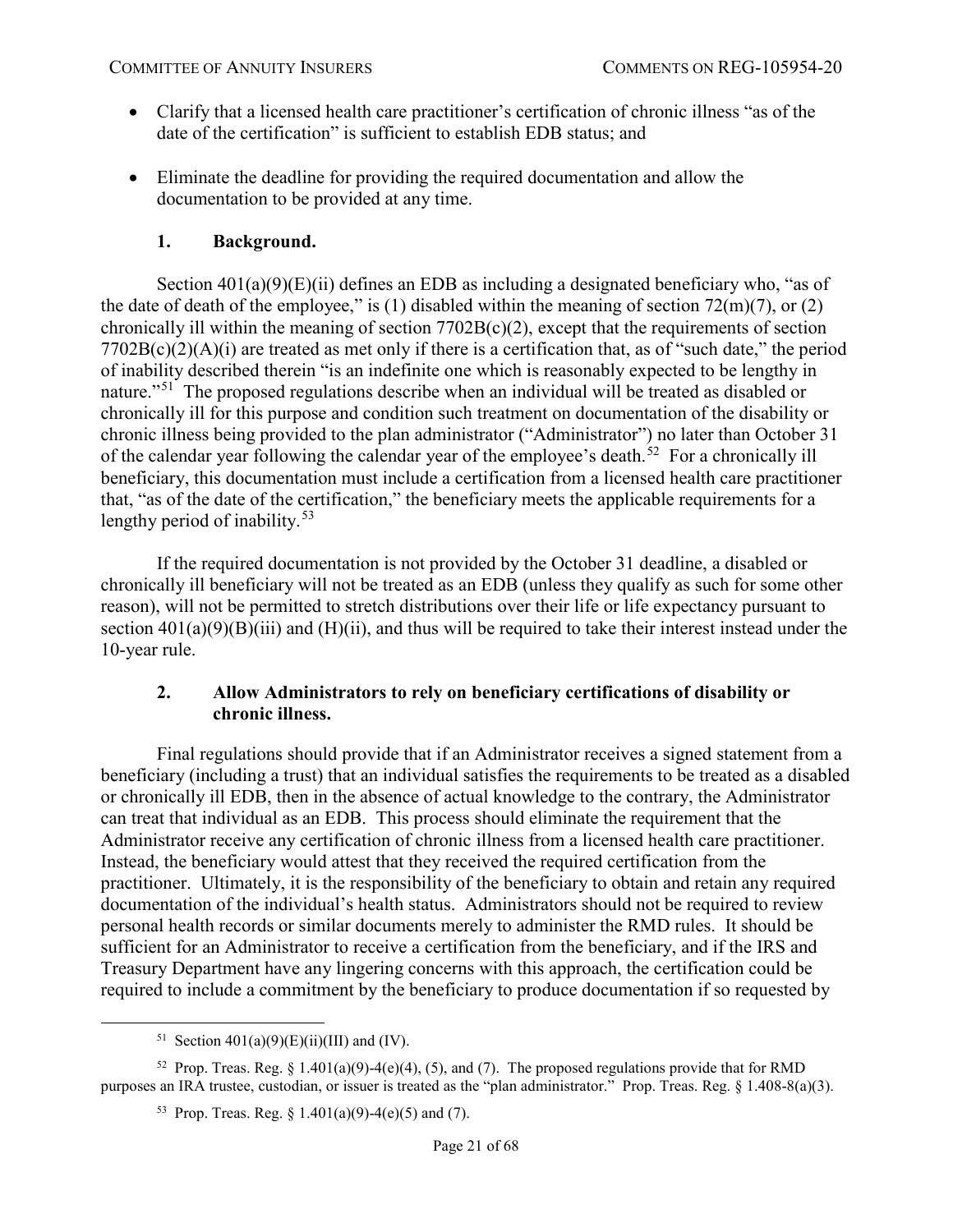- Clarify that a licensed health care practitioner's certification of chronic illness "as of the date of the certification" is sufficient to establish EDB status; and
- Eliminate the deadline for providing the required documentation and allow the documentation to be provided at any time.

### 1. Background.

Section 401(a)(9)(E)(ii) defines an EDB as including a designated beneficiary who, "as of the date of death of the employee," is (1) disabled within the meaning of section 72(m)(7), or (2) chronically ill within the meaning of section 7702B(c)(2), except that the requirements of section 7702B(c)(2)(A)(i) are treated as met only if there is a certification that, as of "such date," the period of inability described therein "is an indefinite one which is reasonably expected to be lengthy in nature."[51] The proposed regulations describe when an individual will be treated as disabled or chronically ill for this purpose and condition such treatment on documentation of the disability or chronic illness being provided to the plan administrator ("Administrator") no later than October 31 of the calendar year following the calendar year of the employee's death.[52] For a chronically ill beneficiary, this documentation must include a certification from a licensed health care practitioner that, "as of the date of the certification," the beneficiary meets the applicable requirements for a lengthy period of inability.[53]

If the required documentation is not provided by the October 31 deadline, a disabled or chronically ill beneficiary will not be treated as an EDB (unless they qualify as such for some other reason), will not be permitted to stretch distributions over their life or life expectancy pursuant to section 401(a)(9)(B)(iii) and (H)(ii), and thus will be required to take their interest instead under the 10-year rule.

### 2. Allow Administrators to rely on beneficiary certifications of disability or chronic illness.

Final regulations should provide that if an Administrator receives a signed statement from a beneficiary (including a trust) that an individual satisfies the requirements to be treated as a disabled or chronically ill EDB, then in the absence of actual knowledge to the contrary, the Administrator can treat that individual as an EDB. This process should eliminate the requirement that the Administrator receive any certification of chronic illness from a licensed health care practitioner. Instead, the beneficiary would attest that they received the required certification from the practitioner. Ultimately, it is the responsibility of the beneficiary to obtain and retain any required documentation of the individual's health status. Administrators should not be required to review personal health records or similar documents merely to administer the RMD rules. It should be sufficient for an Administrator to receive a certification from the beneficiary, and if the IRS and Treasury Department have any lingering concerns with this approach, the certification could be required to include a commitment by the beneficiary to produce documentation if so requested by

---

[51] Section 401(a)(9)(E)(ii)(III) and (IV).

[52] Prop. Treas. Reg. § 1.401(a)(9)-4(e)(4), (5), and (7). The proposed regulations provide that for RMD purposes an IRA trustee, custodian, or issuer is treated as the "plan administrator." Prop. Treas. Reg. § 1.408-8(a)(3).

[53] Prop. Treas. Reg. § 1.401(a)(9)-4(e)(5) and (7).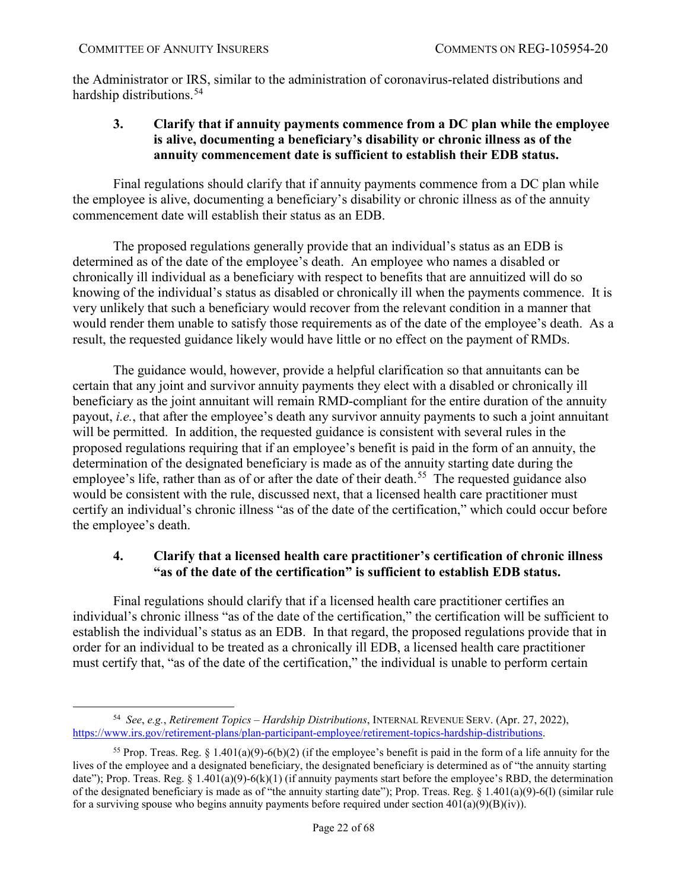the Administrator or IRS, similar to the administration of coronavirus-related distributions and hardship distributions.[54]

### 3. Clarify that if annuity payments commence from a DC plan while the employee is alive, documenting a beneficiary's disability or chronic illness as of the annuity commencement date is sufficient to establish their EDB status.

Final regulations should clarify that if annuity payments commence from a DC plan while the employee is alive, documenting a beneficiary's disability or chronic illness as of the annuity commencement date will establish their status as an EDB.

The proposed regulations generally provide that an individual's status as an EDB is determined as of the date of the employee's death. An employee who names a disabled or chronically ill individual as a beneficiary with respect to benefits that are annuitized will do so knowing of the individual's status as disabled or chronically ill when the payments commence. It is very unlikely that such a beneficiary would recover from the relevant condition in a manner that would render them unable to satisfy those requirements as of the date of the employee's death. As a result, the requested guidance likely would have little or no effect on the payment of RMDs.

The guidance would, however, provide a helpful clarification so that annuitants can be certain that any joint and survivor annuity payments they elect with a disabled or chronically ill beneficiary as the joint annuitant will remain RMD-compliant for the entire duration of the annuity payout, *i.e.*, that after the employee's death any survivor annuity payments to such a joint annuitant will be permitted. In addition, the requested guidance is consistent with several rules in the proposed regulations requiring that if an employee's benefit is paid in the form of an annuity, the determination of the designated beneficiary is made as of the annuity starting date during the employee's life, rather than as of or after the date of their death.[55] The requested guidance also would be consistent with the rule, discussed next, that a licensed health care practitioner must certify an individual's chronic illness "as of the date of the certification," which could occur before the employee's death.

### 4. Clarify that a licensed health care practitioner's certification of chronic illness "as of the date of the certification" is sufficient to establish EDB status.

Final regulations should clarify that if a licensed health care practitioner certifies an individual's chronic illness "as of the date of the certification," the certification will be sufficient to establish the individual's status as an EDB. In that regard, the proposed regulations provide that in order for an individual to be treated as a chronically ill EDB, a licensed health care practitioner must certify that, "as of the date of the certification," the individual is unable to perform certain

---

[54] *See*, *e.g.*, *Retirement Topics – Hardship Distributions*, INTERNAL REVENUE SERV. (Apr. 27, 2022), https://www.irs.gov/retirement-plans/plan-participant-employee/retirement-topics-hardship-distributions.

[55] Prop. Treas. Reg. § 1.401(a)(9)-6(b)(2) (if the employee's benefit is paid in the form of a life annuity for the lives of the employee and a designated beneficiary, the designated beneficiary is determined as of "the annuity starting date"); Prop. Treas. Reg. § 1.401(a)(9)-6(k)(1) (if annuity payments start before the employee's RBD, the determination of the designated beneficiary is made as of "the annuity starting date"); Prop. Treas. Reg. § 1.401(a)(9)-6(l) (similar rule for a surviving spouse who begins annuity payments before required under section 401(a)(9)(B)(iv)).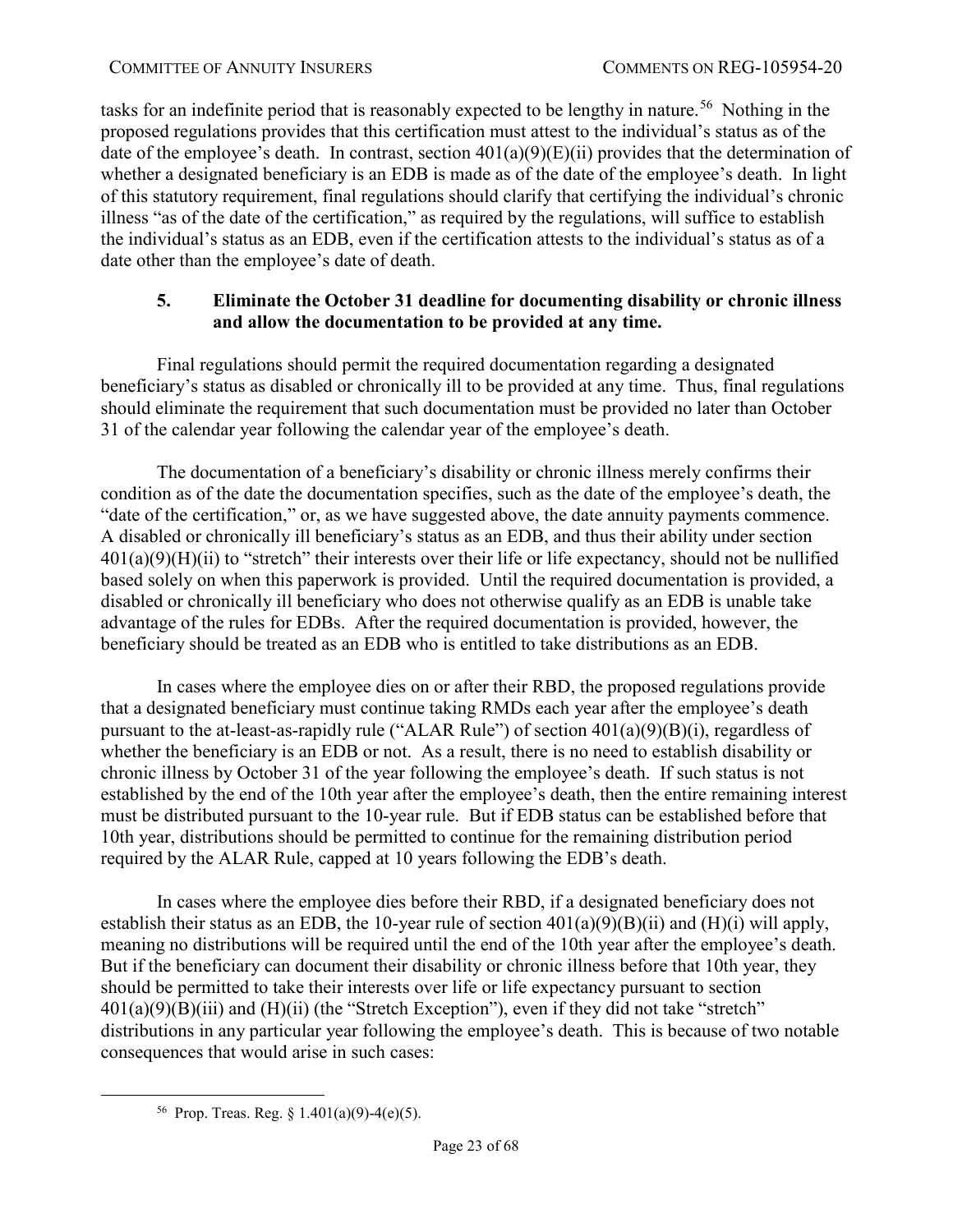tasks for an indefinite period that is reasonably expected to be lengthy in nature.[56] Nothing in the proposed regulations provides that this certification must attest to the individual's status as of the date of the employee's death. In contrast, section 401(a)(9)(E)(ii) provides that the determination of whether a designated beneficiary is an EDB is made as of the date of the employee's death. In light of this statutory requirement, final regulations should clarify that certifying the individual's chronic illness "as of the date of the certification," as required by the regulations, will suffice to establish the individual's status as an EDB, even if the certification attests to the individual's status as of a date other than the employee's date of death.

### 5. Eliminate the October 31 deadline for documenting disability or chronic illness and allow the documentation to be provided at any time.

Final regulations should permit the required documentation regarding a designated beneficiary's status as disabled or chronically ill to be provided at any time. Thus, final regulations should eliminate the requirement that such documentation must be provided no later than October 31 of the calendar year following the calendar year of the employee's death.

The documentation of a beneficiary's disability or chronic illness merely confirms their condition as of the date the documentation specifies, such as the date of the employee's death, the "date of the certification," or, as we have suggested above, the date annuity payments commence. A disabled or chronically ill beneficiary's status as an EDB, and thus their ability under section 401(a)(9)(H)(ii) to "stretch" their interests over their life or life expectancy, should not be nullified based solely on when this paperwork is provided. Until the required documentation is provided, a disabled or chronically ill beneficiary who does not otherwise qualify as an EDB is unable take advantage of the rules for EDBs. After the required documentation is provided, however, the beneficiary should be treated as an EDB who is entitled to take distributions as an EDB.

In cases where the employee dies on or after their RBD, the proposed regulations provide that a designated beneficiary must continue taking RMDs each year after the employee's death pursuant to the at-least-as-rapidly rule ("ALAR Rule") of section 401(a)(9)(B)(i), regardless of whether the beneficiary is an EDB or not. As a result, there is no need to establish disability or chronic illness by October 31 of the year following the employee's death. If such status is not established by the end of the 10th year after the employee's death, then the entire remaining interest must be distributed pursuant to the 10-year rule. But if EDB status can be established before that 10th year, distributions should be permitted to continue for the remaining distribution period required by the ALAR Rule, capped at 10 years following the EDB's death.

In cases where the employee dies before their RBD, if a designated beneficiary does not establish their status as an EDB, the 10-year rule of section 401(a)(9)(B)(ii) and (H)(i) will apply, meaning no distributions will be required until the end of the 10th year after the employee's death. But if the beneficiary can document their disability or chronic illness before that 10th year, they should be permitted to take their interests over life or life expectancy pursuant to section 401(a)(9)(B)(iii) and (H)(ii) (the "Stretch Exception"), even if they did not take "stretch" distributions in any particular year following the employee's death. This is because of two notable consequences that would arise in such cases:

---

[56] Prop. Treas. Reg. § 1.401(a)(9)-4(e)(5).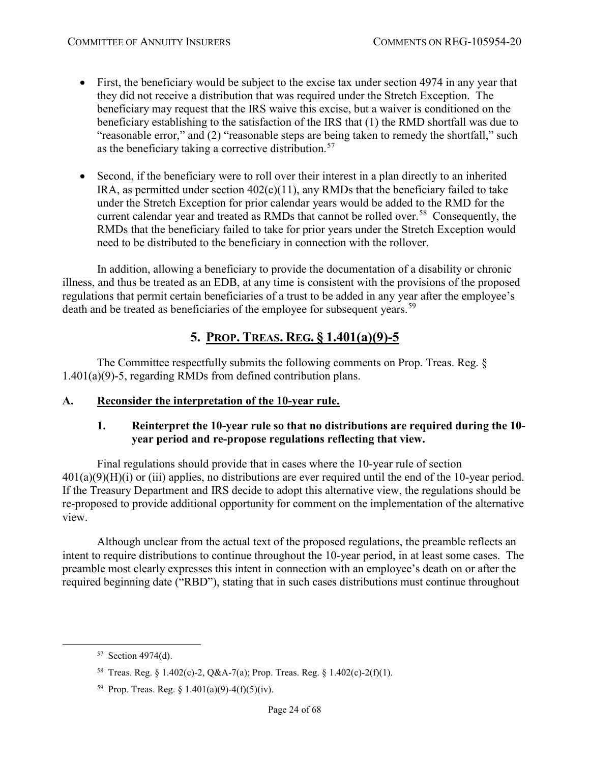- First, the beneficiary would be subject to the excise tax under section 4974 in any year that they did not receive a distribution that was required under the Stretch Exception. The beneficiary may request that the IRS waive this excise, but a waiver is conditioned on the beneficiary establishing to the satisfaction of the IRS that (1) the RMD shortfall was due to "reasonable error," and (2) "reasonable steps are being taken to remedy the shortfall," such as the beneficiary taking a corrective distribution.[57]

- Second, if the beneficiary were to roll over their interest in a plan directly to an inherited IRA, as permitted under section 402(c)(11), any RMDs that the beneficiary failed to take under the Stretch Exception for prior calendar years would be added to the RMD for the current calendar year and treated as RMDs that cannot be rolled over.[58] Consequently, the RMDs that the beneficiary failed to take for prior years under the Stretch Exception would need to be distributed to the beneficiary in connection with the rollover.

In addition, allowing a beneficiary to provide the documentation of a disability or chronic illness, and thus be treated as an EDB, at any time is consistent with the provisions of the proposed regulations that permit certain beneficiaries of a trust to be added in any year after the employee's death and be treated as beneficiaries of the employee for subsequent years.[59]

# 5. PROP. TREAS. REG. § 1.401(a)(9)-5

The Committee respectfully submits the following comments on Prop. Treas. Reg. § 1.401(a)(9)-5, regarding RMDs from defined contribution plans.

## A. Reconsider the interpretation of the 10-year rule.

### 1. Reinterpret the 10-year rule so that no distributions are required during the 10-year period and re-propose regulations reflecting that view.

Final regulations should provide that in cases where the 10-year rule of section 401(a)(9)(H)(i) or (iii) applies, no distributions are ever required until the end of the 10-year period. If the Treasury Department and IRS decide to adopt this alternative view, the regulations should be re-proposed to provide additional opportunity for comment on the implementation of the alternative view.

Although unclear from the actual text of the proposed regulations, the preamble reflects an intent to require distributions to continue throughout the 10-year period, in at least some cases. The preamble most clearly expresses this intent in connection with an employee's death on or after the required beginning date ("RBD"), stating that in such cases distributions must continue throughout

---

[57] Section 4974(d).

[58] Treas. Reg. § 1.402(c)-2, Q&A-7(a); Prop. Treas. Reg. § 1.402(c)-2(f)(1).

[59] Prop. Treas. Reg. § 1.401(a)(9)-4(f)(5)(iv).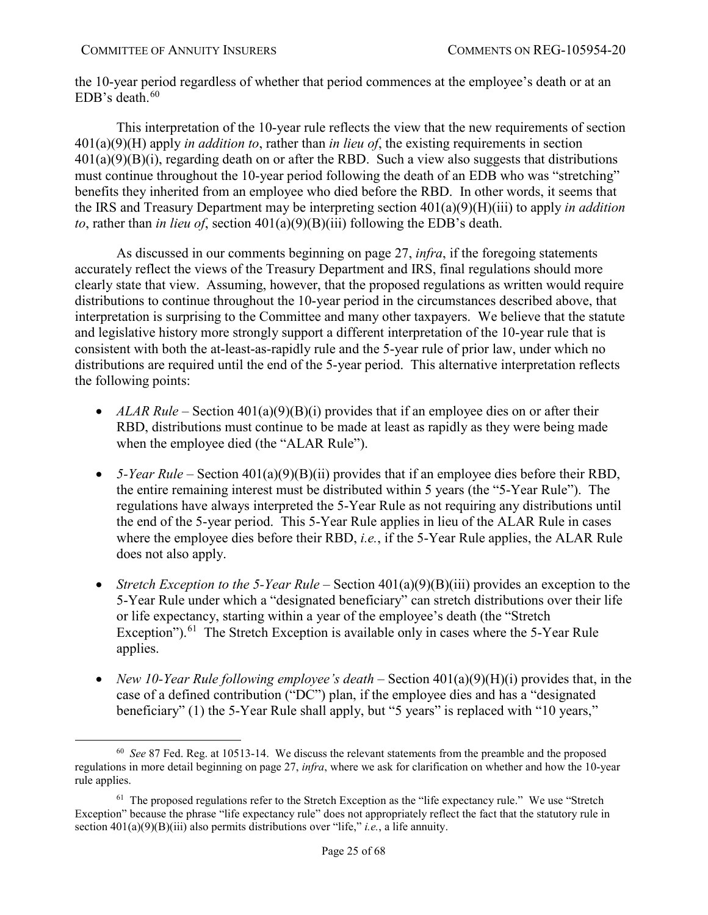the 10-year period regardless of whether that period commences at the employee's death or at an EDB's death.[60]

This interpretation of the 10-year rule reflects the view that the new requirements of section 401(a)(9)(H) apply *in addition to*, rather than *in lieu of*, the existing requirements in section 401(a)(9)(B)(i), regarding death on or after the RBD. Such a view also suggests that distributions must continue throughout the 10-year period following the death of an EDB who was "stretching" benefits they inherited from an employee who died before the RBD. In other words, it seems that the IRS and Treasury Department may be interpreting section 401(a)(9)(H)(iii) to apply *in addition to*, rather than *in lieu of*, section 401(a)(9)(B)(iii) following the EDB's death.

As discussed in our comments beginning on page 27, *infra*, if the foregoing statements accurately reflect the views of the Treasury Department and IRS, final regulations should more clearly state that view. Assuming, however, that the proposed regulations as written would require distributions to continue throughout the 10-year period in the circumstances described above, that interpretation is surprising to the Committee and many other taxpayers. We believe that the statute and legislative history more strongly support a different interpretation of the 10-year rule that is consistent with both the at-least-as-rapidly rule and the 5-year rule of prior law, under which no distributions are required until the end of the 5-year period. This alternative interpretation reflects the following points:

- *ALAR Rule* – Section 401(a)(9)(B)(i) provides that if an employee dies on or after their RBD, distributions must continue to be made at least as rapidly as they were being made when the employee died (the "ALAR Rule").
- *5-Year Rule* – Section 401(a)(9)(B)(ii) provides that if an employee dies before their RBD, the entire remaining interest must be distributed within 5 years (the "5-Year Rule"). The regulations have always interpreted the 5-Year Rule as not requiring any distributions until the end of the 5-year period. This 5-Year Rule applies in lieu of the ALAR Rule in cases where the employee dies before their RBD, *i.e.*, if the 5-Year Rule applies, the ALAR Rule does not also apply.
- *Stretch Exception to the 5-Year Rule* – Section 401(a)(9)(B)(iii) provides an exception to the 5-Year Rule under which a "designated beneficiary" can stretch distributions over their life or life expectancy, starting within a year of the employee's death (the "Stretch Exception").[61] The Stretch Exception is available only in cases where the 5-Year Rule applies.
- *New 10-Year Rule following employee's death* – Section 401(a)(9)(H)(i) provides that, in the case of a defined contribution ("DC") plan, if the employee dies and has a "designated beneficiary" (1) the 5-Year Rule shall apply, but "5 years" is replaced with "10 years,"

---

[60] *See* 87 Fed. Reg. at 10513-14. We discuss the relevant statements from the preamble and the proposed regulations in more detail beginning on page 27, *infra*, where we ask for clarification on whether and how the 10-year rule applies.

[61] The proposed regulations refer to the Stretch Exception as the "life expectancy rule." We use "Stretch Exception" because the phrase "life expectancy rule" does not appropriately reflect the fact that the statutory rule in section 401(a)(9)(B)(iii) also permits distributions over "life," *i.e.*, a life annuity.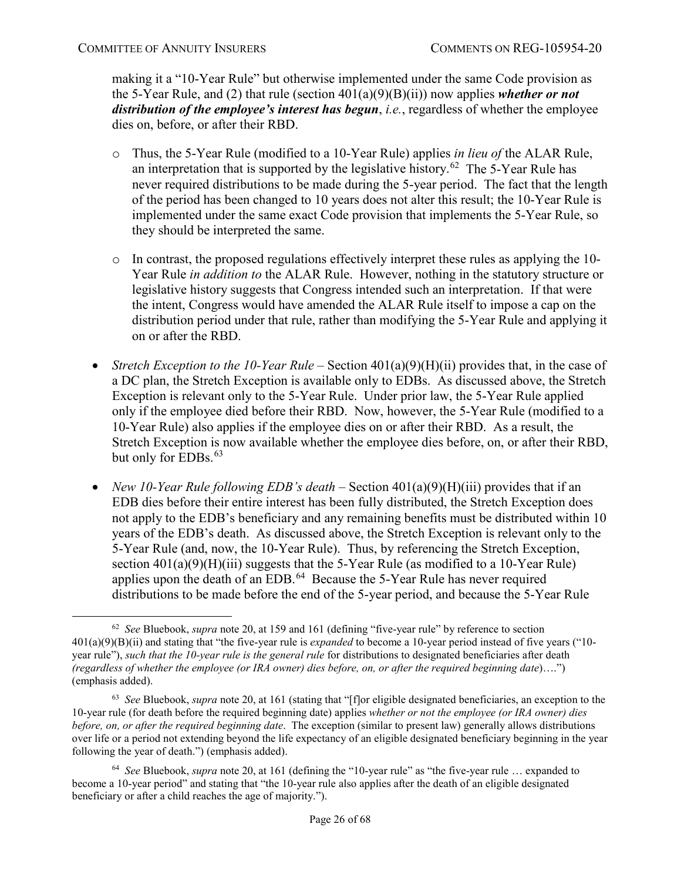making it a "10-Year Rule" but otherwise implemented under the same Code provision as the 5-Year Rule, and (2) that rule (section 401(a)(9)(B)(ii)) now applies ***whether or not distribution of the employee's interest has begun***, *i.e.*, regardless of whether the employee dies on, before, or after their RBD.

- Thus, the 5-Year Rule (modified to a 10-Year Rule) applies *in lieu of* the ALAR Rule, an interpretation that is supported by the legislative history.[62] The 5-Year Rule has never required distributions to be made during the 5-year period. The fact that the length of the period has been changed to 10 years does not alter this result; the 10-Year Rule is implemented under the same exact Code provision that implements the 5-Year Rule, so they should be interpreted the same.

- In contrast, the proposed regulations effectively interpret these rules as applying the 10-Year Rule *in addition to* the ALAR Rule. However, nothing in the statutory structure or legislative history suggests that Congress intended such an interpretation. If that were the intent, Congress would have amended the ALAR Rule itself to impose a cap on the distribution period under that rule, rather than modifying the 5-Year Rule and applying it on or after the RBD.

- *Stretch Exception to the 10-Year Rule* – Section 401(a)(9)(H)(ii) provides that, in the case of a DC plan, the Stretch Exception is available only to EDBs. As discussed above, the Stretch Exception is relevant only to the 5-Year Rule. Under prior law, the 5-Year Rule applied only if the employee died before their RBD. Now, however, the 5-Year Rule (modified to a 10-Year Rule) also applies if the employee dies on or after their RBD. As a result, the Stretch Exception is now available whether the employee dies before, on, or after their RBD, but only for EDBs.[63]

- *New 10-Year Rule following EDB's death* – Section 401(a)(9)(H)(iii) provides that if an EDB dies before their entire interest has been fully distributed, the Stretch Exception does not apply to the EDB's beneficiary and any remaining benefits must be distributed within 10 years of the EDB's death. As discussed above, the Stretch Exception is relevant only to the 5-Year Rule (and, now, the 10-Year Rule). Thus, by referencing the Stretch Exception, section 401(a)(9)(H)(iii) suggests that the 5-Year Rule (as modified to a 10-Year Rule) applies upon the death of an EDB.[64] Because the 5-Year Rule has never required distributions to be made before the end of the 5-year period, and because the 5-Year Rule

---

[62] *See* Bluebook, *supra* note 20, at 159 and 161 (defining "five-year rule" by reference to section 401(a)(9)(B)(ii) and stating that "the five-year rule is *expanded* to become a 10-year period instead of five years ("10-year rule"), *such that the 10-year rule is the general rule* for distributions to designated beneficiaries after death *(regardless of whether the employee (or IRA owner) dies before, on, or after the required beginning date*)….") (emphasis added).

[63] *See* Bluebook, *supra* note 20, at 161 (stating that "[f]or eligible designated beneficiaries, an exception to the 10-year rule (for death before the required beginning date) applies *whether or not the employee (or IRA owner) dies before, on, or after the required beginning date*. The exception (similar to present law) generally allows distributions over life or a period not extending beyond the life expectancy of an eligible designated beneficiary beginning in the year following the year of death.") (emphasis added).

[64] *See* Bluebook, *supra* note 20, at 161 (defining the "10-year rule" as "the five-year rule … expanded to become a 10-year period" and stating that "the 10-year rule also applies after the death of an eligible designated beneficiary or after a child reaches the age of majority.").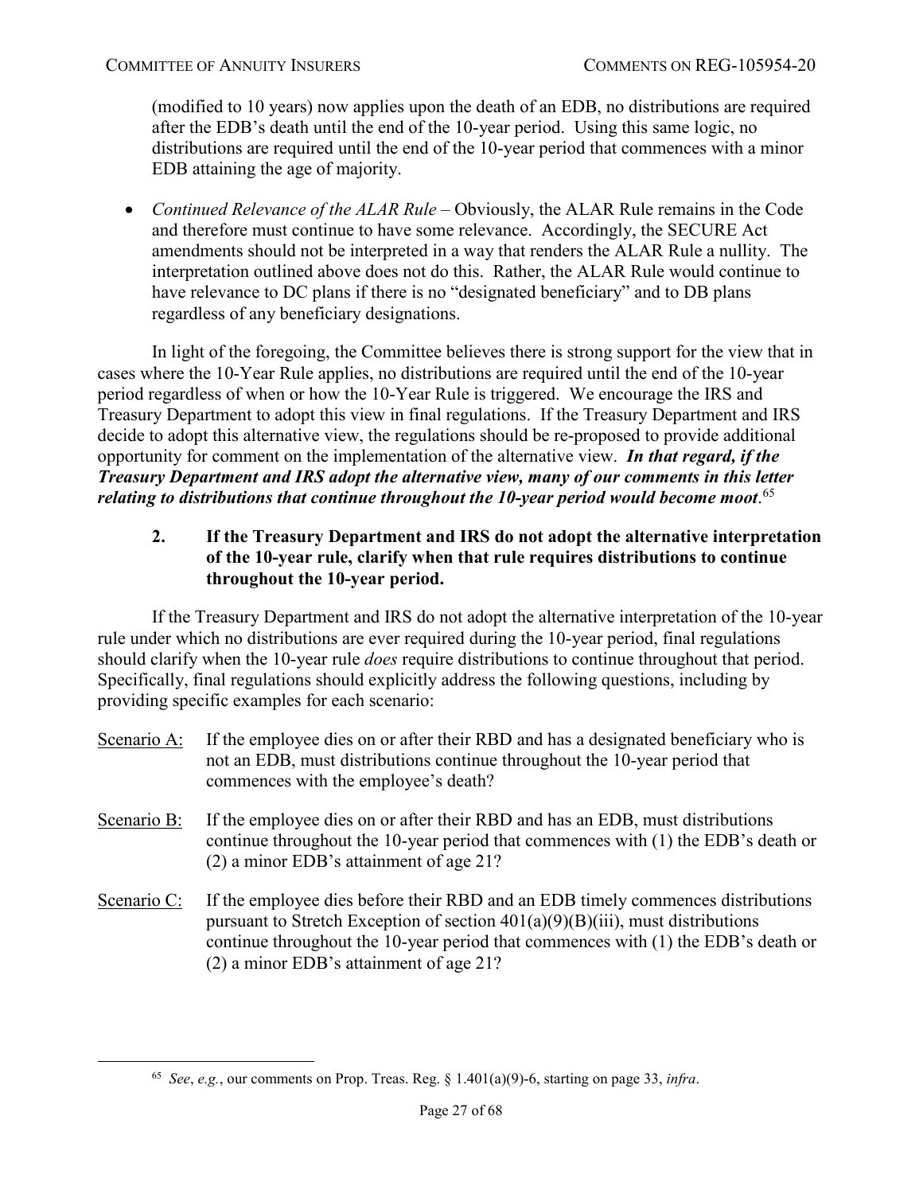(modified to 10 years) now applies upon the death of an EDB, no distributions are required after the EDB's death until the end of the 10-year period. Using this same logic, no distributions are required until the end of the 10-year period that commences with a minor EDB attaining the age of majority.

- *Continued Relevance of the ALAR Rule* – Obviously, the ALAR Rule remains in the Code and therefore must continue to have some relevance. Accordingly, the SECURE Act amendments should not be interpreted in a way that renders the ALAR Rule a nullity. The interpretation outlined above does not do this. Rather, the ALAR Rule would continue to have relevance to DC plans if there is no "designated beneficiary" and to DB plans regardless of any beneficiary designations.

In light of the foregoing, the Committee believes there is strong support for the view that in cases where the 10-Year Rule applies, no distributions are required until the end of the 10-year period regardless of when or how the 10-Year Rule is triggered. We encourage the IRS and Treasury Department to adopt this view in final regulations. If the Treasury Department and IRS decide to adopt this alternative view, the regulations should be re-proposed to provide additional opportunity for comment on the implementation of the alternative view. ***In that regard, if the Treasury Department and IRS adopt the alternative view, many of our comments in this letter relating to distributions that continue throughout the 10-year period would become moot***.[65]

### 2. If the Treasury Department and IRS do not adopt the alternative interpretation of the 10-year rule, clarify when that rule requires distributions to continue throughout the 10-year period.

If the Treasury Department and IRS do not adopt the alternative interpretation of the 10-year rule under which no distributions are ever required during the 10-year period, final regulations should clarify when the 10-year rule *does* require distributions to continue throughout that period. Specifically, final regulations should explicitly address the following questions, including by providing specific examples for each scenario:

Scenario A: If the employee dies on or after their RBD and has a designated beneficiary who is not an EDB, must distributions continue throughout the 10-year period that commences with the employee's death?

Scenario B: If the employee dies on or after their RBD and has an EDB, must distributions continue throughout the 10-year period that commences with (1) the EDB's death or (2) a minor EDB's attainment of age 21?

Scenario C: If the employee dies before their RBD and an EDB timely commences distributions pursuant to Stretch Exception of section 401(a)(9)(B)(iii), must distributions continue throughout the 10-year period that commences with (1) the EDB's death or (2) a minor EDB's attainment of age 21?

---

[65] *See*, *e.g.*, our comments on Prop. Treas. Reg. § 1.401(a)(9)-6, starting on page 33, *infra*.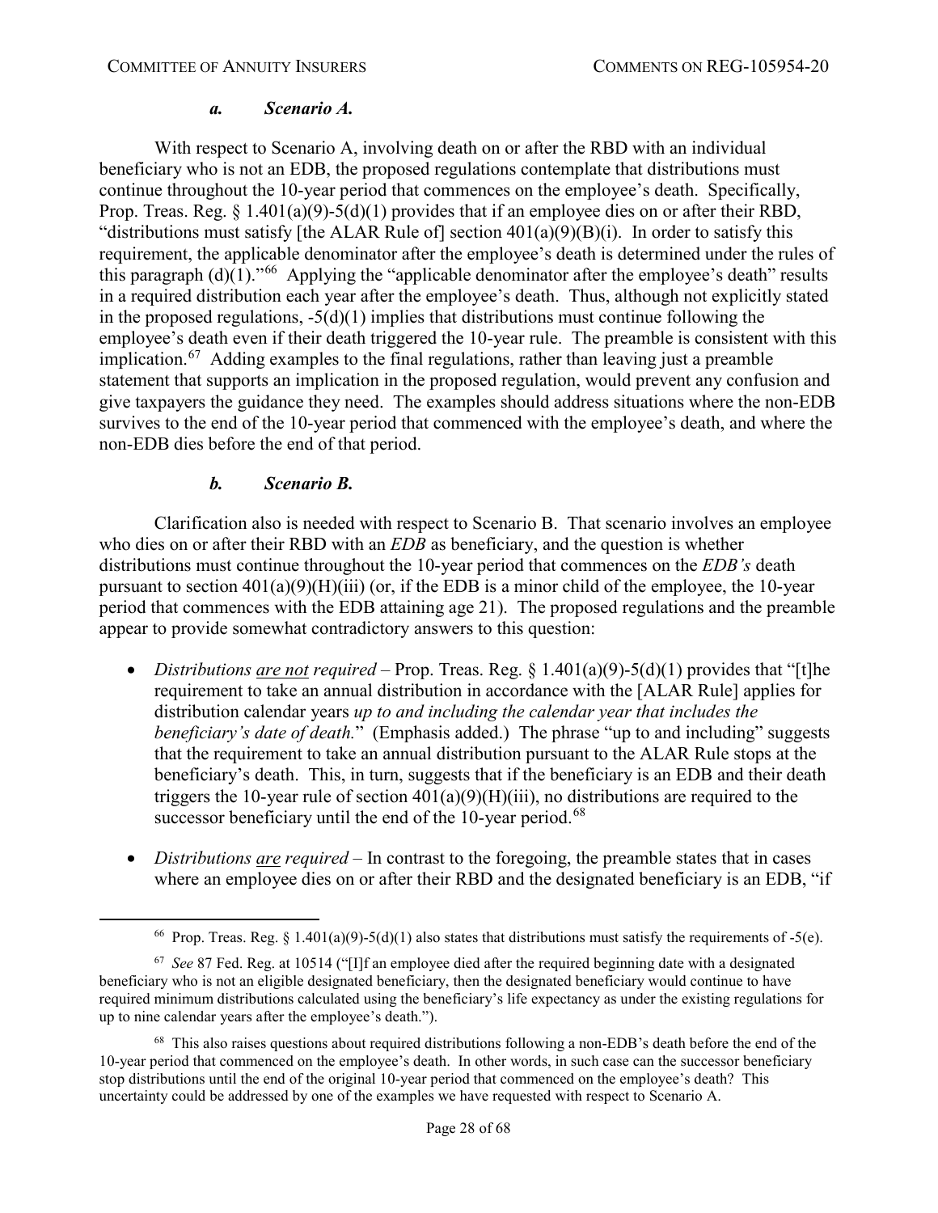#### *a. Scenario A.*

With respect to Scenario A, involving death on or after the RBD with an individual beneficiary who is not an EDB, the proposed regulations contemplate that distributions must continue throughout the 10-year period that commences on the employee's death. Specifically, Prop. Treas. Reg. § 1.401(a)(9)-5(d)(1) provides that if an employee dies on or after their RBD, "distributions must satisfy [the ALAR Rule of] section 401(a)(9)(B)(i). In order to satisfy this requirement, the applicable denominator after the employee's death is determined under the rules of this paragraph (d)(1)."[66] Applying the "applicable denominator after the employee's death" results in a required distribution each year after the employee's death. Thus, although not explicitly stated in the proposed regulations, -5(d)(1) implies that distributions must continue following the employee's death even if their death triggered the 10-year rule. The preamble is consistent with this implication.[67] Adding examples to the final regulations, rather than leaving just a preamble statement that supports an implication in the proposed regulation, would prevent any confusion and give taxpayers the guidance they need. The examples should address situations where the non-EDB survives to the end of the 10-year period that commenced with the employee's death, and where the non-EDB dies before the end of that period.

#### *b. Scenario B.*

Clarification also is needed with respect to Scenario B. That scenario involves an employee who dies on or after their RBD with an *EDB* as beneficiary, and the question is whether distributions must continue throughout the 10-year period that commences on the *EDB's* death pursuant to section 401(a)(9)(H)(iii) (or, if the EDB is a minor child of the employee, the 10-year period that commences with the EDB attaining age 21). The proposed regulations and the preamble appear to provide somewhat contradictory answers to this question:

- *Distributions <u>are not</u> required* – Prop. Treas. Reg. § 1.401(a)(9)-5(d)(1) provides that "[t]he requirement to take an annual distribution in accordance with the [ALAR Rule] applies for distribution calendar years *up to and including the calendar year that includes the beneficiary's date of death.*" (Emphasis added.) The phrase "up to and including" suggests that the requirement to take an annual distribution pursuant to the ALAR Rule stops at the beneficiary's death. This, in turn, suggests that if the beneficiary is an EDB and their death triggers the 10-year rule of section 401(a)(9)(H)(iii), no distributions are required to the successor beneficiary until the end of the 10-year period.[68]
- *Distributions <u>are</u> required* – In contrast to the foregoing, the preamble states that in cases where an employee dies on or after their RBD and the designated beneficiary is an EDB, "if

---

[66] Prop. Treas. Reg. § 1.401(a)(9)-5(d)(1) also states that distributions must satisfy the requirements of -5(e).

[67] *See* 87 Fed. Reg. at 10514 ("[I]f an employee died after the required beginning date with a designated beneficiary who is not an eligible designated beneficiary, then the designated beneficiary would continue to have required minimum distributions calculated using the beneficiary's life expectancy as under the existing regulations for up to nine calendar years after the employee's death.").

[68] This also raises questions about required distributions following a non-EDB's death before the end of the 10-year period that commenced on the employee's death. In other words, in such case can the successor beneficiary stop distributions until the end of the original 10-year period that commenced on the employee's death? This uncertainty could be addressed by one of the examples we have requested with respect to Scenario A.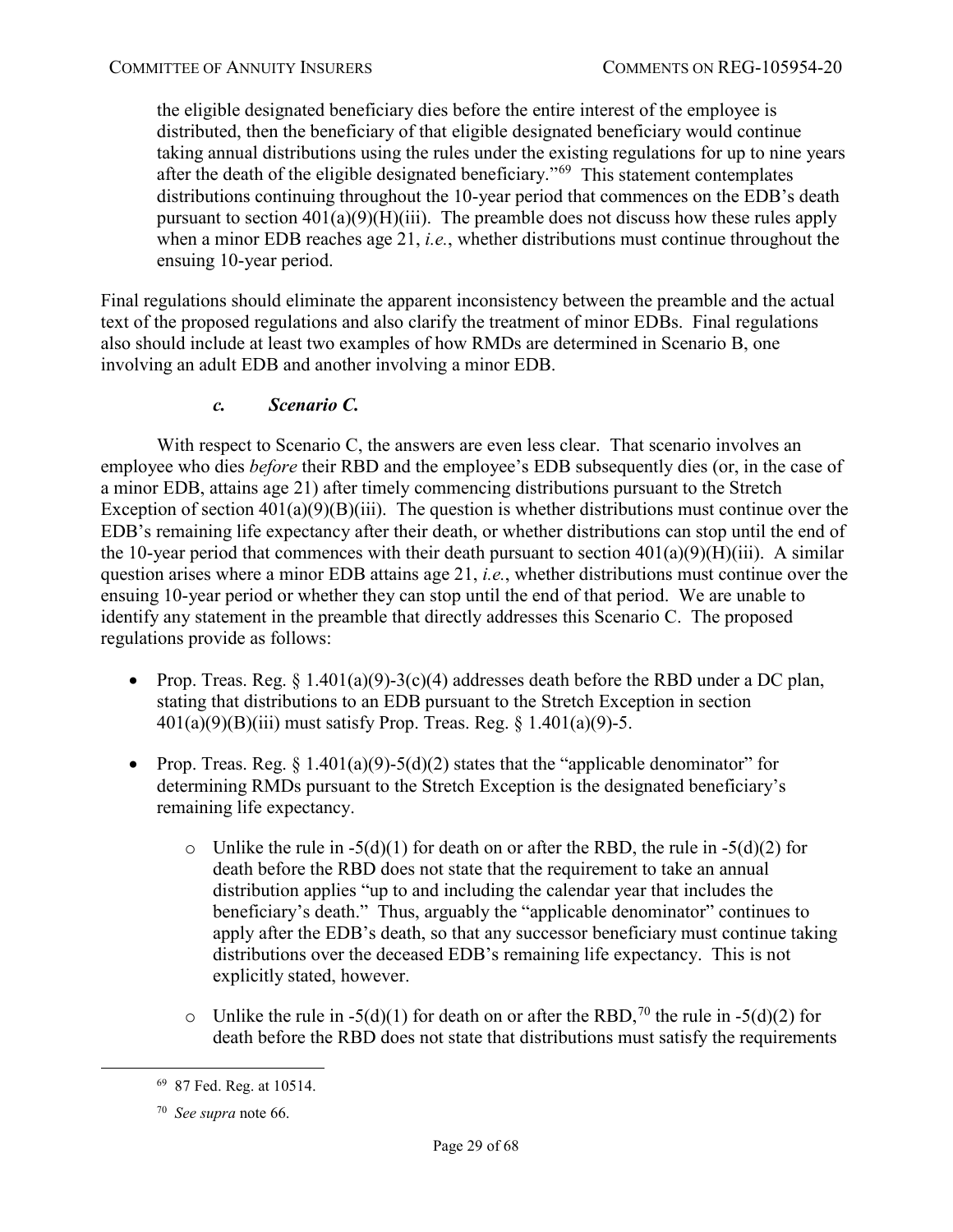the eligible designated beneficiary dies before the entire interest of the employee is distributed, then the beneficiary of that eligible designated beneficiary would continue taking annual distributions using the rules under the existing regulations for up to nine years after the death of the eligible designated beneficiary."[69] This statement contemplates distributions continuing throughout the 10-year period that commences on the EDB's death pursuant to section 401(a)(9)(H)(iii). The preamble does not discuss how these rules apply when a minor EDB reaches age 21, *i.e.*, whether distributions must continue throughout the ensuing 10-year period.

Final regulations should eliminate the apparent inconsistency between the preamble and the actual text of the proposed regulations and also clarify the treatment of minor EDBs. Final regulations also should include at least two examples of how RMDs are determined in Scenario B, one involving an adult EDB and another involving a minor EDB.

#### *c. Scenario C.*

With respect to Scenario C, the answers are even less clear. That scenario involves an employee who dies *before* their RBD and the employee's EDB subsequently dies (or, in the case of a minor EDB, attains age 21) after timely commencing distributions pursuant to the Stretch Exception of section 401(a)(9)(B)(iii). The question is whether distributions must continue over the EDB's remaining life expectancy after their death, or whether distributions can stop until the end of the 10-year period that commences with their death pursuant to section 401(a)(9)(H)(iii). A similar question arises where a minor EDB attains age 21, *i.e.*, whether distributions must continue over the ensuing 10-year period or whether they can stop until the end of that period. We are unable to identify any statement in the preamble that directly addresses this Scenario C. The proposed regulations provide as follows:

- Prop. Treas. Reg. § 1.401(a)(9)-3(c)(4) addresses death before the RBD under a DC plan, stating that distributions to an EDB pursuant to the Stretch Exception in section 401(a)(9)(B)(iii) must satisfy Prop. Treas. Reg. § 1.401(a)(9)-5.
- Prop. Treas. Reg. § 1.401(a)(9)-5(d)(2) states that the "applicable denominator" for determining RMDs pursuant to the Stretch Exception is the designated beneficiary's remaining life expectancy.
  - Unlike the rule in -5(d)(1) for death on or after the RBD, the rule in -5(d)(2) for death before the RBD does not state that the requirement to take an annual distribution applies "up to and including the calendar year that includes the beneficiary's death." Thus, arguably the "applicable denominator" continues to apply after the EDB's death, so that any successor beneficiary must continue taking distributions over the deceased EDB's remaining life expectancy. This is not explicitly stated, however.
  - Unlike the rule in -5(d)(1) for death on or after the RBD,[70] the rule in -5(d)(2) for death before the RBD does not state that distributions must satisfy the requirements

[69] 87 Fed. Reg. at 10514.

[70] *See supra* note 66.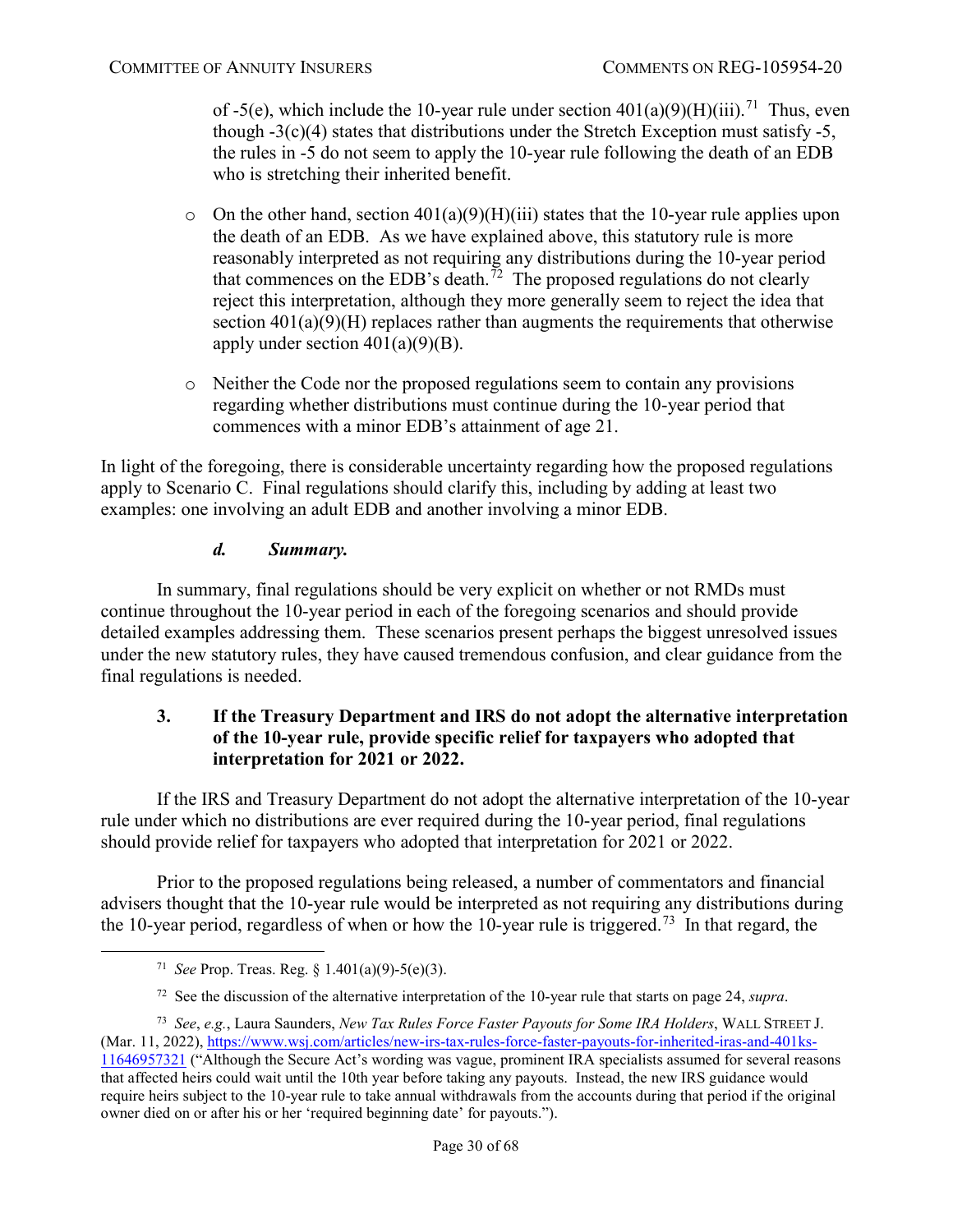of -5(e), which include the 10-year rule under section 401(a)(9)(H)(iii).[71] Thus, even though -3(c)(4) states that distributions under the Stretch Exception must satisfy -5, the rules in -5 do not seem to apply the 10-year rule following the death of an EDB who is stretching their inherited benefit.

- On the other hand, section 401(a)(9)(H)(iii) states that the 10-year rule applies upon the death of an EDB. As we have explained above, this statutory rule is more reasonably interpreted as not requiring any distributions during the 10-year period that commences on the EDB's death.[72] The proposed regulations do not clearly reject this interpretation, although they more generally seem to reject the idea that section 401(a)(9)(H) replaces rather than augments the requirements that otherwise apply under section 401(a)(9)(B).

- Neither the Code nor the proposed regulations seem to contain any provisions regarding whether distributions must continue during the 10-year period that commences with a minor EDB's attainment of age 21.

In light of the foregoing, there is considerable uncertainty regarding how the proposed regulations apply to Scenario C. Final regulations should clarify this, including by adding at least two examples: one involving an adult EDB and another involving a minor EDB.

#### *d. Summary.*

In summary, final regulations should be very explicit on whether or not RMDs must continue throughout the 10-year period in each of the foregoing scenarios and should provide detailed examples addressing them. These scenarios present perhaps the biggest unresolved issues under the new statutory rules, they have caused tremendous confusion, and clear guidance from the final regulations is needed.

### 3. If the Treasury Department and IRS do not adopt the alternative interpretation of the 10-year rule, provide specific relief for taxpayers who adopted that interpretation for 2021 or 2022.

If the IRS and Treasury Department do not adopt the alternative interpretation of the 10-year rule under which no distributions are ever required during the 10-year period, final regulations should provide relief for taxpayers who adopted that interpretation for 2021 or 2022.

Prior to the proposed regulations being released, a number of commentators and financial advisers thought that the 10-year rule would be interpreted as not requiring any distributions during the 10-year period, regardless of when or how the 10-year rule is triggered.[73] In that regard, the

---

[71] *See* Prop. Treas. Reg. § 1.401(a)(9)-5(e)(3).

[72] See the discussion of the alternative interpretation of the 10-year rule that starts on page 24, *supra*.

[73] *See*, *e.g.*, Laura Saunders, *New Tax Rules Force Faster Payouts for Some IRA Holders*, WALL STREET J. (Mar. 11, 2022), https://www.wsj.com/articles/new-irs-tax-rules-force-faster-payouts-for-inherited-iras-and-401ks-11646957321 ("Although the Secure Act's wording was vague, prominent IRA specialists assumed for several reasons that affected heirs could wait until the 10th year before taking any payouts. Instead, the new IRS guidance would require heirs subject to the 10-year rule to take annual withdrawals from the accounts during that period if the original owner died on or after his or her 'required beginning date' for payouts.").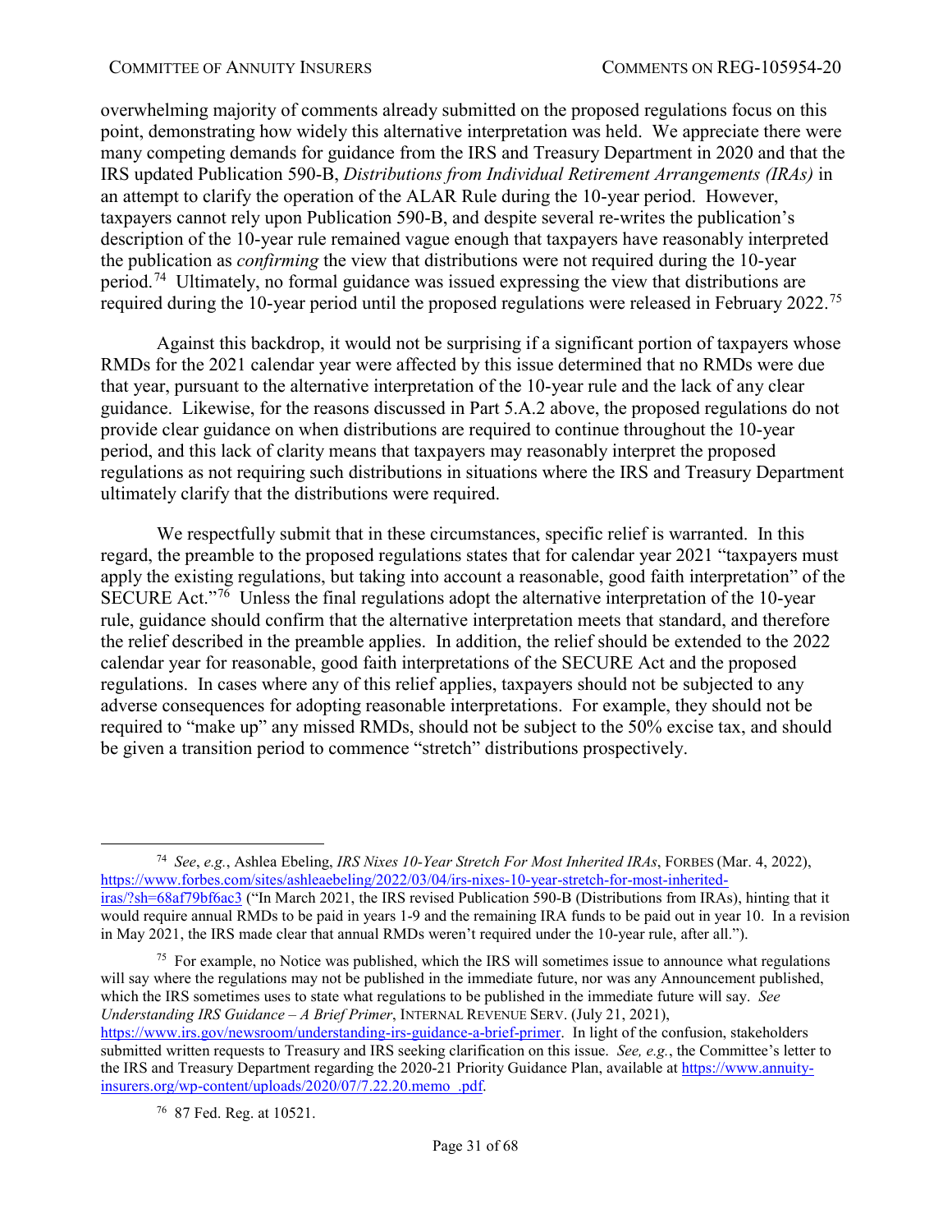overwhelming majority of comments already submitted on the proposed regulations focus on this point, demonstrating how widely this alternative interpretation was held. We appreciate there were many competing demands for guidance from the IRS and Treasury Department in 2020 and that the IRS updated Publication 590-B, *Distributions from Individual Retirement Arrangements (IRAs)* in an attempt to clarify the operation of the ALAR Rule during the 10-year period. However, taxpayers cannot rely upon Publication 590-B, and despite several re-writes the publication's description of the 10-year rule remained vague enough that taxpayers have reasonably interpreted the publication as *confirming* the view that distributions were not required during the 10-year period.[74] Ultimately, no formal guidance was issued expressing the view that distributions are required during the 10-year period until the proposed regulations were released in February 2022.[75]

Against this backdrop, it would not be surprising if a significant portion of taxpayers whose RMDs for the 2021 calendar year were affected by this issue determined that no RMDs were due that year, pursuant to the alternative interpretation of the 10-year rule and the lack of any clear guidance. Likewise, for the reasons discussed in Part 5.A.2 above, the proposed regulations do not provide clear guidance on when distributions are required to continue throughout the 10-year period, and this lack of clarity means that taxpayers may reasonably interpret the proposed regulations as not requiring such distributions in situations where the IRS and Treasury Department ultimately clarify that the distributions were required.

We respectfully submit that in these circumstances, specific relief is warranted. In this regard, the preamble to the proposed regulations states that for calendar year 2021 "taxpayers must apply the existing regulations, but taking into account a reasonable, good faith interpretation" of the SECURE Act."[76] Unless the final regulations adopt the alternative interpretation of the 10-year rule, guidance should confirm that the alternative interpretation meets that standard, and therefore the relief described in the preamble applies. In addition, the relief should be extended to the 2022 calendar year for reasonable, good faith interpretations of the SECURE Act and the proposed regulations. In cases where any of this relief applies, taxpayers should not be subjected to any adverse consequences for adopting reasonable interpretations. For example, they should not be required to "make up" any missed RMDs, should not be subject to the 50% excise tax, and should be given a transition period to commence "stretch" distributions prospectively.

---

[74] *See*, *e.g.*, Ashlea Ebeling, *IRS Nixes 10-Year Stretch For Most Inherited IRAs*, FORBES (Mar. 4, 2022), https://www.forbes.com/sites/ashleaebeling/2022/03/04/irs-nixes-10-year-stretch-for-most-inherited-iras/?sh=68af79bf6ac3 ("In March 2021, the IRS revised Publication 590-B (Distributions from IRAs), hinting that it would require annual RMDs to be paid in years 1-9 and the remaining IRA funds to be paid out in year 10. In a revision in May 2021, the IRS made clear that annual RMDs weren't required under the 10-year rule, after all.").

[75] For example, no Notice was published, which the IRS will sometimes issue to announce what regulations will say where the regulations may not be published in the immediate future, nor was any Announcement published, which the IRS sometimes uses to state what regulations to be published in the immediate future will say. *See Understanding IRS Guidance – A Brief Primer*, INTERNAL REVENUE SERV. (July 21, 2021), https://www.irs.gov/newsroom/understanding-irs-guidance-a-brief-primer. In light of the confusion, stakeholders submitted written requests to Treasury and IRS seeking clarification on this issue. *See, e.g.*, the Committee's letter to the IRS and Treasury Department regarding the 2020-21 Priority Guidance Plan, available at https://www.annuity-insurers.org/wp-content/uploads/2020/07/7.22.20.memo_.pdf.

[76] 87 Fed. Reg. at 10521.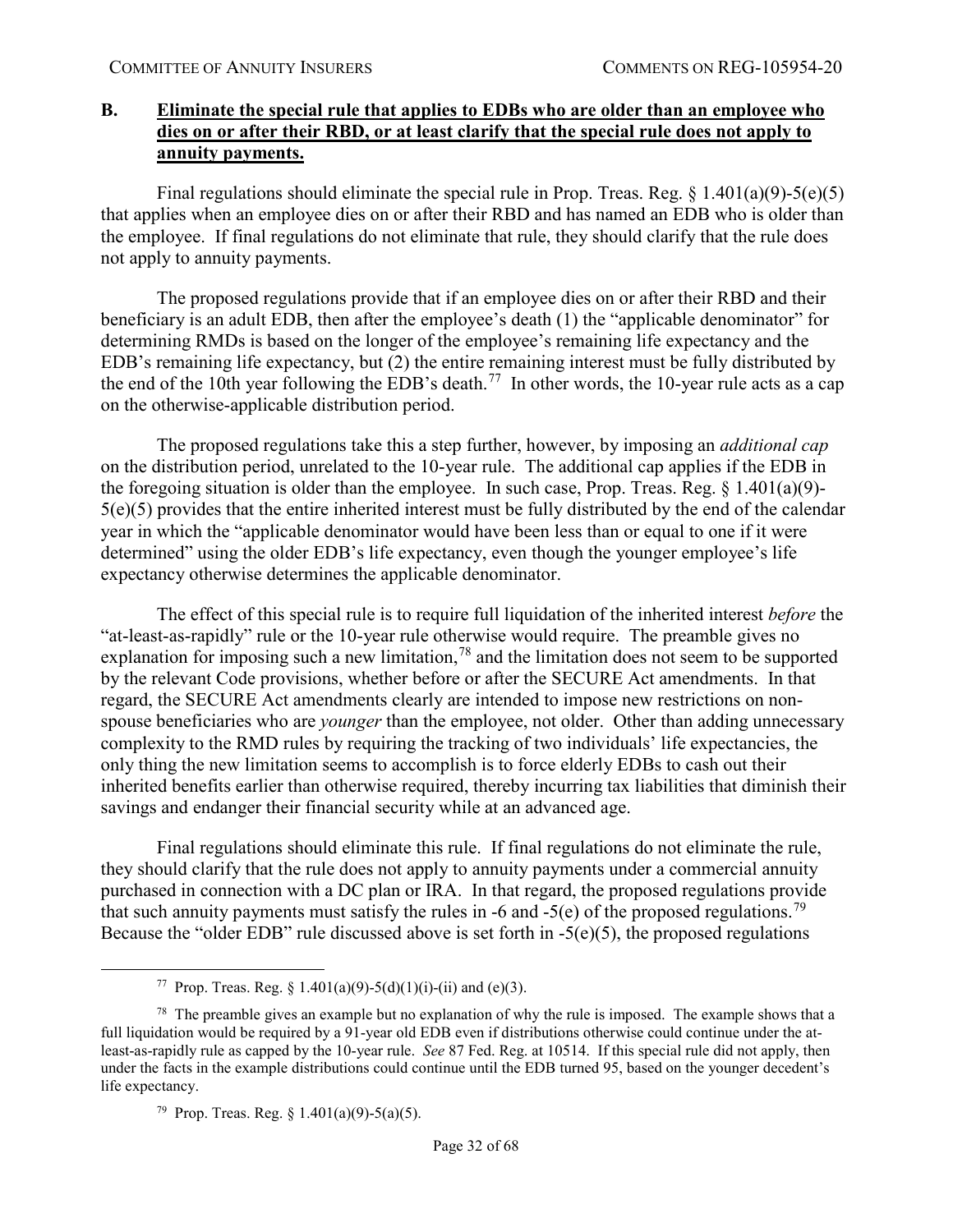## B. Eliminate the special rule that applies to EDBs who are older than an employee who dies on or after their RBD, or at least clarify that the special rule does not apply to annuity payments.

Final regulations should eliminate the special rule in Prop. Treas. Reg. § 1.401(a)(9)-5(e)(5) that applies when an employee dies on or after their RBD and has named an EDB who is older than the employee. If final regulations do not eliminate that rule, they should clarify that the rule does not apply to annuity payments.

The proposed regulations provide that if an employee dies on or after their RBD and their beneficiary is an adult EDB, then after the employee's death (1) the "applicable denominator" for determining RMDs is based on the longer of the employee's remaining life expectancy and the EDB's remaining life expectancy, but (2) the entire remaining interest must be fully distributed by the end of the 10th year following the EDB's death.[77] In other words, the 10-year rule acts as a cap on the otherwise-applicable distribution period.

The proposed regulations take this a step further, however, by imposing an *additional cap* on the distribution period, unrelated to the 10-year rule. The additional cap applies if the EDB in the foregoing situation is older than the employee. In such case, Prop. Treas. Reg. § 1.401(a)(9)-5(e)(5) provides that the entire inherited interest must be fully distributed by the end of the calendar year in which the "applicable denominator would have been less than or equal to one if it were determined" using the older EDB's life expectancy, even though the younger employee's life expectancy otherwise determines the applicable denominator.

The effect of this special rule is to require full liquidation of the inherited interest *before* the "at-least-as-rapidly" rule or the 10-year rule otherwise would require. The preamble gives no explanation for imposing such a new limitation,[78] and the limitation does not seem to be supported by the relevant Code provisions, whether before or after the SECURE Act amendments. In that regard, the SECURE Act amendments clearly are intended to impose new restrictions on non-spouse beneficiaries who are *younger* than the employee, not older. Other than adding unnecessary complexity to the RMD rules by requiring the tracking of two individuals' life expectancies, the only thing the new limitation seems to accomplish is to force elderly EDBs to cash out their inherited benefits earlier than otherwise required, thereby incurring tax liabilities that diminish their savings and endanger their financial security while at an advanced age.

Final regulations should eliminate this rule. If final regulations do not eliminate the rule, they should clarify that the rule does not apply to annuity payments under a commercial annuity purchased in connection with a DC plan or IRA. In that regard, the proposed regulations provide that such annuity payments must satisfy the rules in -6 and -5(e) of the proposed regulations.[79] Because the "older EDB" rule discussed above is set forth in -5(e)(5), the proposed regulations

---

[77] Prop. Treas. Reg. § 1.401(a)(9)-5(d)(1)(i)-(ii) and (e)(3).

[78] The preamble gives an example but no explanation of why the rule is imposed. The example shows that a full liquidation would be required by a 91-year old EDB even if distributions otherwise could continue under the at-least-as-rapidly rule as capped by the 10-year rule. *See* 87 Fed. Reg. at 10514. If this special rule did not apply, then under the facts in the example distributions could continue until the EDB turned 95, based on the younger decedent's life expectancy.

[79] Prop. Treas. Reg. § 1.401(a)(9)-5(a)(5).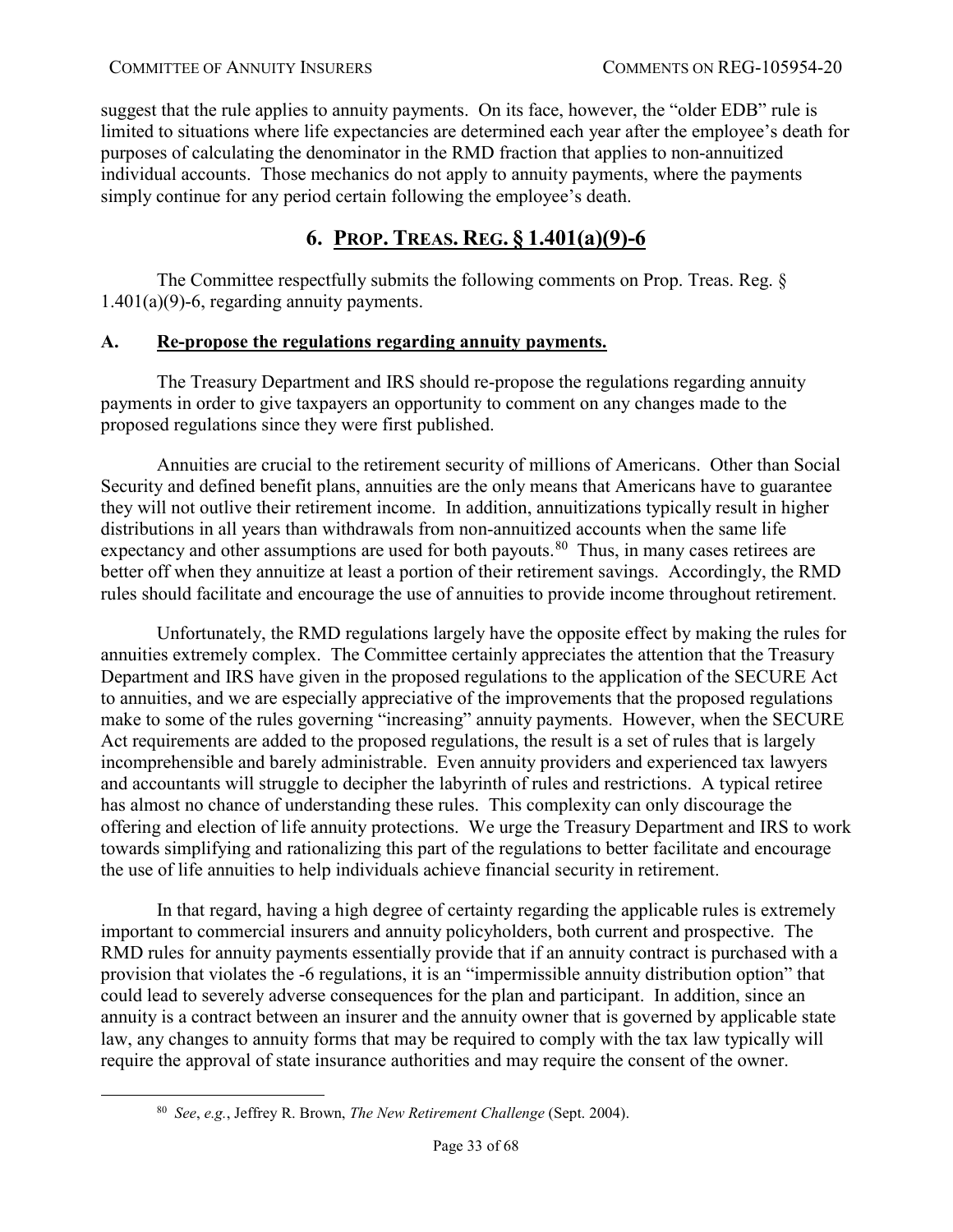suggest that the rule applies to annuity payments. On its face, however, the "older EDB" rule is limited to situations where life expectancies are determined each year after the employee's death for purposes of calculating the denominator in the RMD fraction that applies to non-annuitized individual accounts. Those mechanics do not apply to annuity payments, where the payments simply continue for any period certain following the employee's death.

## 6. Prop. Treas. Reg. § 1.401(a)(9)-6

The Committee respectfully submits the following comments on Prop. Treas. Reg. § 1.401(a)(9)-6, regarding annuity payments.

### A. Re-propose the regulations regarding annuity payments.

The Treasury Department and IRS should re-propose the regulations regarding annuity payments in order to give taxpayers an opportunity to comment on any changes made to the proposed regulations since they were first published.

Annuities are crucial to the retirement security of millions of Americans. Other than Social Security and defined benefit plans, annuities are the only means that Americans have to guarantee they will not outlive their retirement income. In addition, annuitizations typically result in higher distributions in all years than withdrawals from non-annuitized accounts when the same life expectancy and other assumptions are used for both payouts.[80] Thus, in many cases retirees are better off when they annuitize at least a portion of their retirement savings. Accordingly, the RMD rules should facilitate and encourage the use of annuities to provide income throughout retirement.

Unfortunately, the RMD regulations largely have the opposite effect by making the rules for annuities extremely complex. The Committee certainly appreciates the attention that the Treasury Department and IRS have given in the proposed regulations to the application of the SECURE Act to annuities, and we are especially appreciative of the improvements that the proposed regulations make to some of the rules governing "increasing" annuity payments. However, when the SECURE Act requirements are added to the proposed regulations, the result is a set of rules that is largely incomprehensible and barely administrable. Even annuity providers and experienced tax lawyers and accountants will struggle to decipher the labyrinth of rules and restrictions. A typical retiree has almost no chance of understanding these rules. This complexity can only discourage the offering and election of life annuity protections. We urge the Treasury Department and IRS to work towards simplifying and rationalizing this part of the regulations to better facilitate and encourage the use of life annuities to help individuals achieve financial security in retirement.

In that regard, having a high degree of certainty regarding the applicable rules is extremely important to commercial insurers and annuity policyholders, both current and prospective. The RMD rules for annuity payments essentially provide that if an annuity contract is purchased with a provision that violates the -6 regulations, it is an "impermissible annuity distribution option" that could lead to severely adverse consequences for the plan and participant. In addition, since an annuity is a contract between an insurer and the annuity owner that is governed by applicable state law, any changes to annuity forms that may be required to comply with the tax law typically will require the approval of state insurance authorities and may require the consent of the owner.

---

[80] *See*, *e.g.*, Jeffrey R. Brown, *The New Retirement Challenge* (Sept. 2004).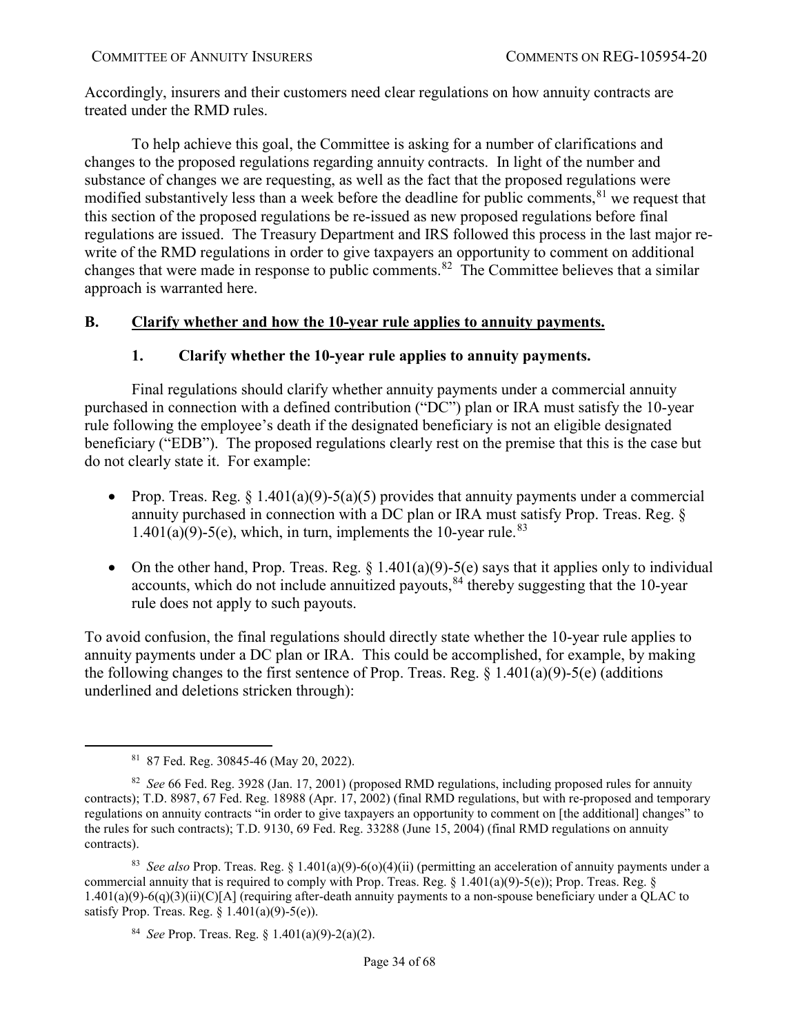Accordingly, insurers and their customers need clear regulations on how annuity contracts are treated under the RMD rules.

To help achieve this goal, the Committee is asking for a number of clarifications and changes to the proposed regulations regarding annuity contracts. In light of the number and substance of changes we are requesting, as well as the fact that the proposed regulations were modified substantively less than a week before the deadline for public comments,[81] we request that this section of the proposed regulations be re-issued as new proposed regulations before final regulations are issued. The Treasury Department and IRS followed this process in the last major re-write of the RMD regulations in order to give taxpayers an opportunity to comment on additional changes that were made in response to public comments.[82] The Committee believes that a similar approach is warranted here.

### B. <u>Clarify whether and how the 10-year rule applies to annuity payments.</u>

#### 1. Clarify whether the 10-year rule applies to annuity payments.

Final regulations should clarify whether annuity payments under a commercial annuity purchased in connection with a defined contribution ("DC") plan or IRA must satisfy the 10-year rule following the employee's death if the designated beneficiary is not an eligible designated beneficiary ("EDB"). The proposed regulations clearly rest on the premise that this is the case but do not clearly state it. For example:

- Prop. Treas. Reg. § 1.401(a)(9)-5(a)(5) provides that annuity payments under a commercial annuity purchased in connection with a DC plan or IRA must satisfy Prop. Treas. Reg. § 1.401(a)(9)-5(e), which, in turn, implements the 10-year rule.[83]
- On the other hand, Prop. Treas. Reg. § 1.401(a)(9)-5(e) says that it applies only to individual accounts, which do not include annuitized payouts,[84] thereby suggesting that the 10-year rule does not apply to such payouts.

To avoid confusion, the final regulations should directly state whether the 10-year rule applies to annuity payments under a DC plan or IRA. This could be accomplished, for example, by making the following changes to the first sentence of Prop. Treas. Reg. § 1.401(a)(9)-5(e) (additions underlined and deletions stricken through):

---

[81] 87 Fed. Reg. 30845-46 (May 20, 2022).

[82] *See* 66 Fed. Reg. 3928 (Jan. 17, 2001) (proposed RMD regulations, including proposed rules for annuity contracts); T.D. 8987, 67 Fed. Reg. 18988 (Apr. 17, 2002) (final RMD regulations, but with re-proposed and temporary regulations on annuity contracts "in order to give taxpayers an opportunity to comment on [the additional] changes" to the rules for such contracts); T.D. 9130, 69 Fed. Reg. 33288 (June 15, 2004) (final RMD regulations on annuity contracts).

[83] *See also* Prop. Treas. Reg. § 1.401(a)(9)-6(o)(4)(ii) (permitting an acceleration of annuity payments under a commercial annuity that is required to comply with Prop. Treas. Reg. § 1.401(a)(9)-5(e)); Prop. Treas. Reg. § 1.401(a)(9)-6(q)(3)(ii)(C)[A] (requiring after-death annuity payments to a non-spouse beneficiary under a QLAC to satisfy Prop. Treas. Reg. § 1.401(a)(9)-5(e)).

[84] *See* Prop. Treas. Reg. § 1.401(a)(9)-2(a)(2).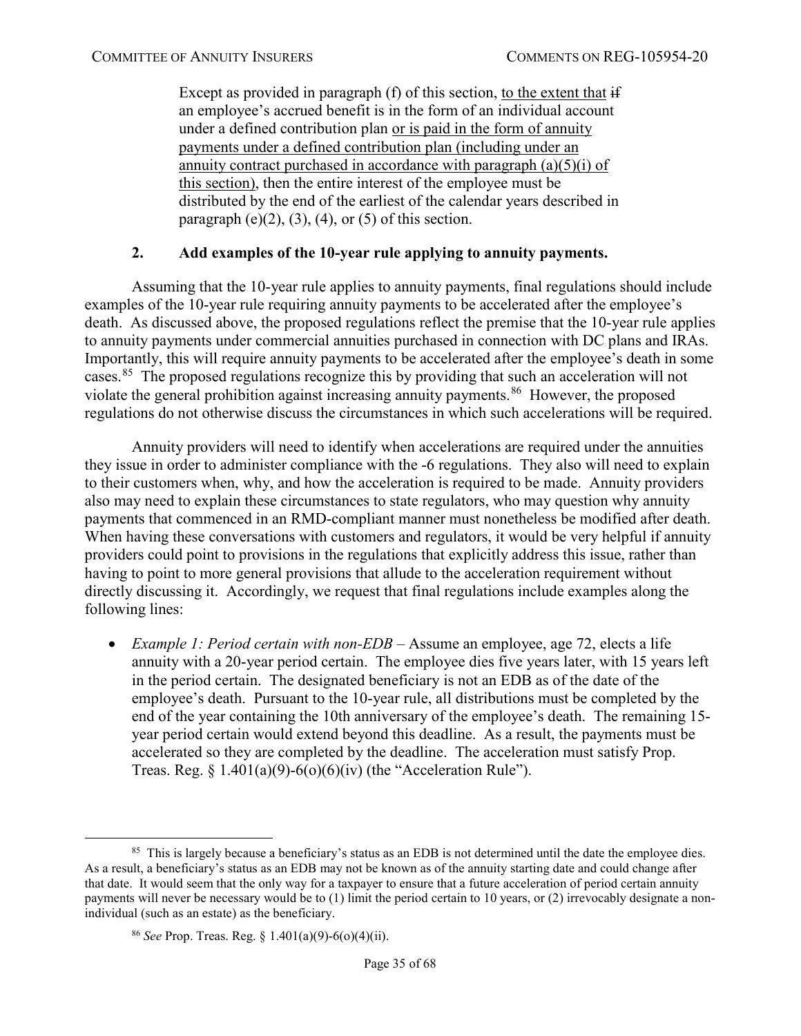Except as provided in paragraph (f) of this section, <u>to the extent that</u> ~~if~~ an employee's accrued benefit is in the form of an individual account under a defined contribution plan <u>or is paid in the form of annuity payments under a defined contribution plan (including under an annuity contract purchased in accordance with paragraph (a)(5)(i) of this section)</u>, then the entire interest of the employee must be distributed by the end of the earliest of the calendar years described in paragraph (e)(2), (3), (4), or (5) of this section.

### 2. Add examples of the 10-year rule applying to annuity payments.

Assuming that the 10-year rule applies to annuity payments, final regulations should include examples of the 10-year rule requiring annuity payments to be accelerated after the employee's death. As discussed above, the proposed regulations reflect the premise that the 10-year rule applies to annuity payments under commercial annuities purchased in connection with DC plans and IRAs. Importantly, this will require annuity payments to be accelerated after the employee's death in some cases.[85] The proposed regulations recognize this by providing that such an acceleration will not violate the general prohibition against increasing annuity payments.[86] However, the proposed regulations do not otherwise discuss the circumstances in which such accelerations will be required.

Annuity providers will need to identify when accelerations are required under the annuities they issue in order to administer compliance with the -6 regulations. They also will need to explain to their customers when, why, and how the acceleration is required to be made. Annuity providers also may need to explain these circumstances to state regulators, who may question why annuity payments that commenced in an RMD-compliant manner must nonetheless be modified after death. When having these conversations with customers and regulators, it would be very helpful if annuity providers could point to provisions in the regulations that explicitly address this issue, rather than having to point to more general provisions that allude to the acceleration requirement without directly discussing it. Accordingly, we request that final regulations include examples along the following lines:

- *Example 1: Period certain with non-EDB* – Assume an employee, age 72, elects a life annuity with a 20-year period certain. The employee dies five years later, with 15 years left in the period certain. The designated beneficiary is not an EDB as of the date of the employee's death. Pursuant to the 10-year rule, all distributions must be completed by the end of the year containing the 10th anniversary of the employee's death. The remaining 15-year period certain would extend beyond this deadline. As a result, the payments must be accelerated so they are completed by the deadline. The acceleration must satisfy Prop. Treas. Reg. § 1.401(a)(9)-6(o)(6)(iv) (the "Acceleration Rule").

---

[85] This is largely because a beneficiary's status as an EDB is not determined until the date the employee dies. As a result, a beneficiary's status as an EDB may not be known as of the annuity starting date and could change after that date. It would seem that the only way for a taxpayer to ensure that a future acceleration of period certain annuity payments will never be necessary would be to (1) limit the period certain to 10 years, or (2) irrevocably designate a non-individual (such as an estate) as the beneficiary.

[86] *See* Prop. Treas. Reg. § 1.401(a)(9)-6(o)(4)(ii).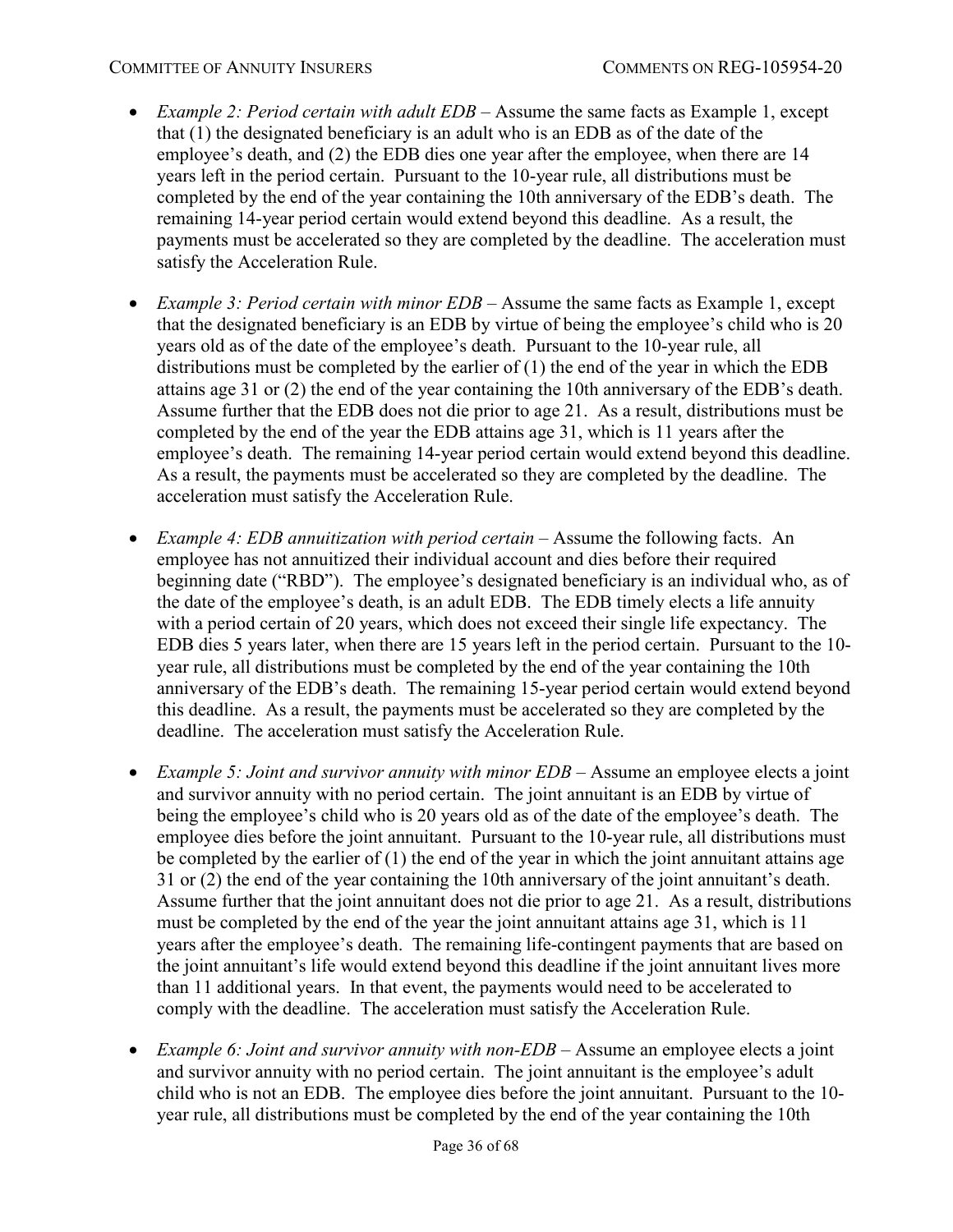- *Example 2: Period certain with adult EDB* – Assume the same facts as Example 1, except that (1) the designated beneficiary is an adult who is an EDB as of the date of the employee's death, and (2) the EDB dies one year after the employee, when there are 14 years left in the period certain. Pursuant to the 10-year rule, all distributions must be completed by the end of the year containing the 10th anniversary of the EDB's death. The remaining 14-year period certain would extend beyond this deadline. As a result, the payments must be accelerated so they are completed by the deadline. The acceleration must satisfy the Acceleration Rule.

- *Example 3: Period certain with minor EDB* – Assume the same facts as Example 1, except that the designated beneficiary is an EDB by virtue of being the employee's child who is 20 years old as of the date of the employee's death. Pursuant to the 10-year rule, all distributions must be completed by the earlier of (1) the end of the year in which the EDB attains age 31 or (2) the end of the year containing the 10th anniversary of the EDB's death. Assume further that the EDB does not die prior to age 21. As a result, distributions must be completed by the end of the year the EDB attains age 31, which is 11 years after the employee's death. The remaining 14-year period certain would extend beyond this deadline. As a result, the payments must be accelerated so they are completed by the deadline. The acceleration must satisfy the Acceleration Rule.

- *Example 4: EDB annuitization with period certain* – Assume the following facts. An employee has not annuitized their individual account and dies before their required beginning date ("RBD"). The employee's designated beneficiary is an individual who, as of the date of the employee's death, is an adult EDB. The EDB timely elects a life annuity with a period certain of 20 years, which does not exceed their single life expectancy. The EDB dies 5 years later, when there are 15 years left in the period certain. Pursuant to the 10-year rule, all distributions must be completed by the end of the year containing the 10th anniversary of the EDB's death. The remaining 15-year period certain would extend beyond this deadline. As a result, the payments must be accelerated so they are completed by the deadline. The acceleration must satisfy the Acceleration Rule.

- *Example 5: Joint and survivor annuity with minor EDB* – Assume an employee elects a joint and survivor annuity with no period certain. The joint annuitant is an EDB by virtue of being the employee's child who is 20 years old as of the date of the employee's death. The employee dies before the joint annuitant. Pursuant to the 10-year rule, all distributions must be completed by the earlier of (1) the end of the year in which the joint annuitant attains age 31 or (2) the end of the year containing the 10th anniversary of the joint annuitant's death. Assume further that the joint annuitant does not die prior to age 21. As a result, distributions must be completed by the end of the year the joint annuitant attains age 31, which is 11 years after the employee's death. The remaining life-contingent payments that are based on the joint annuitant's life would extend beyond this deadline if the joint annuitant lives more than 11 additional years. In that event, the payments would need to be accelerated to comply with the deadline. The acceleration must satisfy the Acceleration Rule.

- *Example 6: Joint and survivor annuity with non-EDB* – Assume an employee elects a joint and survivor annuity with no period certain. The joint annuitant is the employee's adult child who is not an EDB. The employee dies before the joint annuitant. Pursuant to the 10-year rule, all distributions must be completed by the end of the year containing the 10th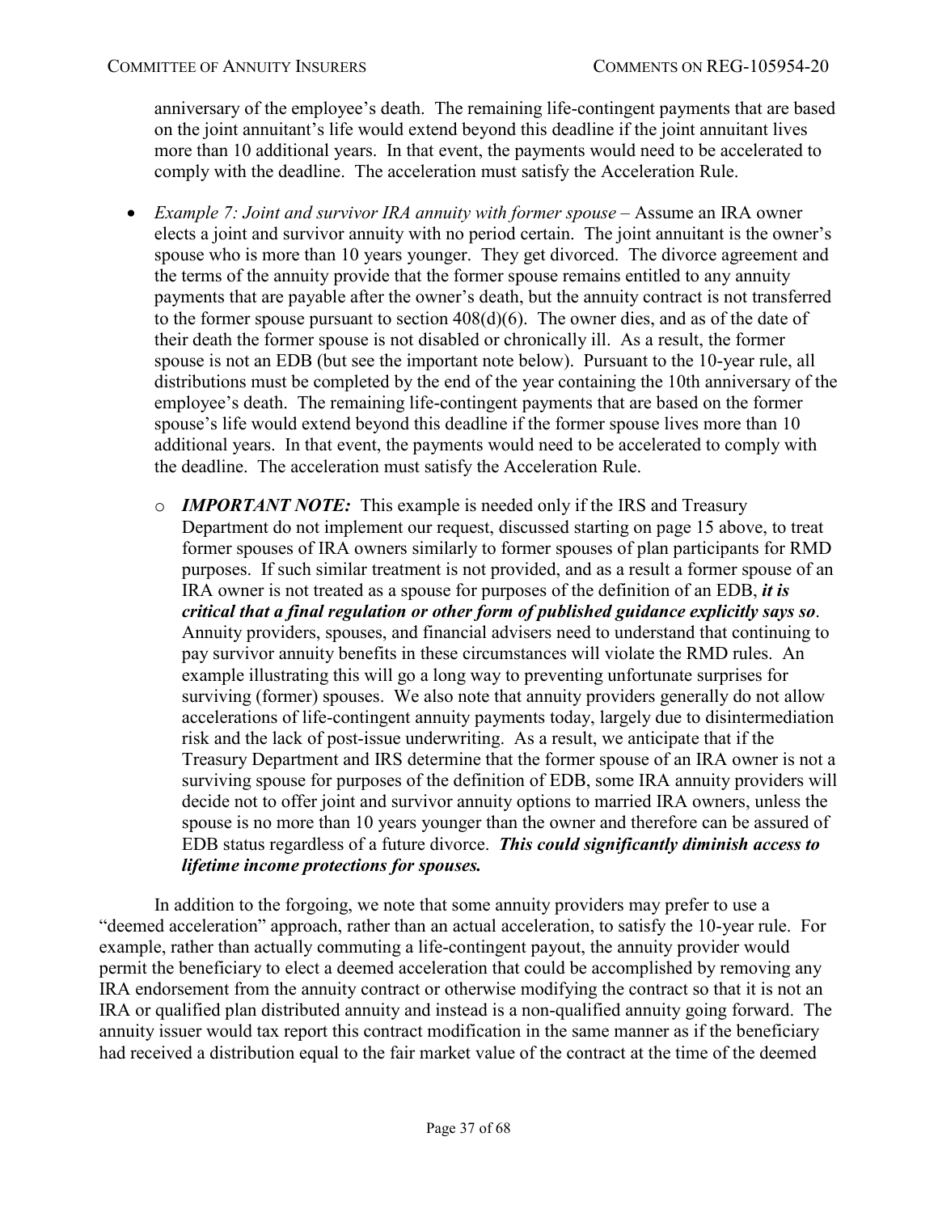anniversary of the employee's death. The remaining life-contingent payments that are based on the joint annuitant's life would extend beyond this deadline if the joint annuitant lives more than 10 additional years. In that event, the payments would need to be accelerated to comply with the deadline. The acceleration must satisfy the Acceleration Rule.

- *Example 7: Joint and survivor IRA annuity with former spouse* – Assume an IRA owner elects a joint and survivor annuity with no period certain. The joint annuitant is the owner's spouse who is more than 10 years younger. They get divorced. The divorce agreement and the terms of the annuity provide that the former spouse remains entitled to any annuity payments that are payable after the owner's death, but the annuity contract is not transferred to the former spouse pursuant to section 408(d)(6). The owner dies, and as of the date of their death the former spouse is not disabled or chronically ill. As a result, the former spouse is not an EDB (but see the important note below). Pursuant to the 10-year rule, all distributions must be completed by the end of the year containing the 10th anniversary of the employee's death. The remaining life-contingent payments that are based on the former spouse's life would extend beyond this deadline if the former spouse lives more than 10 additional years. In that event, the payments would need to be accelerated to comply with the deadline. The acceleration must satisfy the Acceleration Rule.
  - ***IMPORTANT NOTE:*** This example is needed only if the IRS and Treasury Department do not implement our request, discussed starting on page 15 above, to treat former spouses of IRA owners similarly to former spouses of plan participants for RMD purposes. If such similar treatment is not provided, and as a result a former spouse of an IRA owner is not treated as a spouse for purposes of the definition of an EDB, ***it is critical that a final regulation or other form of published guidance explicitly says so***. Annuity providers, spouses, and financial advisers need to understand that continuing to pay survivor annuity benefits in these circumstances will violate the RMD rules. An example illustrating this will go a long way to preventing unfortunate surprises for surviving (former) spouses. We also note that annuity providers generally do not allow accelerations of life-contingent annuity payments today, largely due to disintermediation risk and the lack of post-issue underwriting. As a result, we anticipate that if the Treasury Department and IRS determine that the former spouse of an IRA owner is not a surviving spouse for purposes of the definition of EDB, some IRA annuity providers will decide not to offer joint and survivor annuity options to married IRA owners, unless the spouse is no more than 10 years younger than the owner and therefore can be assured of EDB status regardless of a future divorce. ***This could significantly diminish access to lifetime income protections for spouses.***

In addition to the forgoing, we note that some annuity providers may prefer to use a "deemed acceleration" approach, rather than an actual acceleration, to satisfy the 10-year rule. For example, rather than actually commuting a life-contingent payout, the annuity provider would permit the beneficiary to elect a deemed acceleration that could be accomplished by removing any IRA endorsement from the annuity contract or otherwise modifying the contract so that it is not an IRA or qualified plan distributed annuity and instead is a non-qualified annuity going forward. The annuity issuer would tax report this contract modification in the same manner as if the beneficiary had received a distribution equal to the fair market value of the contract at the time of the deemed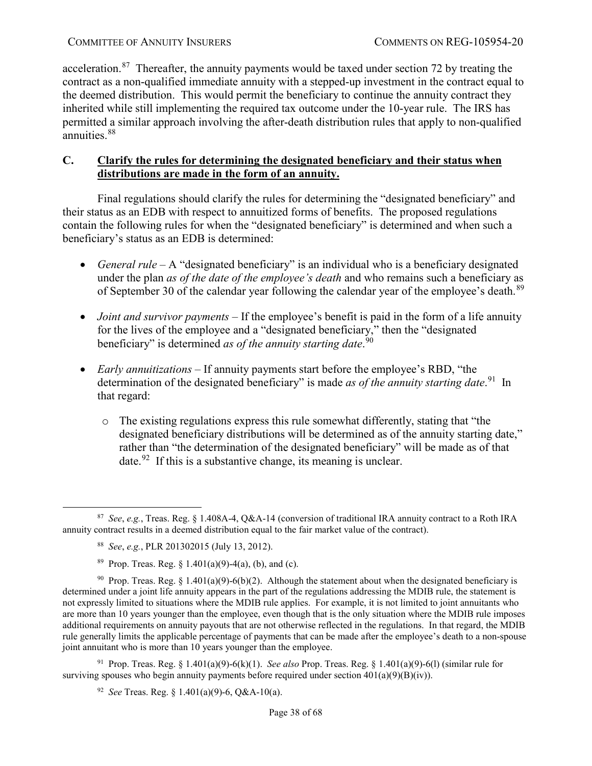acceleration.[87] Thereafter, the annuity payments would be taxed under section 72 by treating the contract as a non-qualified immediate annuity with a stepped-up investment in the contract equal to the deemed distribution. This would permit the beneficiary to continue the annuity contract they inherited while still implementing the required tax outcome under the 10-year rule. The IRS has permitted a similar approach involving the after-death distribution rules that apply to non-qualified annuities.[88]

## C. Clarify the rules for determining the designated beneficiary and their status when distributions are made in the form of an annuity.

Final regulations should clarify the rules for determining the "designated beneficiary" and their status as an EDB with respect to annuitized forms of benefits. The proposed regulations contain the following rules for when the "designated beneficiary" is determined and when such a beneficiary's status as an EDB is determined:

- *General rule* – A "designated beneficiary" is an individual who is a beneficiary designated under the plan *as of the date of the employee's death* and who remains such a beneficiary as of September 30 of the calendar year following the calendar year of the employee's death.[89]
- *Joint and survivor payments* – If the employee's benefit is paid in the form of a life annuity for the lives of the employee and a "designated beneficiary," then the "designated beneficiary" is determined *as of the annuity starting date*.[90]
- *Early annuitizations* – If annuity payments start before the employee's RBD, "the determination of the designated beneficiary" is made *as of the annuity starting date*.[91] In that regard:
  - The existing regulations express this rule somewhat differently, stating that "the designated beneficiary distributions will be determined as of the annuity starting date," rather than "the determination of the designated beneficiary" will be made as of that date.[92] If this is a substantive change, its meaning is unclear.

---

[87] *See*, *e.g.*, Treas. Reg. § 1.408A-4, Q&A-14 (conversion of traditional IRA annuity contract to a Roth IRA annuity contract results in a deemed distribution equal to the fair market value of the contract).

[88] *See*, *e.g.*, PLR 201302015 (July 13, 2012).

[89] Prop. Treas. Reg. § 1.401(a)(9)-4(a), (b), and (c).

[90] Prop. Treas. Reg. § 1.401(a)(9)-6(b)(2). Although the statement about when the designated beneficiary is determined under a joint life annuity appears in the part of the regulations addressing the MDIB rule, the statement is not expressly limited to situations where the MDIB rule applies. For example, it is not limited to joint annuitants who are more than 10 years younger than the employee, even though that is the only situation where the MDIB rule imposes additional requirements on annuity payouts that are not otherwise reflected in the regulations. In that regard, the MDIB rule generally limits the applicable percentage of payments that can be made after the employee's death to a non-spouse joint annuitant who is more than 10 years younger than the employee.

[91] Prop. Treas. Reg. § 1.401(a)(9)-6(k)(1). *See also* Prop. Treas. Reg. § 1.401(a)(9)-6(l) (similar rule for surviving spouses who begin annuity payments before required under section 401(a)(9)(B)(iv)).

[92] *See* Treas. Reg. § 1.401(a)(9)-6, Q&A-10(a).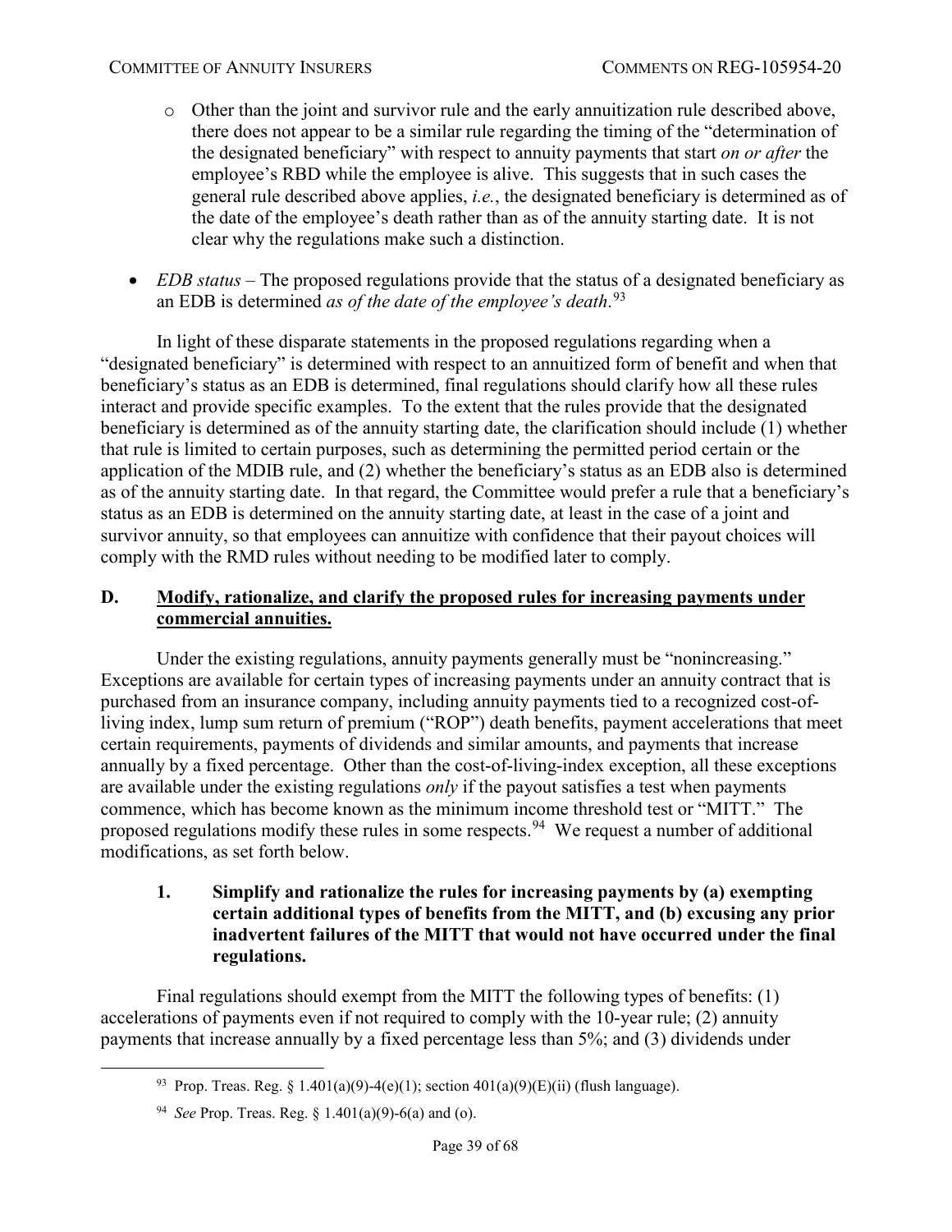- Other than the joint and survivor rule and the early annuitization rule described above, there does not appear to be a similar rule regarding the timing of the "determination of the designated beneficiary" with respect to annuity payments that start *on or after* the employee's RBD while the employee is alive. This suggests that in such cases the general rule described above applies, *i.e.*, the designated beneficiary is determined as of the date of the employee's death rather than as of the annuity starting date. It is not clear why the regulations make such a distinction.

- *EDB status* – The proposed regulations provide that the status of a designated beneficiary as an EDB is determined *as of the date of the employee's death*.[93]

In light of these disparate statements in the proposed regulations regarding when a "designated beneficiary" is determined with respect to an annuitized form of benefit and when that beneficiary's status as an EDB is determined, final regulations should clarify how all these rules interact and provide specific examples. To the extent that the rules provide that the designated beneficiary is determined as of the annuity starting date, the clarification should include (1) whether that rule is limited to certain purposes, such as determining the permitted period certain or the application of the MDIB rule, and (2) whether the beneficiary's status as an EDB also is determined as of the annuity starting date. In that regard, the Committee would prefer a rule that a beneficiary's status as an EDB is determined on the annuity starting date, at least in the case of a joint and survivor annuity, so that employees can annuitize with confidence that their payout choices will comply with the RMD rules without needing to be modified later to comply.

## D. Modify, rationalize, and clarify the proposed rules for increasing payments under commercial annuities.

Under the existing regulations, annuity payments generally must be "nonincreasing." Exceptions are available for certain types of increasing payments under an annuity contract that is purchased from an insurance company, including annuity payments tied to a recognized cost-of-living index, lump sum return of premium ("ROP") death benefits, payment accelerations that meet certain requirements, payments of dividends and similar amounts, and payments that increase annually by a fixed percentage. Other than the cost-of-living-index exception, all these exceptions are available under the existing regulations *only* if the payout satisfies a test when payments commence, which has become known as the minimum income threshold test or "MITT." The proposed regulations modify these rules in some respects.[94] We request a number of additional modifications, as set forth below.

### 1. Simplify and rationalize the rules for increasing payments by (a) exempting certain additional types of benefits from the MITT, and (b) excusing any prior inadvertent failures of the MITT that would not have occurred under the final regulations.

Final regulations should exempt from the MITT the following types of benefits: (1) accelerations of payments even if not required to comply with the 10-year rule; (2) annuity payments that increase annually by a fixed percentage less than 5%; and (3) dividends under

---

[93] Prop. Treas. Reg. § 1.401(a)(9)-4(e)(1); section 401(a)(9)(E)(ii) (flush language).

[94] *See* Prop. Treas. Reg. § 1.401(a)(9)-6(a) and (o).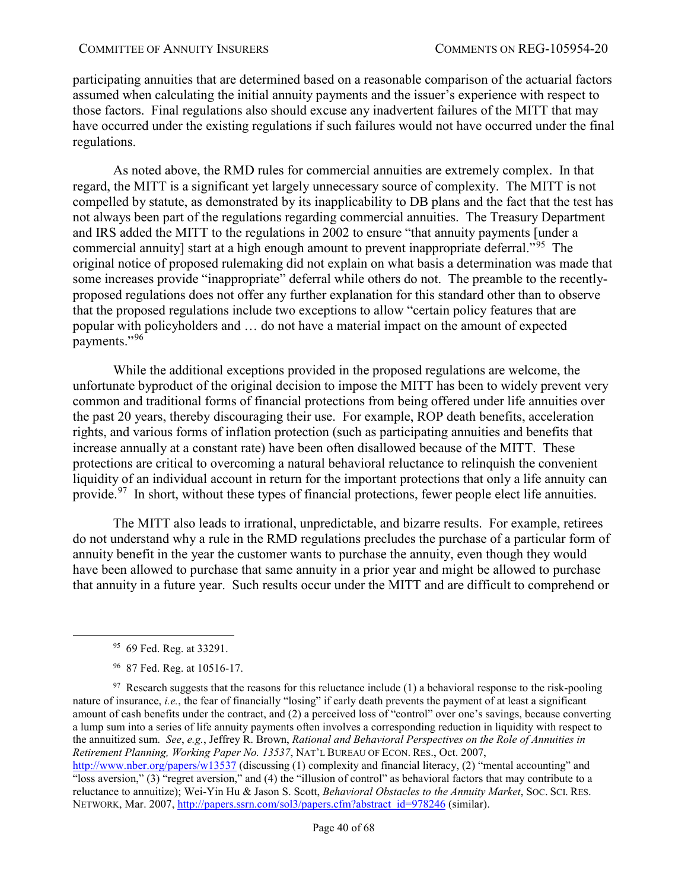participating annuities that are determined based on a reasonable comparison of the actuarial factors assumed when calculating the initial annuity payments and the issuer's experience with respect to those factors. Final regulations also should excuse any inadvertent failures of the MITT that may have occurred under the existing regulations if such failures would not have occurred under the final regulations.

As noted above, the RMD rules for commercial annuities are extremely complex. In that regard, the MITT is a significant yet largely unnecessary source of complexity. The MITT is not compelled by statute, as demonstrated by its inapplicability to DB plans and the fact that the test has not always been part of the regulations regarding commercial annuities. The Treasury Department and IRS added the MITT to the regulations in 2002 to ensure "that annuity payments [under a commercial annuity] start at a high enough amount to prevent inappropriate deferral."[95] The original notice of proposed rulemaking did not explain on what basis a determination was made that some increases provide "inappropriate" deferral while others do not. The preamble to the recently-proposed regulations does not offer any further explanation for this standard other than to observe that the proposed regulations include two exceptions to allow "certain policy features that are popular with policyholders and … do not have a material impact on the amount of expected payments."[96]

While the additional exceptions provided in the proposed regulations are welcome, the unfortunate byproduct of the original decision to impose the MITT has been to widely prevent very common and traditional forms of financial protections from being offered under life annuities over the past 20 years, thereby discouraging their use. For example, ROP death benefits, acceleration rights, and various forms of inflation protection (such as participating annuities and benefits that increase annually at a constant rate) have been often disallowed because of the MITT. These protections are critical to overcoming a natural behavioral reluctance to relinquish the convenient liquidity of an individual account in return for the important protections that only a life annuity can provide.[97] In short, without these types of financial protections, fewer people elect life annuities.

The MITT also leads to irrational, unpredictable, and bizarre results. For example, retirees do not understand why a rule in the RMD regulations precludes the purchase of a particular form of annuity benefit in the year the customer wants to purchase the annuity, even though they would have been allowed to purchase that same annuity in a prior year and might be allowed to purchase that annuity in a future year. Such results occur under the MITT and are difficult to comprehend or

---

[95] 69 Fed. Reg. at 33291.

[96] 87 Fed. Reg. at 10516-17.

[97] Research suggests that the reasons for this reluctance include (1) a behavioral response to the risk-pooling nature of insurance, *i.e.*, the fear of financially "losing" if early death prevents the payment of at least a significant amount of cash benefits under the contract, and (2) a perceived loss of "control" over one's savings, because converting a lump sum into a series of life annuity payments often involves a corresponding reduction in liquidity with respect to the annuitized sum. *See*, *e.g.*, Jeffrey R. Brown, *Rational and Behavioral Perspectives on the Role of Annuities in Retirement Planning, Working Paper No. 13537*, NAT'L BUREAU OF ECON. RES., Oct. 2007, http://www.nber.org/papers/w13537 (discussing (1) complexity and financial literacy, (2) "mental accounting" and "loss aversion," (3) "regret aversion," and (4) the "illusion of control" as behavioral factors that may contribute to a reluctance to annuitize); Wei-Yin Hu & Jason S. Scott, *Behavioral Obstacles to the Annuity Market*, SOC. SCI. RES. NETWORK, Mar. 2007, http://papers.ssrn.com/sol3/papers.cfm?abstract_id=978246 (similar).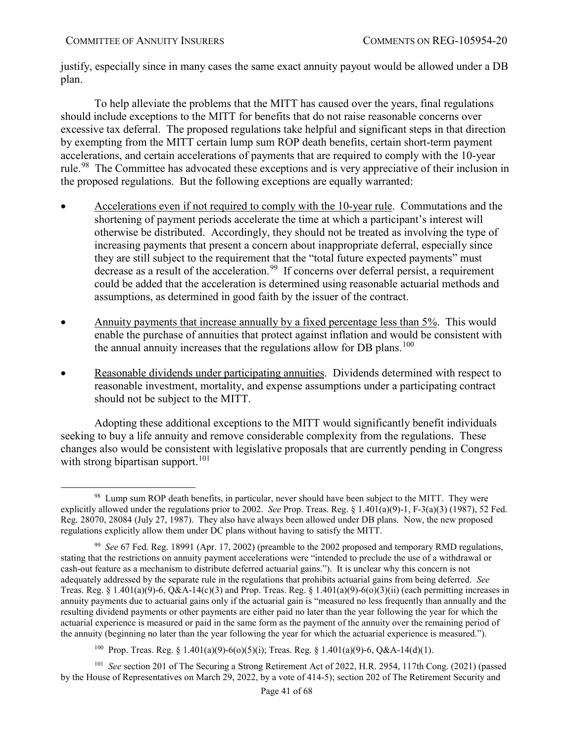justify, especially since in many cases the same exact annuity payout would be allowed under a DB plan.

To help alleviate the problems that the MITT has caused over the years, final regulations should include exceptions to the MITT for benefits that do not raise reasonable concerns over excessive tax deferral. The proposed regulations take helpful and significant steps in that direction by exempting from the MITT certain lump sum ROP death benefits, certain short-term payment accelerations, and certain accelerations of payments that are required to comply with the 10-year rule.[98] The Committee has advocated these exceptions and is very appreciative of their inclusion in the proposed regulations. But the following exceptions are equally warranted:

- Accelerations even if not required to comply with the 10-year rule. Commutations and the shortening of payment periods accelerate the time at which a participant's interest will otherwise be distributed. Accordingly, they should not be treated as involving the type of increasing payments that present a concern about inappropriate deferral, especially since they are still subject to the requirement that the "total future expected payments" must decrease as a result of the acceleration.[99] If concerns over deferral persist, a requirement could be added that the acceleration is determined using reasonable actuarial methods and assumptions, as determined in good faith by the issuer of the contract.

- Annuity payments that increase annually by a fixed percentage less than 5%. This would enable the purchase of annuities that protect against inflation and would be consistent with the annual annuity increases that the regulations allow for DB plans.[100]

- Reasonable dividends under participating annuities. Dividends determined with respect to reasonable investment, mortality, and expense assumptions under a participating contract should not be subject to the MITT.

Adopting these additional exceptions to the MITT would significantly benefit individuals seeking to buy a life annuity and remove considerable complexity from the regulations. These changes also would be consistent with legislative proposals that are currently pending in Congress with strong bipartisan support.[101]

---

[98] Lump sum ROP death benefits, in particular, never should have been subject to the MITT. They were explicitly allowed under the regulations prior to 2002. *See* Prop. Treas. Reg. § 1.401(a)(9)-1, F-3(a)(3) (1987), 52 Fed. Reg. 28070, 28084 (July 27, 1987). They also have always been allowed under DB plans. Now, the new proposed regulations explicitly allow them under DC plans without having to satisfy the MITT.

[99] *See* 67 Fed. Reg. 18991 (Apr. 17, 2002) (preamble to the 2002 proposed and temporary RMD regulations, stating that the restrictions on annuity payment accelerations were "intended to preclude the use of a withdrawal or cash-out feature as a mechanism to distribute deferred actuarial gains."). It is unclear why this concern is not adequately addressed by the separate rule in the regulations that prohibits actuarial gains from being deferred. *See* Treas. Reg. § 1.401(a)(9)-6, Q&A-14(c)(3) and Prop. Treas. Reg. § 1.401(a)(9)-6(o)(3)(ii) (each permitting increases in annuity payments due to actuarial gains only if the actuarial gain is "measured no less frequently than annually and the resulting dividend payments or other payments are either paid no later than the year following the year for which the actuarial experience is measured or paid in the same form as the payment of the annuity over the remaining period of the annuity (beginning no later than the year following the year for which the actuarial experience is measured.").

[100] Prop. Treas. Reg. § 1.401(a)(9)-6(o)(5)(i); Treas. Reg. § 1.401(a)(9)-6, Q&A-14(d)(1).

[101] *See* section 201 of The Securing a Strong Retirement Act of 2022, H.R. 2954, 117th Cong. (2021) (passed by the House of Representatives on March 29, 2022, by a vote of 414-5); section 202 of The Retirement Security and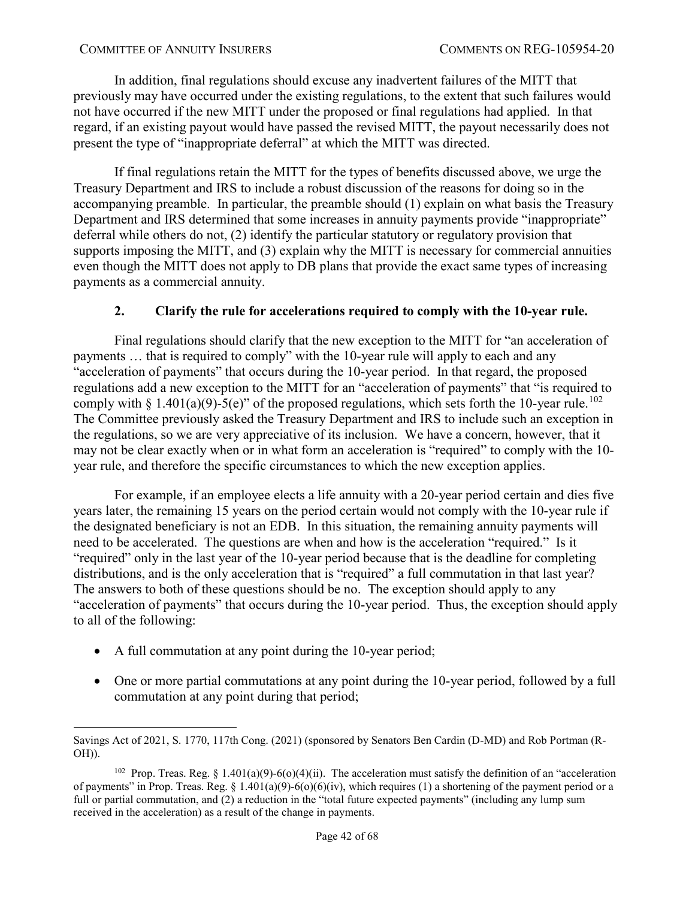In addition, final regulations should excuse any inadvertent failures of the MITT that previously may have occurred under the existing regulations, to the extent that such failures would not have occurred if the new MITT under the proposed or final regulations had applied. In that regard, if an existing payout would have passed the revised MITT, the payout necessarily does not present the type of "inappropriate deferral" at which the MITT was directed.

If final regulations retain the MITT for the types of benefits discussed above, we urge the Treasury Department and IRS to include a robust discussion of the reasons for doing so in the accompanying preamble. In particular, the preamble should (1) explain on what basis the Treasury Department and IRS determined that some increases in annuity payments provide "inappropriate" deferral while others do not, (2) identify the particular statutory or regulatory provision that supports imposing the MITT, and (3) explain why the MITT is necessary for commercial annuities even though the MITT does not apply to DB plans that provide the exact same types of increasing payments as a commercial annuity.

### 2. Clarify the rule for accelerations required to comply with the 10-year rule.

Final regulations should clarify that the new exception to the MITT for "an acceleration of payments … that is required to comply" with the 10-year rule will apply to each and any "acceleration of payments" that occurs during the 10-year period. In that regard, the proposed regulations add a new exception to the MITT for an "acceleration of payments" that "is required to comply with § 1.401(a)(9)-5(e)" of the proposed regulations, which sets forth the 10-year rule.[102] The Committee previously asked the Treasury Department and IRS to include such an exception in the regulations, so we are very appreciative of its inclusion. We have a concern, however, that it may not be clear exactly when or in what form an acceleration is "required" to comply with the 10-year rule, and therefore the specific circumstances to which the new exception applies.

For example, if an employee elects a life annuity with a 20-year period certain and dies five years later, the remaining 15 years on the period certain would not comply with the 10-year rule if the designated beneficiary is not an EDB. In this situation, the remaining annuity payments will need to be accelerated. The questions are when and how is the acceleration "required." Is it "required" only in the last year of the 10-year period because that is the deadline for completing distributions, and is the only acceleration that is "required" a full commutation in that last year? The answers to both of these questions should be no. The exception should apply to any "acceleration of payments" that occurs during the 10-year period. Thus, the exception should apply to all of the following:

- A full commutation at any point during the 10-year period;
- One or more partial commutations at any point during the 10-year period, followed by a full commutation at any point during that period;

---

Savings Act of 2021, S. 1770, 117th Cong. (2021) (sponsored by Senators Ben Cardin (D-MD) and Rob Portman (R-OH)).

[102] Prop. Treas. Reg. § 1.401(a)(9)-6(o)(4)(ii). The acceleration must satisfy the definition of an "acceleration of payments" in Prop. Treas. Reg. § 1.401(a)(9)-6(o)(6)(iv), which requires (1) a shortening of the payment period or a full or partial commutation, and (2) a reduction in the "total future expected payments" (including any lump sum received in the acceleration) as a result of the change in payments.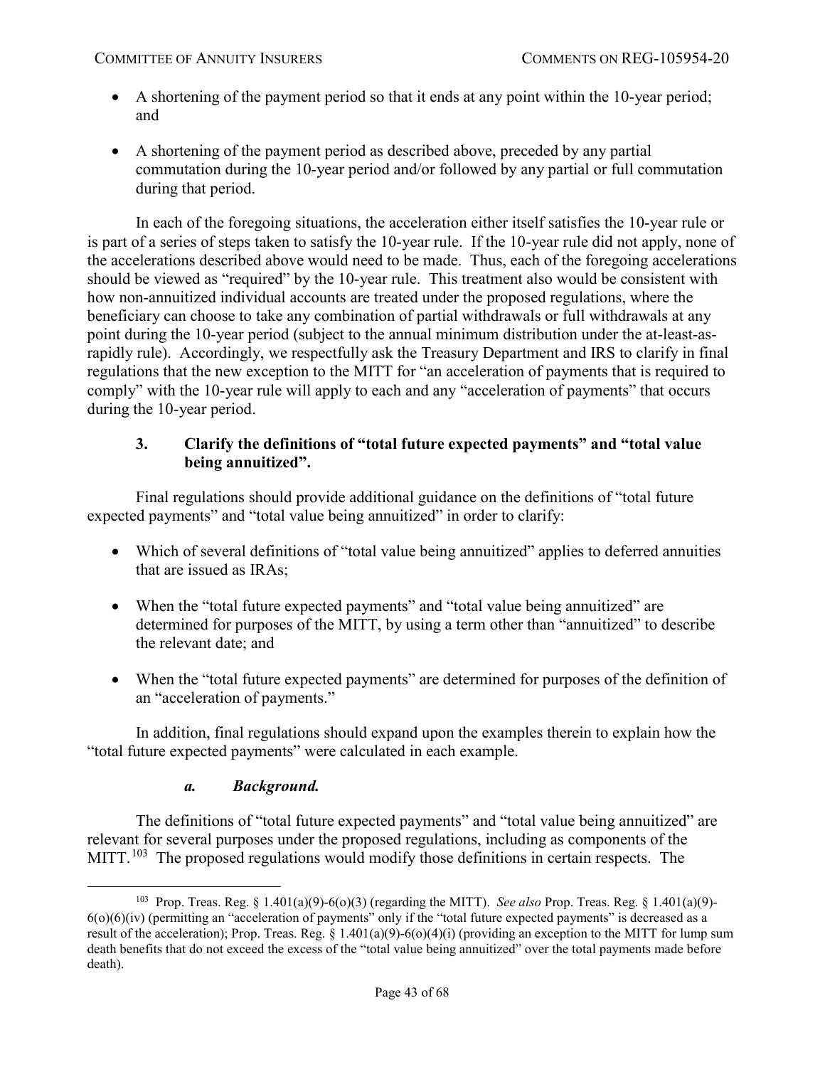- A shortening of the payment period so that it ends at any point within the 10-year period; and
- A shortening of the payment period as described above, preceded by any partial commutation during the 10-year period and/or followed by any partial or full commutation during that period.

In each of the foregoing situations, the acceleration either itself satisfies the 10-year rule or is part of a series of steps taken to satisfy the 10-year rule. If the 10-year rule did not apply, none of the accelerations described above would need to be made. Thus, each of the foregoing accelerations should be viewed as "required" by the 10-year rule. This treatment also would be consistent with how non-annuitized individual accounts are treated under the proposed regulations, where the beneficiary can choose to take any combination of partial withdrawals or full withdrawals at any point during the 10-year period (subject to the annual minimum distribution under the at-least-as-rapidly rule). Accordingly, we respectfully ask the Treasury Department and IRS to clarify in final regulations that the new exception to the MITT for "an acceleration of payments that is required to comply" with the 10-year rule will apply to each and any "acceleration of payments" that occurs during the 10-year period.

### 3. Clarify the definitions of "total future expected payments" and "total value being annuitized".

Final regulations should provide additional guidance on the definitions of "total future expected payments" and "total value being annuitized" in order to clarify:

- Which of several definitions of "total value being annuitized" applies to deferred annuities that are issued as IRAs;
- When the "total future expected payments" and "total value being annuitized" are determined for purposes of the MITT, by using a term other than "annuitized" to describe the relevant date; and
- When the "total future expected payments" are determined for purposes of the definition of an "acceleration of payments."

In addition, final regulations should expand upon the examples therein to explain how the "total future expected payments" were calculated in each example.

#### *a. Background.*

The definitions of "total future expected payments" and "total value being annuitized" are relevant for several purposes under the proposed regulations, including as components of the MITT.[103] The proposed regulations would modify those definitions in certain respects. The

---

[103] Prop. Treas. Reg. § 1.401(a)(9)-6(o)(3) (regarding the MITT). *See also* Prop. Treas. Reg. § 1.401(a)(9)-6(o)(6)(iv) (permitting an "acceleration of payments" only if the "total future expected payments" is decreased as a result of the acceleration); Prop. Treas. Reg. § 1.401(a)(9)-6(o)(4)(i) (providing an exception to the MITT for lump sum death benefits that do not exceed the excess of the "total value being annuitized" over the total payments made before death).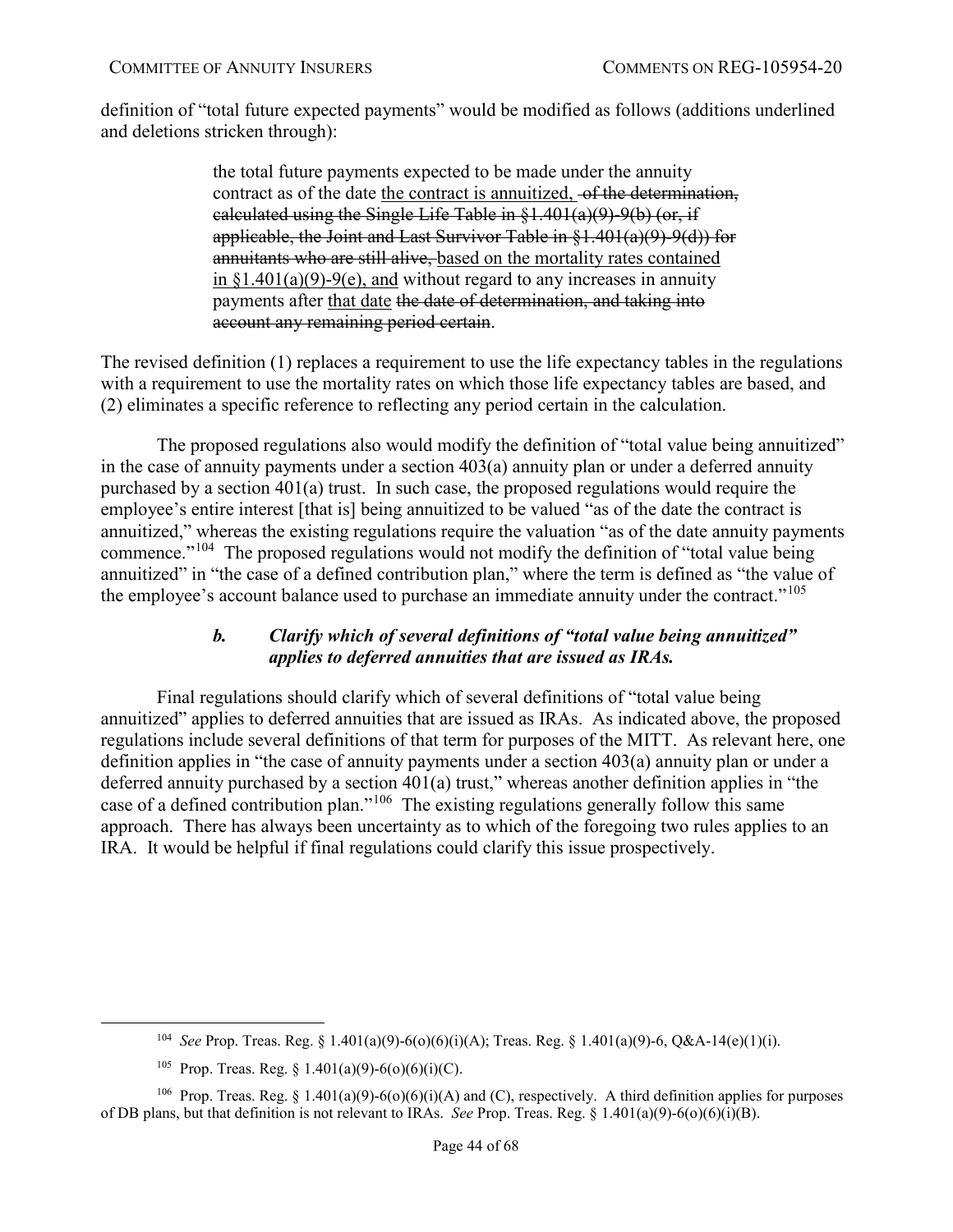definition of "total future expected payments" would be modified as follows (additions underlined and deletions stricken through):

> the total future payments expected to be made under the annuity contract as of the date <u>the contract is annuitized,</u> ~~of the determination, calculated using the Single Life Table in §1.401(a)(9)-9(b) (or, if applicable, the Joint and Last Survivor Table in §1.401(a)(9)-9(d)) for annuitants who are still alive,~~ <u>based on the mortality rates contained in §1.401(a)(9)-9(e), and</u> without regard to any increases in annuity payments after <u>that date</u> ~~the date of determination, and taking into account any remaining period certain~~.

The revised definition (1) replaces a requirement to use the life expectancy tables in the regulations with a requirement to use the mortality rates on which those life expectancy tables are based, and (2) eliminates a specific reference to reflecting any period certain in the calculation.

The proposed regulations also would modify the definition of "total value being annuitized" in the case of annuity payments under a section 403(a) annuity plan or under a deferred annuity purchased by a section 401(a) trust. In such case, the proposed regulations would require the employee's entire interest [that is] being annuitized to be valued "as of the date the contract is annuitized," whereas the existing regulations require the valuation "as of the date annuity payments commence."[104] The proposed regulations would not modify the definition of "total value being annuitized" in "the case of a defined contribution plan," where the term is defined as "the value of the employee's account balance used to purchase an immediate annuity under the contract."[105]

### *b. Clarify which of several definitions of "total value being annuitized" applies to deferred annuities that are issued as IRAs.*

Final regulations should clarify which of several definitions of "total value being annuitized" applies to deferred annuities that are issued as IRAs. As indicated above, the proposed regulations include several definitions of that term for purposes of the MITT. As relevant here, one definition applies in "the case of annuity payments under a section 403(a) annuity plan or under a deferred annuity purchased by a section 401(a) trust," whereas another definition applies in "the case of a defined contribution plan."[106] The existing regulations generally follow this same approach. There has always been uncertainty as to which of the foregoing two rules applies to an IRA. It would be helpful if final regulations could clarify this issue prospectively.

---

[104] *See* Prop. Treas. Reg. § 1.401(a)(9)-6(o)(6)(i)(A); Treas. Reg. § 1.401(a)(9)-6, Q&A-14(e)(1)(i).

[105] Prop. Treas. Reg. § 1.401(a)(9)-6(o)(6)(i)(C).

[106] Prop. Treas. Reg. § 1.401(a)(9)-6(o)(6)(i)(A) and (C), respectively. A third definition applies for purposes of DB plans, but that definition is not relevant to IRAs. *See* Prop. Treas. Reg. § 1.401(a)(9)-6(o)(6)(i)(B).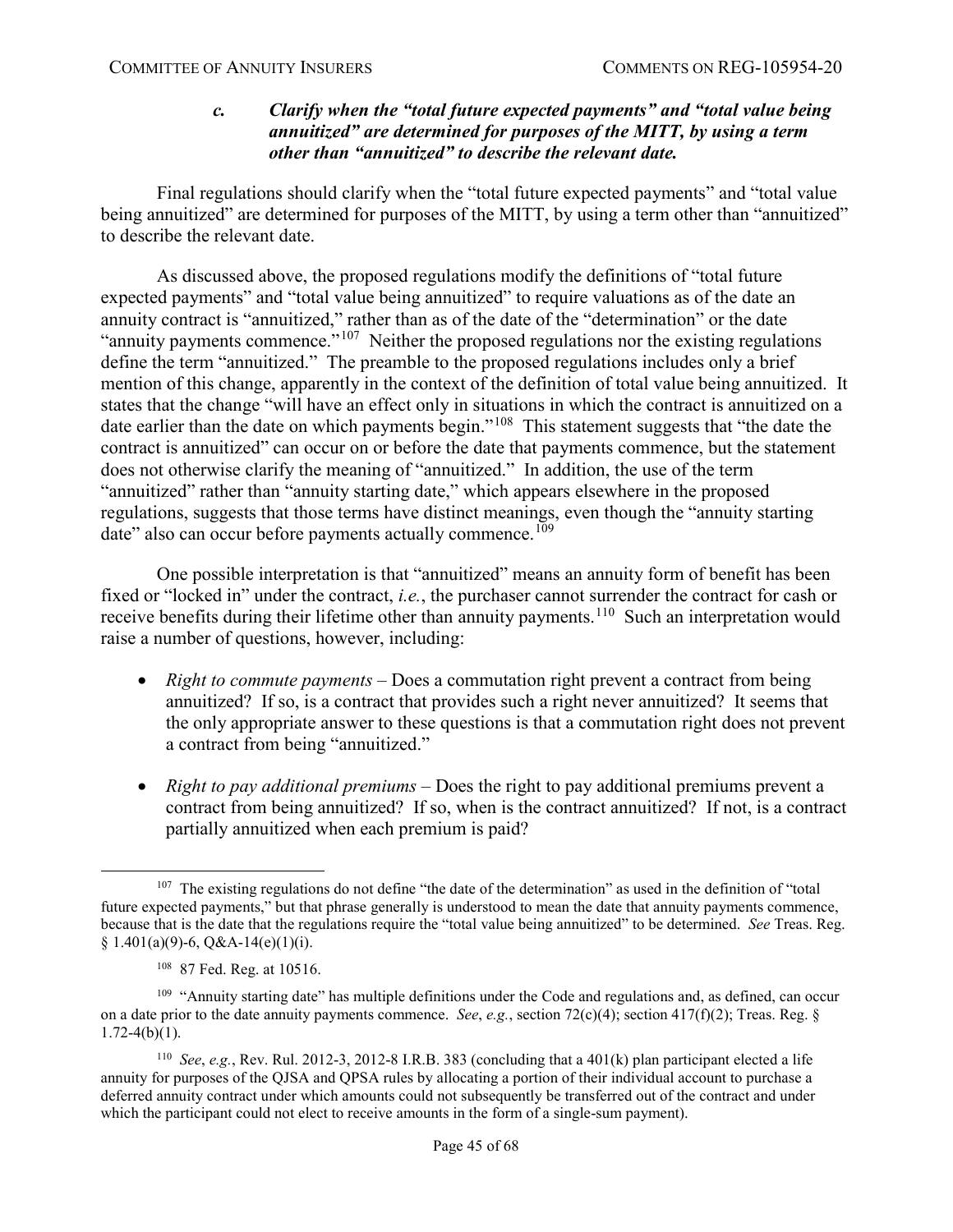### *c. Clarify when the "total future expected payments" and "total value being annuitized" are determined for purposes of the MITT, by using a term other than "annuitized" to describe the relevant date.*

Final regulations should clarify when the "total future expected payments" and "total value being annuitized" are determined for purposes of the MITT, by using a term other than "annuitized" to describe the relevant date.

As discussed above, the proposed regulations modify the definitions of "total future expected payments" and "total value being annuitized" to require valuations as of the date an annuity contract is "annuitized," rather than as of the date of the "determination" or the date "annuity payments commence."[107] Neither the proposed regulations nor the existing regulations define the term "annuitized." The preamble to the proposed regulations includes only a brief mention of this change, apparently in the context of the definition of total value being annuitized. It states that the change "will have an effect only in situations in which the contract is annuitized on a date earlier than the date on which payments begin."[108] This statement suggests that "the date the contract is annuitized" can occur on or before the date that payments commence, but the statement does not otherwise clarify the meaning of "annuitized." In addition, the use of the term "annuitized" rather than "annuity starting date," which appears elsewhere in the proposed regulations, suggests that those terms have distinct meanings, even though the "annuity starting date" also can occur before payments actually commence.[109]

One possible interpretation is that "annuitized" means an annuity form of benefit has been fixed or "locked in" under the contract, *i.e.*, the purchaser cannot surrender the contract for cash or receive benefits during their lifetime other than annuity payments.[110] Such an interpretation would raise a number of questions, however, including:

- *Right to commute payments* – Does a commutation right prevent a contract from being annuitized? If so, is a contract that provides such a right never annuitized? It seems that the only appropriate answer to these questions is that a commutation right does not prevent a contract from being "annuitized."
- *Right to pay additional premiums* – Does the right to pay additional premiums prevent a contract from being annuitized? If so, when is the contract annuitized? If not, is a contract partially annuitized when each premium is paid?

---

[107] The existing regulations do not define "the date of the determination" as used in the definition of "total future expected payments," but that phrase generally is understood to mean the date that annuity payments commence, because that is the date that the regulations require the "total value being annuitized" to be determined. *See* Treas. Reg. § 1.401(a)(9)-6, Q&A-14(e)(1)(i).

[108] 87 Fed. Reg. at 10516.

[109] "Annuity starting date" has multiple definitions under the Code and regulations and, as defined, can occur on a date prior to the date annuity payments commence. *See*, *e.g.*, section 72(c)(4); section 417(f)(2); Treas. Reg. § 1.72-4(b)(1).

[110] *See*, *e.g.*, Rev. Rul. 2012-3, 2012-8 I.R.B. 383 (concluding that a 401(k) plan participant elected a life annuity for purposes of the QJSA and QPSA rules by allocating a portion of their individual account to purchase a deferred annuity contract under which amounts could not subsequently be transferred out of the contract and under which the participant could not elect to receive amounts in the form of a single-sum payment).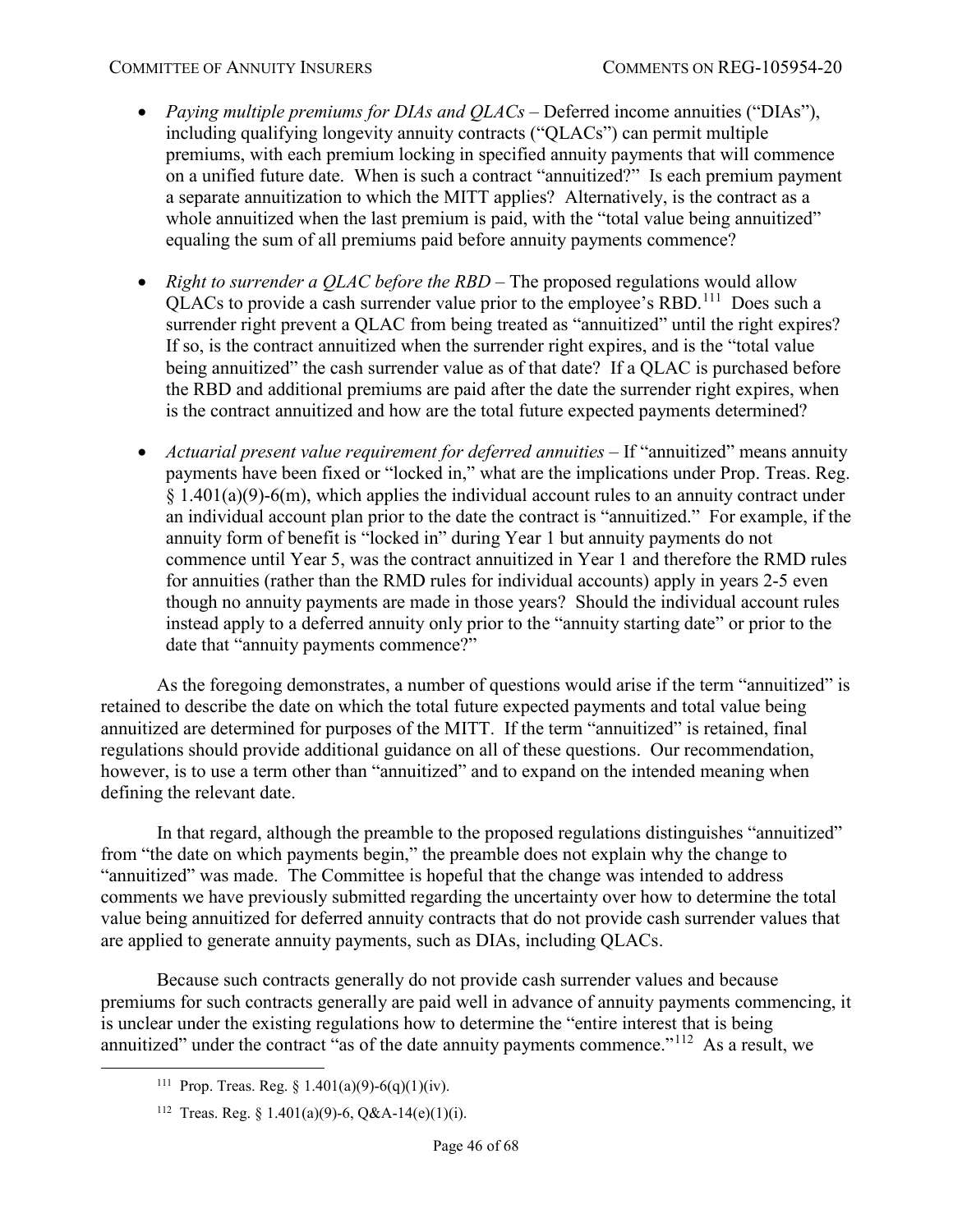- *Paying multiple premiums for DIAs and QLACs* – Deferred income annuities ("DIAs"), including qualifying longevity annuity contracts ("QLACs") can permit multiple premiums, with each premium locking in specified annuity payments that will commence on a unified future date. When is such a contract "annuitized?" Is each premium payment a separate annuitization to which the MITT applies? Alternatively, is the contract as a whole annuitized when the last premium is paid, with the "total value being annuitized" equaling the sum of all premiums paid before annuity payments commence?

- *Right to surrender a QLAC before the RBD* – The proposed regulations would allow QLACs to provide a cash surrender value prior to the employee's RBD.[111] Does such a surrender right prevent a QLAC from being treated as "annuitized" until the right expires? If so, is the contract annuitized when the surrender right expires, and is the "total value being annuitized" the cash surrender value as of that date? If a QLAC is purchased before the RBD and additional premiums are paid after the date the surrender right expires, when is the contract annuitized and how are the total future expected payments determined?

- *Actuarial present value requirement for deferred annuities* – If "annuitized" means annuity payments have been fixed or "locked in," what are the implications under Prop. Treas. Reg. § 1.401(a)(9)-6(m), which applies the individual account rules to an annuity contract under an individual account plan prior to the date the contract is "annuitized." For example, if the annuity form of benefit is "locked in" during Year 1 but annuity payments do not commence until Year 5, was the contract annuitized in Year 1 and therefore the RMD rules for annuities (rather than the RMD rules for individual accounts) apply in years 2-5 even though no annuity payments are made in those years? Should the individual account rules instead apply to a deferred annuity only prior to the "annuity starting date" or prior to the date that "annuity payments commence?"

As the foregoing demonstrates, a number of questions would arise if the term "annuitized" is retained to describe the date on which the total future expected payments and total value being annuitized are determined for purposes of the MITT. If the term "annuitized" is retained, final regulations should provide additional guidance on all of these questions. Our recommendation, however, is to use a term other than "annuitized" and to expand on the intended meaning when defining the relevant date.

In that regard, although the preamble to the proposed regulations distinguishes "annuitized" from "the date on which payments begin," the preamble does not explain why the change to "annuitized" was made. The Committee is hopeful that the change was intended to address comments we have previously submitted regarding the uncertainty over how to determine the total value being annuitized for deferred annuity contracts that do not provide cash surrender values that are applied to generate annuity payments, such as DIAs, including QLACs.

Because such contracts generally do not provide cash surrender values and because premiums for such contracts generally are paid well in advance of annuity payments commencing, it is unclear under the existing regulations how to determine the "entire interest that is being annuitized" under the contract "as of the date annuity payments commence."[112] As a result, we

---

[111] Prop. Treas. Reg. § 1.401(a)(9)-6(q)(1)(iv).

[112] Treas. Reg. § 1.401(a)(9)-6, Q&A-14(e)(1)(i).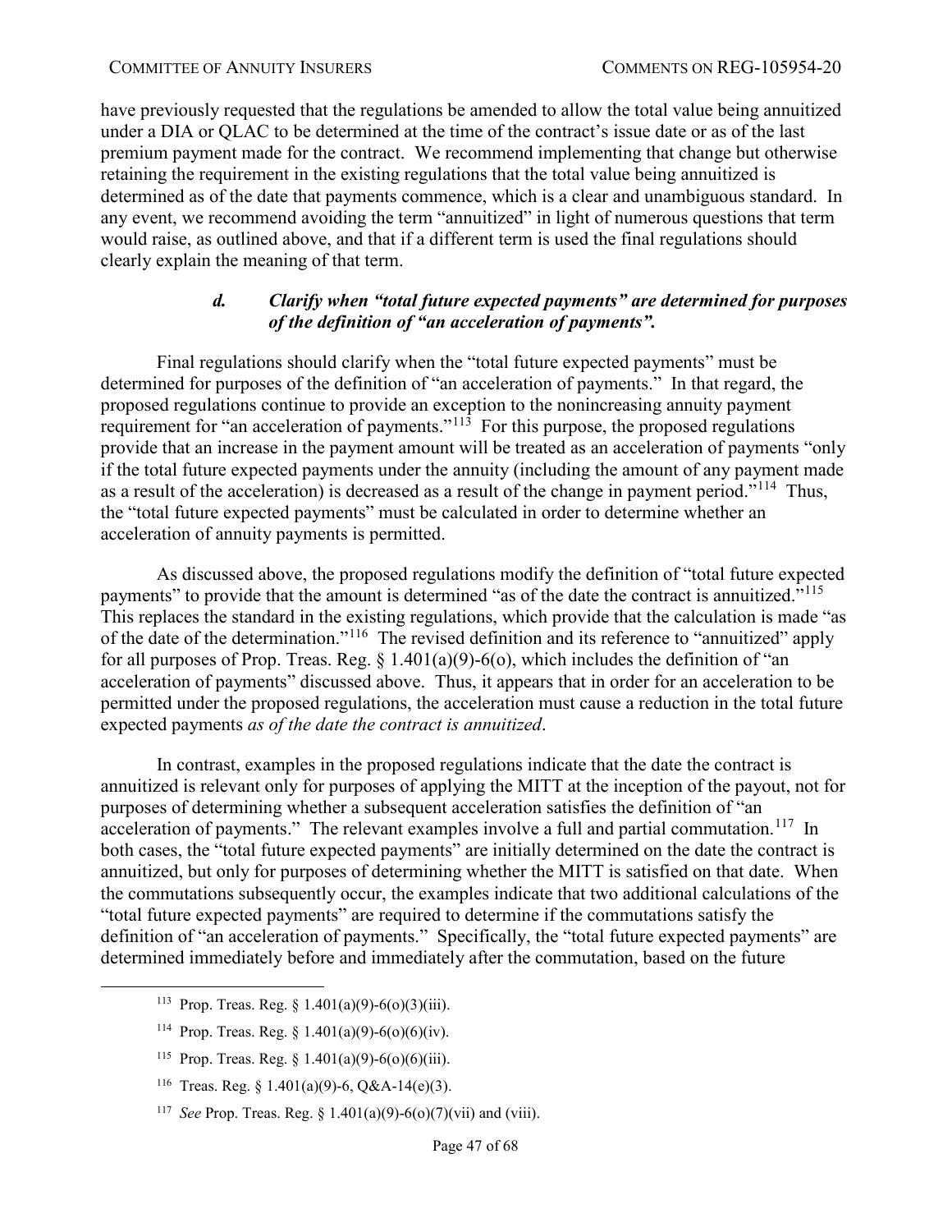have previously requested that the regulations be amended to allow the total value being annuitized under a DIA or QLAC to be determined at the time of the contract's issue date or as of the last premium payment made for the contract. We recommend implementing that change but otherwise retaining the requirement in the existing regulations that the total value being annuitized is determined as of the date that payments commence, which is a clear and unambiguous standard. In any event, we recommend avoiding the term "annuitized" in light of numerous questions that term would raise, as outlined above, and that if a different term is used the final regulations should clearly explain the meaning of that term.

#### *d. Clarify when "total future expected payments" are determined for purposes of the definition of "an acceleration of payments".*

Final regulations should clarify when the "total future expected payments" must be determined for purposes of the definition of "an acceleration of payments." In that regard, the proposed regulations continue to provide an exception to the nonincreasing annuity payment requirement for "an acceleration of payments."[113] For this purpose, the proposed regulations provide that an increase in the payment amount will be treated as an acceleration of payments "only if the total future expected payments under the annuity (including the amount of any payment made as a result of the acceleration) is decreased as a result of the change in payment period."[114] Thus, the "total future expected payments" must be calculated in order to determine whether an acceleration of annuity payments is permitted.

As discussed above, the proposed regulations modify the definition of "total future expected payments" to provide that the amount is determined "as of the date the contract is annuitized."[115] This replaces the standard in the existing regulations, which provide that the calculation is made "as of the date of the determination."[116] The revised definition and its reference to "annuitized" apply for all purposes of Prop. Treas. Reg. § 1.401(a)(9)-6(o), which includes the definition of "an acceleration of payments" discussed above. Thus, it appears that in order for an acceleration to be permitted under the proposed regulations, the acceleration must cause a reduction in the total future expected payments *as of the date the contract is annuitized*.

In contrast, examples in the proposed regulations indicate that the date the contract is annuitized is relevant only for purposes of applying the MITT at the inception of the payout, not for purposes of determining whether a subsequent acceleration satisfies the definition of "an acceleration of payments." The relevant examples involve a full and partial commutation.[117] In both cases, the "total future expected payments" are initially determined on the date the contract is annuitized, but only for purposes of determining whether the MITT is satisfied on that date. When the commutations subsequently occur, the examples indicate that two additional calculations of the "total future expected payments" are required to determine if the commutations satisfy the definition of "an acceleration of payments." Specifically, the "total future expected payments" are determined immediately before and immediately after the commutation, based on the future

---

[113] Prop. Treas. Reg. § 1.401(a)(9)-6(o)(3)(iii).

[114] Prop. Treas. Reg. § 1.401(a)(9)-6(o)(6)(iv).

[115] Prop. Treas. Reg. § 1.401(a)(9)-6(o)(6)(iii).

[116] Treas. Reg. § 1.401(a)(9)-6, Q&A-14(e)(3).

[117] *See* Prop. Treas. Reg. § 1.401(a)(9)-6(o)(7)(vii) and (viii).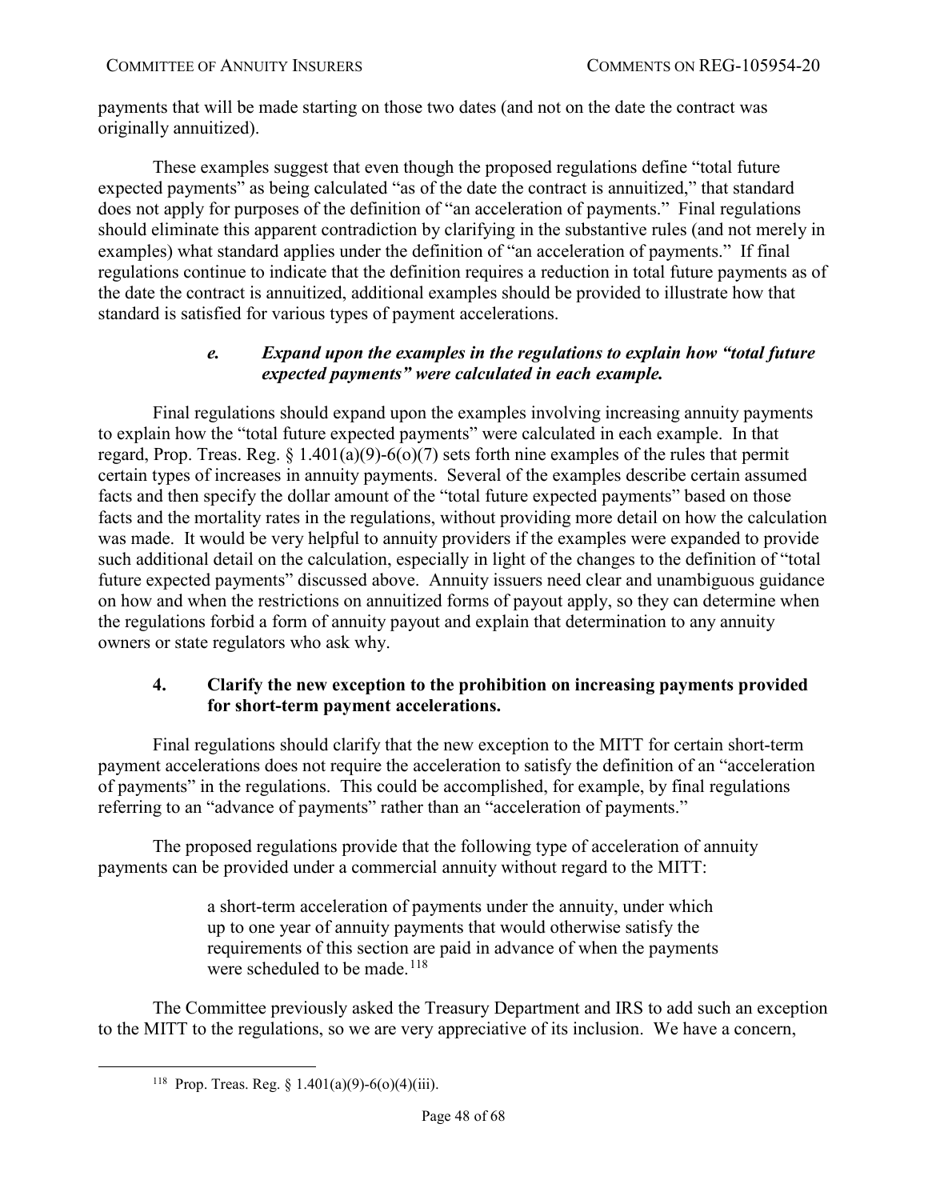payments that will be made starting on those two dates (and not on the date the contract was originally annuitized).

These examples suggest that even though the proposed regulations define "total future expected payments" as being calculated "as of the date the contract is annuitized," that standard does not apply for purposes of the definition of "an acceleration of payments." Final regulations should eliminate this apparent contradiction by clarifying in the substantive rules (and not merely in examples) what standard applies under the definition of "an acceleration of payments." If final regulations continue to indicate that the definition requires a reduction in total future payments as of the date the contract is annuitized, additional examples should be provided to illustrate how that standard is satisfied for various types of payment accelerations.

#### *e. Expand upon the examples in the regulations to explain how "total future expected payments" were calculated in each example.*

Final regulations should expand upon the examples involving increasing annuity payments to explain how the "total future expected payments" were calculated in each example. In that regard, Prop. Treas. Reg. § 1.401(a)(9)-6(o)(7) sets forth nine examples of the rules that permit certain types of increases in annuity payments. Several of the examples describe certain assumed facts and then specify the dollar amount of the "total future expected payments" based on those facts and the mortality rates in the regulations, without providing more detail on how the calculation was made. It would be very helpful to annuity providers if the examples were expanded to provide such additional detail on the calculation, especially in light of the changes to the definition of "total future expected payments" discussed above. Annuity issuers need clear and unambiguous guidance on how and when the restrictions on annuitized forms of payout apply, so they can determine when the regulations forbid a form of annuity payout and explain that determination to any annuity owners or state regulators who ask why.

### 4. Clarify the new exception to the prohibition on increasing payments provided for short-term payment accelerations.

Final regulations should clarify that the new exception to the MITT for certain short-term payment accelerations does not require the acceleration to satisfy the definition of an "acceleration of payments" in the regulations. This could be accomplished, for example, by final regulations referring to an "advance of payments" rather than an "acceleration of payments."

The proposed regulations provide that the following type of acceleration of annuity payments can be provided under a commercial annuity without regard to the MITT:

> a short-term acceleration of payments under the annuity, under which up to one year of annuity payments that would otherwise satisfy the requirements of this section are paid in advance of when the payments were scheduled to be made.[118]

The Committee previously asked the Treasury Department and IRS to add such an exception to the MITT to the regulations, so we are very appreciative of its inclusion. We have a concern,

[118] Prop. Treas. Reg. § 1.401(a)(9)-6(o)(4)(iii).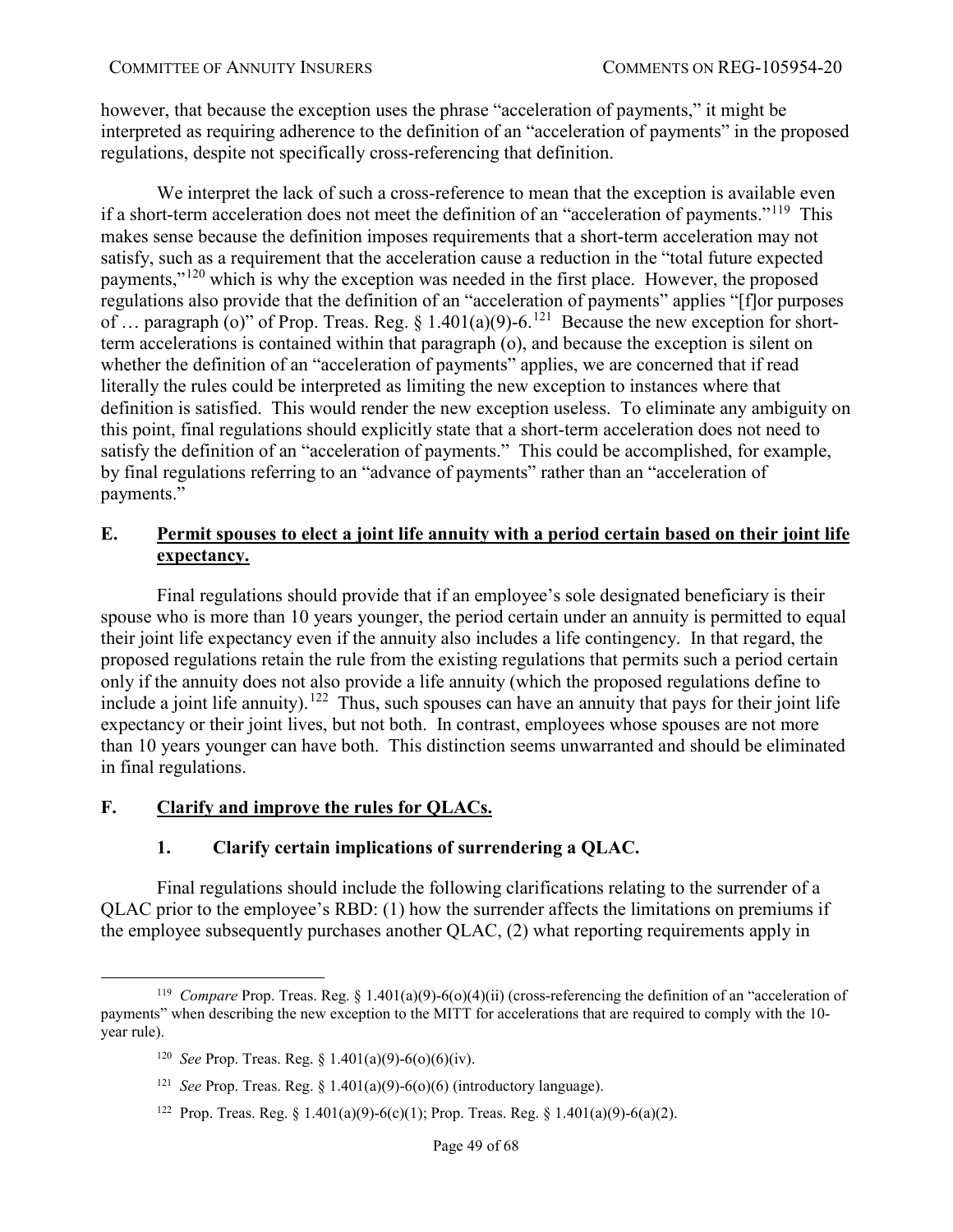however, that because the exception uses the phrase "acceleration of payments," it might be interpreted as requiring adherence to the definition of an "acceleration of payments" in the proposed regulations, despite not specifically cross-referencing that definition.

We interpret the lack of such a cross-reference to mean that the exception is available even if a short-term acceleration does not meet the definition of an "acceleration of payments."[119] This makes sense because the definition imposes requirements that a short-term acceleration may not satisfy, such as a requirement that the acceleration cause a reduction in the "total future expected payments,"[120] which is why the exception was needed in the first place. However, the proposed regulations also provide that the definition of an "acceleration of payments" applies "[f]or purposes of … paragraph (o)" of Prop. Treas. Reg. § 1.401(a)(9)-6.[121] Because the new exception for short-term accelerations is contained within that paragraph (o), and because the exception is silent on whether the definition of an "acceleration of payments" applies, we are concerned that if read literally the rules could be interpreted as limiting the new exception to instances where that definition is satisfied. This would render the new exception useless. To eliminate any ambiguity on this point, final regulations should explicitly state that a short-term acceleration does not need to satisfy the definition of an "acceleration of payments." This could be accomplished, for example, by final regulations referring to an "advance of payments" rather than an "acceleration of payments."

## E. <u>Permit spouses to elect a joint life annuity with a period certain based on their joint life expectancy.</u>

Final regulations should provide that if an employee's sole designated beneficiary is their spouse who is more than 10 years younger, the period certain under an annuity is permitted to equal their joint life expectancy even if the annuity also includes a life contingency. In that regard, the proposed regulations retain the rule from the existing regulations that permits such a period certain only if the annuity does not also provide a life annuity (which the proposed regulations define to include a joint life annuity).[122] Thus, such spouses can have an annuity that pays for their joint life expectancy or their joint lives, but not both. In contrast, employees whose spouses are not more than 10 years younger can have both. This distinction seems unwarranted and should be eliminated in final regulations.

## F. <u>Clarify and improve the rules for QLACs.</u>

### 1. Clarify certain implications of surrendering a QLAC.

Final regulations should include the following clarifications relating to the surrender of a QLAC prior to the employee's RBD: (1) how the surrender affects the limitations on premiums if the employee subsequently purchases another QLAC, (2) what reporting requirements apply in

---

[119] *Compare* Prop. Treas. Reg. § 1.401(a)(9)-6(o)(4)(ii) (cross-referencing the definition of an "acceleration of payments" when describing the new exception to the MITT for accelerations that are required to comply with the 10-year rule).

[120] *See* Prop. Treas. Reg. § 1.401(a)(9)-6(o)(6)(iv).

[121] *See* Prop. Treas. Reg. § 1.401(a)(9)-6(o)(6) (introductory language).

[122] Prop. Treas. Reg. § 1.401(a)(9)-6(c)(1); Prop. Treas. Reg. § 1.401(a)(9)-6(a)(2).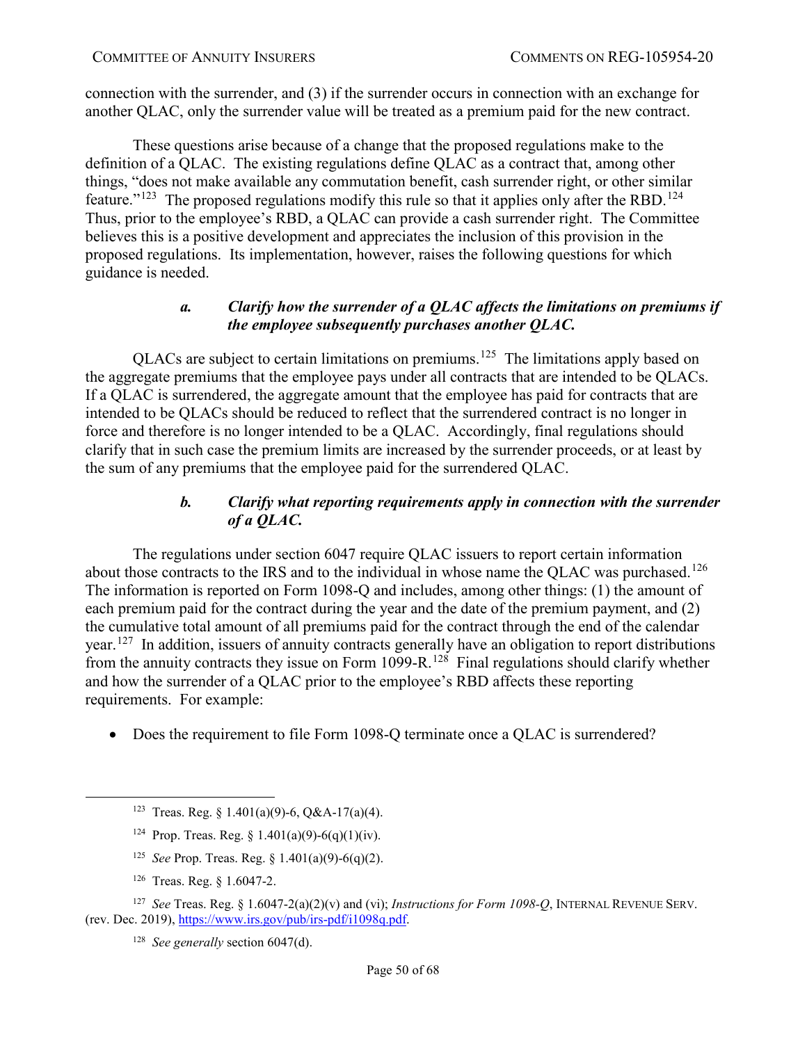connection with the surrender, and (3) if the surrender occurs in connection with an exchange for another QLAC, only the surrender value will be treated as a premium paid for the new contract.

These questions arise because of a change that the proposed regulations make to the definition of a QLAC. The existing regulations define QLAC as a contract that, among other things, "does not make available any commutation benefit, cash surrender right, or other similar feature."[123] The proposed regulations modify this rule so that it applies only after the RBD.[124] Thus, prior to the employee's RBD, a QLAC can provide a cash surrender right. The Committee believes this is a positive development and appreciates the inclusion of this provision in the proposed regulations. Its implementation, however, raises the following questions for which guidance is needed.

#### *a. Clarify how the surrender of a QLAC affects the limitations on premiums if the employee subsequently purchases another QLAC.*

QLACs are subject to certain limitations on premiums.[125] The limitations apply based on the aggregate premiums that the employee pays under all contracts that are intended to be QLACs. If a QLAC is surrendered, the aggregate amount that the employee has paid for contracts that are intended to be QLACs should be reduced to reflect that the surrendered contract is no longer in force and therefore is no longer intended to be a QLAC. Accordingly, final regulations should clarify that in such case the premium limits are increased by the surrender proceeds, or at least by the sum of any premiums that the employee paid for the surrendered QLAC.

#### *b. Clarify what reporting requirements apply in connection with the surrender of a QLAC.*

The regulations under section 6047 require QLAC issuers to report certain information about those contracts to the IRS and to the individual in whose name the QLAC was purchased.[126] The information is reported on Form 1098-Q and includes, among other things: (1) the amount of each premium paid for the contract during the year and the date of the premium payment, and (2) the cumulative total amount of all premiums paid for the contract through the end of the calendar year.[127] In addition, issuers of annuity contracts generally have an obligation to report distributions from the annuity contracts they issue on Form 1099-R.[128] Final regulations should clarify whether and how the surrender of a QLAC prior to the employee's RBD affects these reporting requirements. For example:

- Does the requirement to file Form 1098-Q terminate once a QLAC is surrendered?

---

[123] Treas. Reg. § 1.401(a)(9)-6, Q&A-17(a)(4).

[124] Prop. Treas. Reg. § 1.401(a)(9)-6(q)(1)(iv).

[125] *See* Prop. Treas. Reg. § 1.401(a)(9)-6(q)(2).

[126] Treas. Reg. § 1.6047-2.

[127] *See* Treas. Reg. § 1.6047-2(a)(2)(v) and (vi); *Instructions for Form 1098-Q*, INTERNAL REVENUE SERV. (rev. Dec. 2019), https://www.irs.gov/pub/irs-pdf/i1098q.pdf.

[128] *See generally* section 6047(d).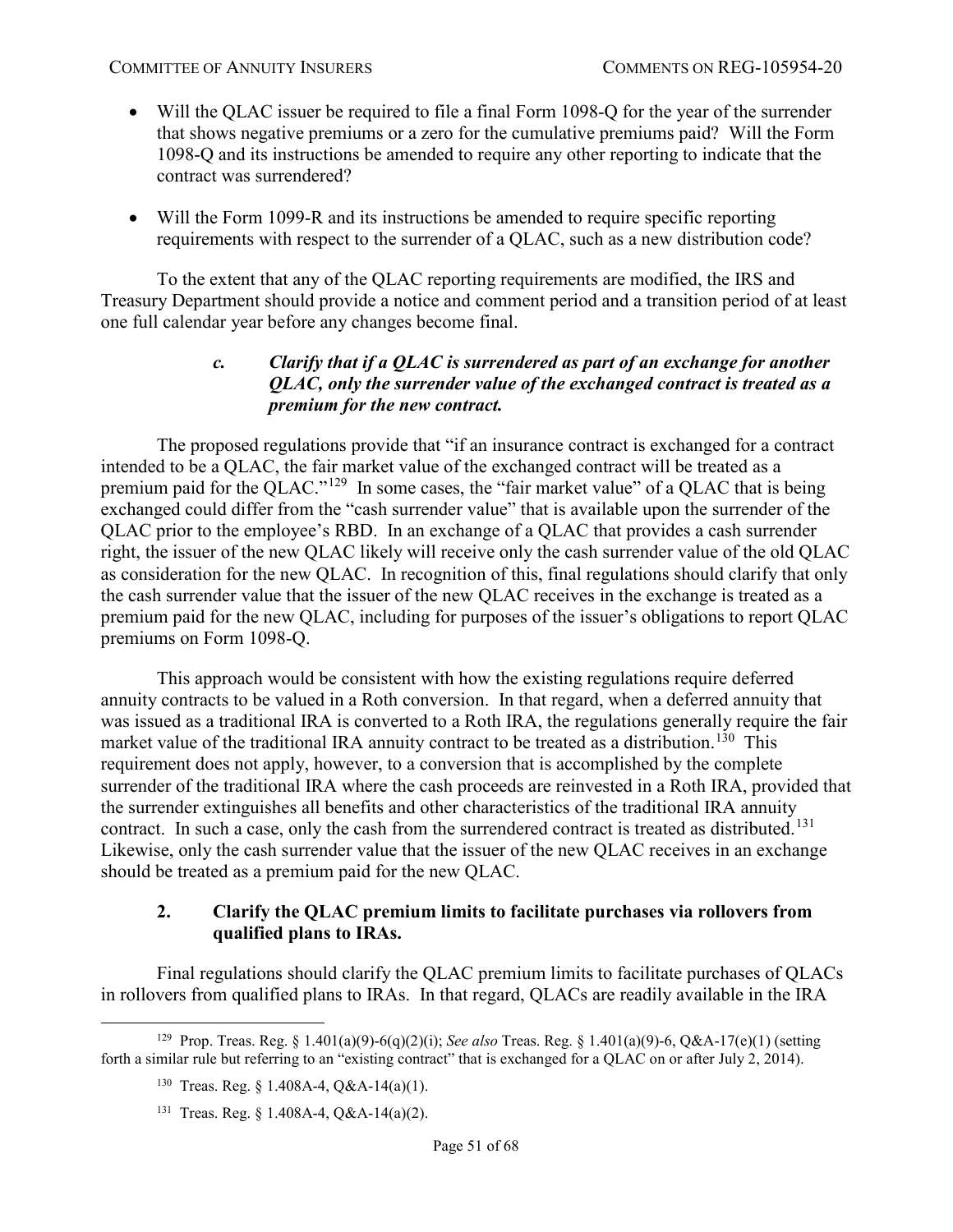- Will the QLAC issuer be required to file a final Form 1098-Q for the year of the surrender that shows negative premiums or a zero for the cumulative premiums paid? Will the Form 1098-Q and its instructions be amended to require any other reporting to indicate that the contract was surrendered?
- Will the Form 1099-R and its instructions be amended to require specific reporting requirements with respect to the surrender of a QLAC, such as a new distribution code?

To the extent that any of the QLAC reporting requirements are modified, the IRS and Treasury Department should provide a notice and comment period and a transition period of at least one full calendar year before any changes become final.

#### *c. Clarify that if a QLAC is surrendered as part of an exchange for another QLAC, only the surrender value of the exchanged contract is treated as a premium for the new contract.*

The proposed regulations provide that "if an insurance contract is exchanged for a contract intended to be a QLAC, the fair market value of the exchanged contract will be treated as a premium paid for the QLAC."[129] In some cases, the "fair market value" of a QLAC that is being exchanged could differ from the "cash surrender value" that is available upon the surrender of the QLAC prior to the employee's RBD. In an exchange of a QLAC that provides a cash surrender right, the issuer of the new QLAC likely will receive only the cash surrender value of the old QLAC as consideration for the new QLAC. In recognition of this, final regulations should clarify that only the cash surrender value that the issuer of the new QLAC receives in the exchange is treated as a premium paid for the new QLAC, including for purposes of the issuer's obligations to report QLAC premiums on Form 1098-Q.

This approach would be consistent with how the existing regulations require deferred annuity contracts to be valued in a Roth conversion. In that regard, when a deferred annuity that was issued as a traditional IRA is converted to a Roth IRA, the regulations generally require the fair market value of the traditional IRA annuity contract to be treated as a distribution.[130] This requirement does not apply, however, to a conversion that is accomplished by the complete surrender of the traditional IRA where the cash proceeds are reinvested in a Roth IRA, provided that the surrender extinguishes all benefits and other characteristics of the traditional IRA annuity contract. In such a case, only the cash from the surrendered contract is treated as distributed.[131] Likewise, only the cash surrender value that the issuer of the new QLAC receives in an exchange should be treated as a premium paid for the new QLAC.

### 2. Clarify the QLAC premium limits to facilitate purchases via rollovers from qualified plans to IRAs.

Final regulations should clarify the QLAC premium limits to facilitate purchases of QLACs in rollovers from qualified plans to IRAs. In that regard, QLACs are readily available in the IRA

---

[129] Prop. Treas. Reg. § 1.401(a)(9)-6(q)(2)(i); *See also* Treas. Reg. § 1.401(a)(9)-6, Q&A-17(e)(1) (setting forth a similar rule but referring to an "existing contract" that is exchanged for a QLAC on or after July 2, 2014).

[130] Treas. Reg. § 1.408A-4, Q&A-14(a)(1).

[131] Treas. Reg. § 1.408A-4, Q&A-14(a)(2).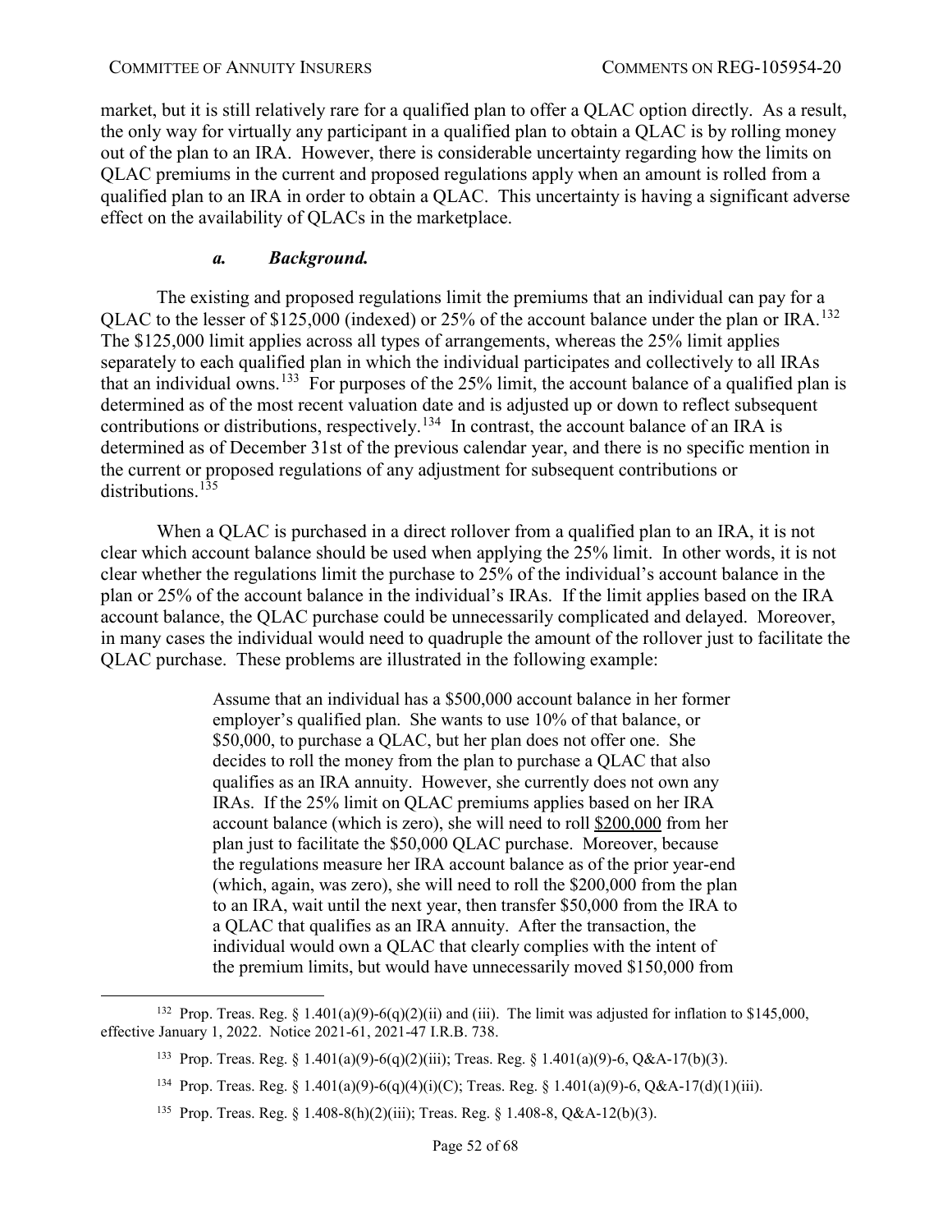market, but it is still relatively rare for a qualified plan to offer a QLAC option directly. As a result, the only way for virtually any participant in a qualified plan to obtain a QLAC is by rolling money out of the plan to an IRA. However, there is considerable uncertainty regarding how the limits on QLAC premiums in the current and proposed regulations apply when an amount is rolled from a qualified plan to an IRA in order to obtain a QLAC. This uncertainty is having a significant adverse effect on the availability of QLACs in the marketplace.

#### *a. Background.*

The existing and proposed regulations limit the premiums that an individual can pay for a QLAC to the lesser of $125,000 (indexed) or 25% of the account balance under the plan or IRA.[132] The $125,000 limit applies across all types of arrangements, whereas the 25% limit applies separately to each qualified plan in which the individual participates and collectively to all IRAs that an individual owns.[133] For purposes of the 25% limit, the account balance of a qualified plan is determined as of the most recent valuation date and is adjusted up or down to reflect subsequent contributions or distributions, respectively.[134] In contrast, the account balance of an IRA is determined as of December 31st of the previous calendar year, and there is no specific mention in the current or proposed regulations of any adjustment for subsequent contributions or distributions.[135]

When a QLAC is purchased in a direct rollover from a qualified plan to an IRA, it is not clear which account balance should be used when applying the 25% limit. In other words, it is not clear whether the regulations limit the purchase to 25% of the individual's account balance in the plan or 25% of the account balance in the individual's IRAs. If the limit applies based on the IRA account balance, the QLAC purchase could be unnecessarily complicated and delayed. Moreover, in many cases the individual would need to quadruple the amount of the rollover just to facilitate the QLAC purchase. These problems are illustrated in the following example:

> Assume that an individual has a $500,000 account balance in her former employer's qualified plan. She wants to use 10% of that balance, or $50,000, to purchase a QLAC, but her plan does not offer one. She decides to roll the money from the plan to purchase a QLAC that also qualifies as an IRA annuity. However, she currently does not own any IRAs. If the 25% limit on QLAC premiums applies based on her IRA account balance (which is zero), she will need to roll <u>$200,000</u> from her plan just to facilitate the $50,000 QLAC purchase. Moreover, because the regulations measure her IRA account balance as of the prior year-end (which, again, was zero), she will need to roll the $200,000 from the plan to an IRA, wait until the next year, then transfer $50,000 from the IRA to a QLAC that qualifies as an IRA annuity. After the transaction, the individual would own a QLAC that clearly complies with the intent of the premium limits, but would have unnecessarily moved $150,000 from

---

[132] Prop. Treas. Reg. § 1.401(a)(9)-6(q)(2)(ii) and (iii). The limit was adjusted for inflation to $145,000, effective January 1, 2022. Notice 2021-61, 2021-47 I.R.B. 738.

[133] Prop. Treas. Reg. § 1.401(a)(9)-6(q)(2)(iii); Treas. Reg. § 1.401(a)(9)-6, Q&A-17(b)(3).

[134] Prop. Treas. Reg. § 1.401(a)(9)-6(q)(4)(i)(C); Treas. Reg. § 1.401(a)(9)-6, Q&A-17(d)(1)(iii).

[135] Prop. Treas. Reg. § 1.408-8(h)(2)(iii); Treas. Reg. § 1.408-8, Q&A-12(b)(3).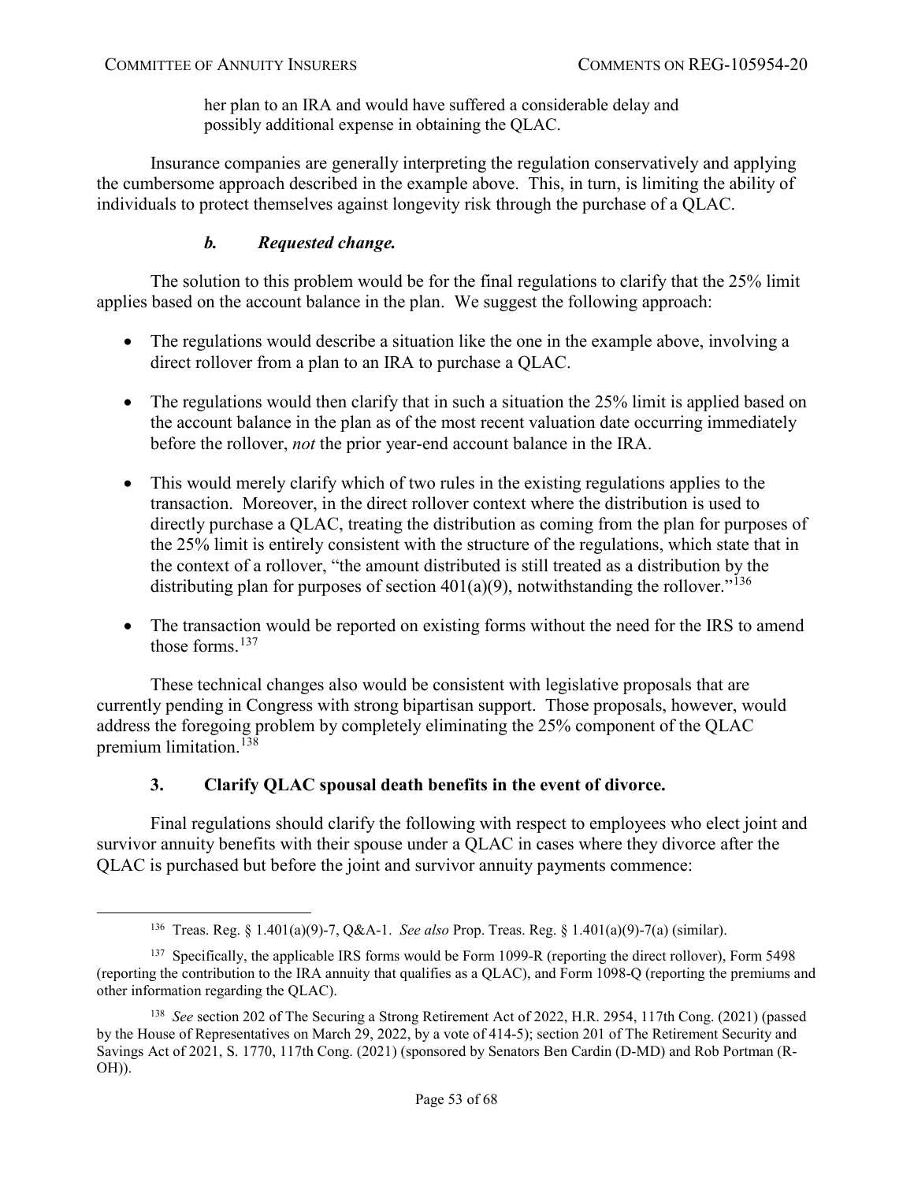her plan to an IRA and would have suffered a considerable delay and possibly additional expense in obtaining the QLAC.

Insurance companies are generally interpreting the regulation conservatively and applying the cumbersome approach described in the example above. This, in turn, is limiting the ability of individuals to protect themselves against longevity risk through the purchase of a QLAC.

#### *b. Requested change.*

The solution to this problem would be for the final regulations to clarify that the 25% limit applies based on the account balance in the plan. We suggest the following approach:

- The regulations would describe a situation like the one in the example above, involving a direct rollover from a plan to an IRA to purchase a QLAC.
- The regulations would then clarify that in such a situation the 25% limit is applied based on the account balance in the plan as of the most recent valuation date occurring immediately before the rollover, *not* the prior year-end account balance in the IRA.
- This would merely clarify which of two rules in the existing regulations applies to the transaction. Moreover, in the direct rollover context where the distribution is used to directly purchase a QLAC, treating the distribution as coming from the plan for purposes of the 25% limit is entirely consistent with the structure of the regulations, which state that in the context of a rollover, "the amount distributed is still treated as a distribution by the distributing plan for purposes of section 401(a)(9), notwithstanding the rollover."[136]
- The transaction would be reported on existing forms without the need for the IRS to amend those forms.[137]

These technical changes also would be consistent with legislative proposals that are currently pending in Congress with strong bipartisan support. Those proposals, however, would address the foregoing problem by completely eliminating the 25% component of the QLAC premium limitation.[138]

### 3. Clarify QLAC spousal death benefits in the event of divorce.

Final regulations should clarify the following with respect to employees who elect joint and survivor annuity benefits with their spouse under a QLAC in cases where they divorce after the QLAC is purchased but before the joint and survivor annuity payments commence:

---

[136] Treas. Reg. § 1.401(a)(9)-7, Q&A-1. *See also* Prop. Treas. Reg. § 1.401(a)(9)-7(a) (similar).

[137] Specifically, the applicable IRS forms would be Form 1099-R (reporting the direct rollover), Form 5498 (reporting the contribution to the IRA annuity that qualifies as a QLAC), and Form 1098-Q (reporting the premiums and other information regarding the QLAC).

[138] *See* section 202 of The Securing a Strong Retirement Act of 2022, H.R. 2954, 117th Cong. (2021) (passed by the House of Representatives on March 29, 2022, by a vote of 414-5); section 201 of The Retirement Security and Savings Act of 2021, S. 1770, 117th Cong. (2021) (sponsored by Senators Ben Cardin (D-MD) and Rob Portman (R-OH)).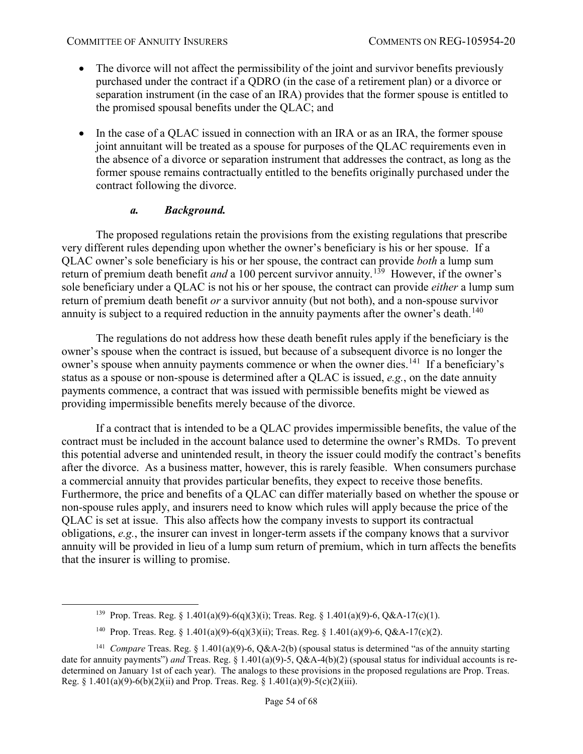- The divorce will not affect the permissibility of the joint and survivor benefits previously purchased under the contract if a QDRO (in the case of a retirement plan) or a divorce or separation instrument (in the case of an IRA) provides that the former spouse is entitled to the promised spousal benefits under the QLAC; and

- In the case of a QLAC issued in connection with an IRA or as an IRA, the former spouse joint annuitant will be treated as a spouse for purposes of the QLAC requirements even in the absence of a divorce or separation instrument that addresses the contract, as long as the former spouse remains contractually entitled to the benefits originally purchased under the contract following the divorce.

#### *a. Background.*

The proposed regulations retain the provisions from the existing regulations that prescribe very different rules depending upon whether the owner's beneficiary is his or her spouse. If a QLAC owner's sole beneficiary is his or her spouse, the contract can provide *both* a lump sum return of premium death benefit *and* a 100 percent survivor annuity.[139] However, if the owner's sole beneficiary under a QLAC is not his or her spouse, the contract can provide *either* a lump sum return of premium death benefit *or* a survivor annuity (but not both), and a non-spouse survivor annuity is subject to a required reduction in the annuity payments after the owner's death.[140]

The regulations do not address how these death benefit rules apply if the beneficiary is the owner's spouse when the contract is issued, but because of a subsequent divorce is no longer the owner's spouse when annuity payments commence or when the owner dies.[141] If a beneficiary's status as a spouse or non-spouse is determined after a QLAC is issued, *e.g.*, on the date annuity payments commence, a contract that was issued with permissible benefits might be viewed as providing impermissible benefits merely because of the divorce.

If a contract that is intended to be a QLAC provides impermissible benefits, the value of the contract must be included in the account balance used to determine the owner's RMDs. To prevent this potential adverse and unintended result, in theory the issuer could modify the contract's benefits after the divorce. As a business matter, however, this is rarely feasible. When consumers purchase a commercial annuity that provides particular benefits, they expect to receive those benefits. Furthermore, the price and benefits of a QLAC can differ materially based on whether the spouse or non-spouse rules apply, and insurers need to know which rules will apply because the price of the QLAC is set at issue. This also affects how the company invests to support its contractual obligations, *e.g.*, the insurer can invest in longer-term assets if the company knows that a survivor annuity will be provided in lieu of a lump sum return of premium, which in turn affects the benefits that the insurer is willing to promise.

---

[139] Prop. Treas. Reg. § 1.401(a)(9)-6(q)(3)(i); Treas. Reg. § 1.401(a)(9)-6, Q&A-17(c)(1).

[140] Prop. Treas. Reg. § 1.401(a)(9)-6(q)(3)(ii); Treas. Reg. § 1.401(a)(9)-6, Q&A-17(c)(2).

[141] *Compare* Treas. Reg. § 1.401(a)(9)-6, Q&A-2(b) (spousal status is determined "as of the annuity starting date for annuity payments") *and* Treas. Reg. § 1.401(a)(9)-5, Q&A-4(b)(2) (spousal status for individual accounts is re-determined on January 1st of each year). The analogs to these provisions in the proposed regulations are Prop. Treas. Reg. § 1.401(a)(9)-6(b)(2)(ii) and Prop. Treas. Reg. § 1.401(a)(9)-5(c)(2)(iii).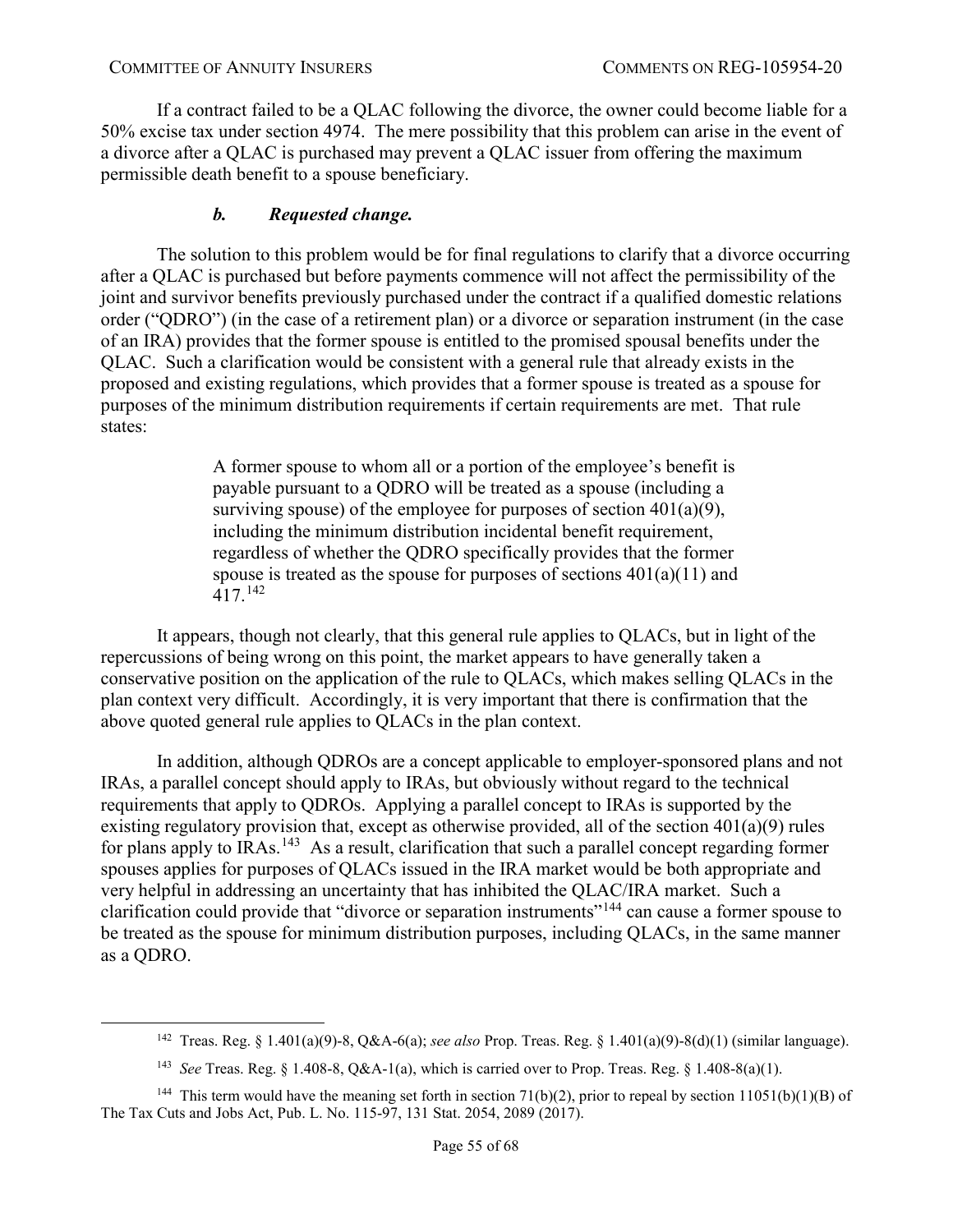If a contract failed to be a QLAC following the divorce, the owner could become liable for a 50% excise tax under section 4974. The mere possibility that this problem can arise in the event of a divorce after a QLAC is purchased may prevent a QLAC issuer from offering the maximum permissible death benefit to a spouse beneficiary.

#### *b. Requested change.*

The solution to this problem would be for final regulations to clarify that a divorce occurring after a QLAC is purchased but before payments commence will not affect the permissibility of the joint and survivor benefits previously purchased under the contract if a qualified domestic relations order ("QDRO") (in the case of a retirement plan) or a divorce or separation instrument (in the case of an IRA) provides that the former spouse is entitled to the promised spousal benefits under the QLAC. Such a clarification would be consistent with a general rule that already exists in the proposed and existing regulations, which provides that a former spouse is treated as a spouse for purposes of the minimum distribution requirements if certain requirements are met. That rule states:

> A former spouse to whom all or a portion of the employee's benefit is payable pursuant to a QDRO will be treated as a spouse (including a surviving spouse) of the employee for purposes of section 401(a)(9), including the minimum distribution incidental benefit requirement, regardless of whether the QDRO specifically provides that the former spouse is treated as the spouse for purposes of sections 401(a)(11) and 417.[142]

It appears, though not clearly, that this general rule applies to QLACs, but in light of the repercussions of being wrong on this point, the market appears to have generally taken a conservative position on the application of the rule to QLACs, which makes selling QLACs in the plan context very difficult. Accordingly, it is very important that there is confirmation that the above quoted general rule applies to QLACs in the plan context.

In addition, although QDROs are a concept applicable to employer-sponsored plans and not IRAs, a parallel concept should apply to IRAs, but obviously without regard to the technical requirements that apply to QDROs. Applying a parallel concept to IRAs is supported by the existing regulatory provision that, except as otherwise provided, all of the section 401(a)(9) rules for plans apply to IRAs.[143] As a result, clarification that such a parallel concept regarding former spouses applies for purposes of QLACs issued in the IRA market would be both appropriate and very helpful in addressing an uncertainty that has inhibited the QLAC/IRA market. Such a clarification could provide that "divorce or separation instruments"[144] can cause a former spouse to be treated as the spouse for minimum distribution purposes, including QLACs, in the same manner as a QDRO.

---

[142] Treas. Reg. § 1.401(a)(9)-8, Q&A-6(a); *see also* Prop. Treas. Reg. § 1.401(a)(9)-8(d)(1) (similar language).

[143] *See* Treas. Reg. § 1.408-8, Q&A-1(a), which is carried over to Prop. Treas. Reg. § 1.408-8(a)(1).

[144] This term would have the meaning set forth in section 71(b)(2), prior to repeal by section 11051(b)(1)(B) of The Tax Cuts and Jobs Act, Pub. L. No. 115-97, 131 Stat. 2054, 2089 (2017).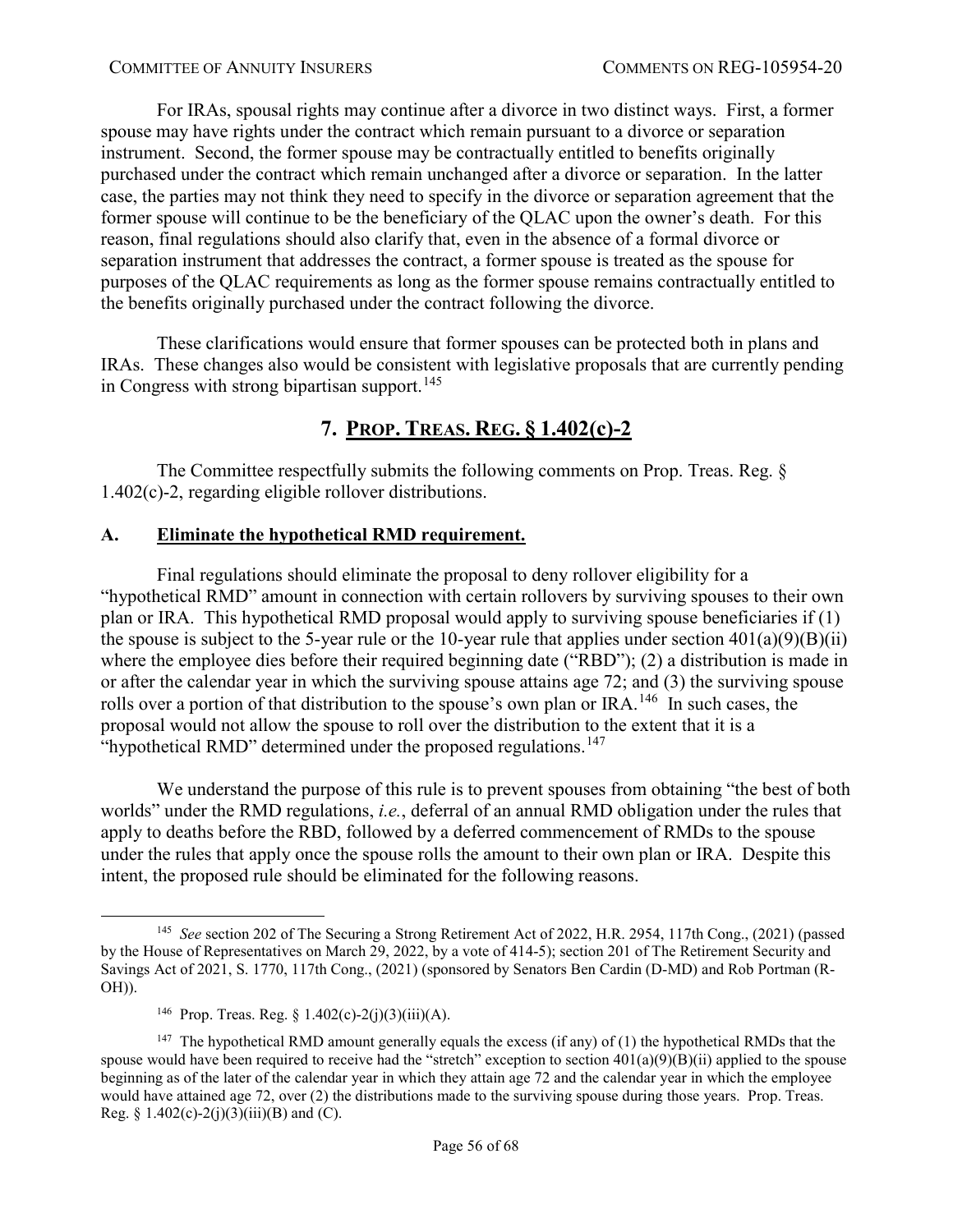For IRAs, spousal rights may continue after a divorce in two distinct ways. First, a former spouse may have rights under the contract which remain pursuant to a divorce or separation instrument. Second, the former spouse may be contractually entitled to benefits originally purchased under the contract which remain unchanged after a divorce or separation. In the latter case, the parties may not think they need to specify in the divorce or separation agreement that the former spouse will continue to be the beneficiary of the QLAC upon the owner's death. For this reason, final regulations should also clarify that, even in the absence of a formal divorce or separation instrument that addresses the contract, a former spouse is treated as the spouse for purposes of the QLAC requirements as long as the former spouse remains contractually entitled to the benefits originally purchased under the contract following the divorce.

These clarifications would ensure that former spouses can be protected both in plans and IRAs. These changes also would be consistent with legislative proposals that are currently pending in Congress with strong bipartisan support.[145]

## 7. PROP. TREAS. REG. § 1.402(c)-2

The Committee respectfully submits the following comments on Prop. Treas. Reg. § 1.402(c)-2, regarding eligible rollover distributions.

### A. Eliminate the hypothetical RMD requirement.

Final regulations should eliminate the proposal to deny rollover eligibility for a "hypothetical RMD" amount in connection with certain rollovers by surviving spouses to their own plan or IRA. This hypothetical RMD proposal would apply to surviving spouse beneficiaries if (1) the spouse is subject to the 5-year rule or the 10-year rule that applies under section 401(a)(9)(B)(ii) where the employee dies before their required beginning date ("RBD"); (2) a distribution is made in or after the calendar year in which the surviving spouse attains age 72; and (3) the surviving spouse rolls over a portion of that distribution to the spouse's own plan or IRA.[146] In such cases, the proposal would not allow the spouse to roll over the distribution to the extent that it is a "hypothetical RMD" determined under the proposed regulations.[147]

We understand the purpose of this rule is to prevent spouses from obtaining "the best of both worlds" under the RMD regulations, *i.e.*, deferral of an annual RMD obligation under the rules that apply to deaths before the RBD, followed by a deferred commencement of RMDs to the spouse under the rules that apply once the spouse rolls the amount to their own plan or IRA. Despite this intent, the proposed rule should be eliminated for the following reasons.

---

[145] *See* section 202 of The Securing a Strong Retirement Act of 2022, H.R. 2954, 117th Cong., (2021) (passed by the House of Representatives on March 29, 2022, by a vote of 414-5); section 201 of The Retirement Security and Savings Act of 2021, S. 1770, 117th Cong., (2021) (sponsored by Senators Ben Cardin (D-MD) and Rob Portman (R-OH)).

[146] Prop. Treas. Reg. § 1.402(c)-2(j)(3)(iii)(A).

[147] The hypothetical RMD amount generally equals the excess (if any) of (1) the hypothetical RMDs that the spouse would have been required to receive had the "stretch" exception to section 401(a)(9)(B)(ii) applied to the spouse beginning as of the later of the calendar year in which they attain age 72 and the calendar year in which the employee would have attained age 72, over (2) the distributions made to the surviving spouse during those years. Prop. Treas. Reg. § 1.402(c)-2(j)(3)(iii)(B) and (C).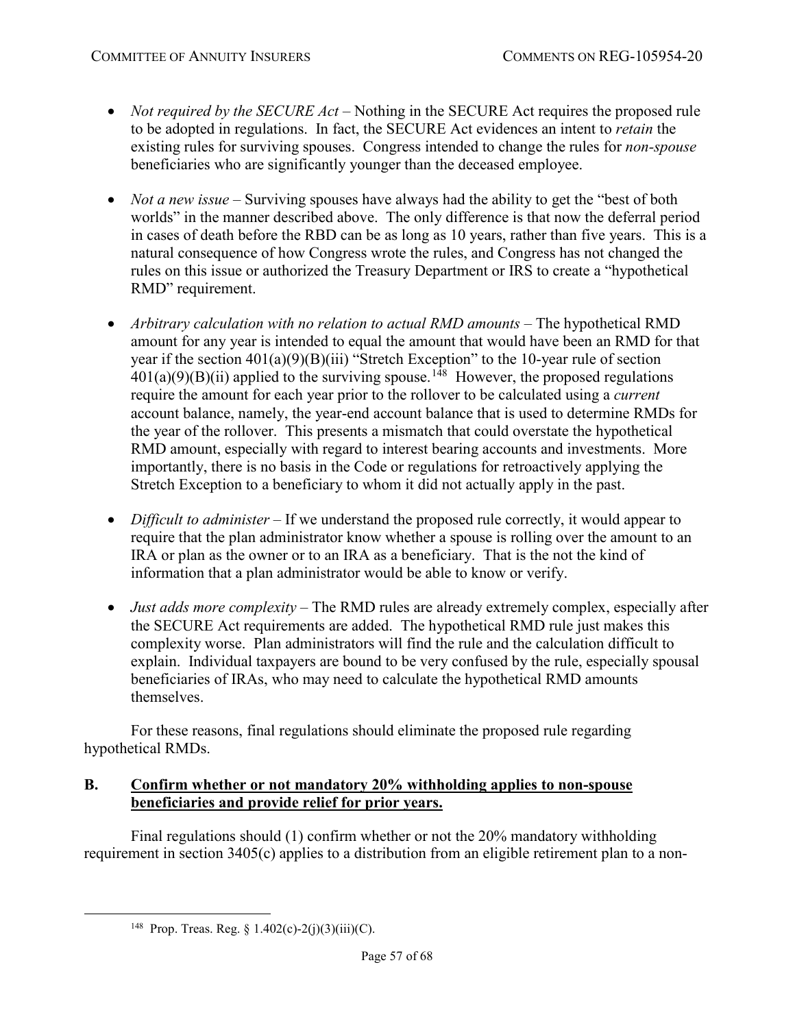- *Not required by the SECURE Act* – Nothing in the SECURE Act requires the proposed rule to be adopted in regulations. In fact, the SECURE Act evidences an intent to *retain* the existing rules for surviving spouses. Congress intended to change the rules for *non-spouse* beneficiaries who are significantly younger than the deceased employee.

- *Not a new issue* – Surviving spouses have always had the ability to get the "best of both worlds" in the manner described above. The only difference is that now the deferral period in cases of death before the RBD can be as long as 10 years, rather than five years. This is a natural consequence of how Congress wrote the rules, and Congress has not changed the rules on this issue or authorized the Treasury Department or IRS to create a "hypothetical RMD" requirement.

- *Arbitrary calculation with no relation to actual RMD amounts* – The hypothetical RMD amount for any year is intended to equal the amount that would have been an RMD for that year if the section 401(a)(9)(B)(iii) "Stretch Exception" to the 10-year rule of section 401(a)(9)(B)(ii) applied to the surviving spouse.[148] However, the proposed regulations require the amount for each year prior to the rollover to be calculated using a *current* account balance, namely, the year-end account balance that is used to determine RMDs for the year of the rollover. This presents a mismatch that could overstate the hypothetical RMD amount, especially with regard to interest bearing accounts and investments. More importantly, there is no basis in the Code or regulations for retroactively applying the Stretch Exception to a beneficiary to whom it did not actually apply in the past.

- *Difficult to administer* – If we understand the proposed rule correctly, it would appear to require that the plan administrator know whether a spouse is rolling over the amount to an IRA or plan as the owner or to an IRA as a beneficiary. That is the not the kind of information that a plan administrator would be able to know or verify.

- *Just adds more complexity* – The RMD rules are already extremely complex, especially after the SECURE Act requirements are added. The hypothetical RMD rule just makes this complexity worse. Plan administrators will find the rule and the calculation difficult to explain. Individual taxpayers are bound to be very confused by the rule, especially spousal beneficiaries of IRAs, who may need to calculate the hypothetical RMD amounts themselves.

For these reasons, final regulations should eliminate the proposed rule regarding hypothetical RMDs.

## B. Confirm whether or not mandatory 20% withholding applies to non-spouse beneficiaries and provide relief for prior years.

Final regulations should (1) confirm whether or not the 20% mandatory withholding requirement in section 3405(c) applies to a distribution from an eligible retirement plan to a non-

---

[148] Prop. Treas. Reg. § 1.402(c)-2(j)(3)(iii)(C).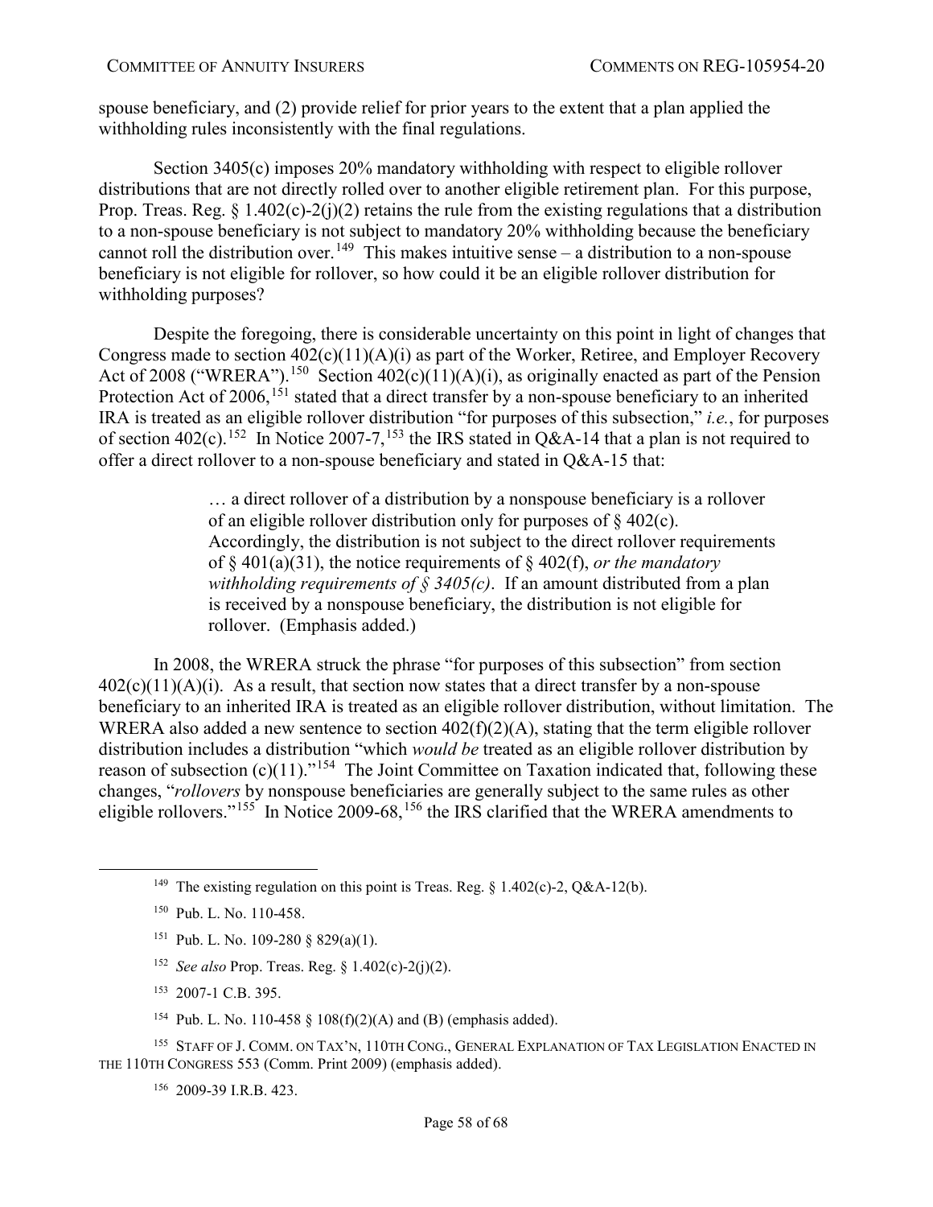spouse beneficiary, and (2) provide relief for prior years to the extent that a plan applied the withholding rules inconsistently with the final regulations.

Section 3405(c) imposes 20% mandatory withholding with respect to eligible rollover distributions that are not directly rolled over to another eligible retirement plan. For this purpose, Prop. Treas. Reg. § 1.402(c)-2(j)(2) retains the rule from the existing regulations that a distribution to a non-spouse beneficiary is not subject to mandatory 20% withholding because the beneficiary cannot roll the distribution over.[149] This makes intuitive sense – a distribution to a non-spouse beneficiary is not eligible for rollover, so how could it be an eligible rollover distribution for withholding purposes?

Despite the foregoing, there is considerable uncertainty on this point in light of changes that Congress made to section 402(c)(11)(A)(i) as part of the Worker, Retiree, and Employer Recovery Act of 2008 ("WRERA").[150] Section 402(c)(11)(A)(i), as originally enacted as part of the Pension Protection Act of 2006,[151] stated that a direct transfer by a non-spouse beneficiary to an inherited IRA is treated as an eligible rollover distribution "for purposes of this subsection," *i.e.*, for purposes of section 402(c).[152] In Notice 2007-7,[153] the IRS stated in Q&A-14 that a plan is not required to offer a direct rollover to a non-spouse beneficiary and stated in Q&A-15 that:

> … a direct rollover of a distribution by a nonspouse beneficiary is a rollover of an eligible rollover distribution only for purposes of § 402(c). Accordingly, the distribution is not subject to the direct rollover requirements of § 401(a)(31), the notice requirements of § 402(f), *or the mandatory withholding requirements of § 3405(c)*. If an amount distributed from a plan is received by a nonspouse beneficiary, the distribution is not eligible for rollover. (Emphasis added.)

In 2008, the WRERA struck the phrase "for purposes of this subsection" from section 402(c)(11)(A)(i). As a result, that section now states that a direct transfer by a non-spouse beneficiary to an inherited IRA is treated as an eligible rollover distribution, without limitation. The WRERA also added a new sentence to section 402(f)(2)(A), stating that the term eligible rollover distribution includes a distribution "which *would be* treated as an eligible rollover distribution by reason of subsection (c)(11)."[154] The Joint Committee on Taxation indicated that, following these changes, "*rollovers* by nonspouse beneficiaries are generally subject to the same rules as other eligible rollovers."[155] In Notice 2009-68,[156] the IRS clarified that the WRERA amendments to

---

[149] The existing regulation on this point is Treas. Reg. § 1.402(c)-2, Q&A-12(b).

[150] Pub. L. No. 110-458.

[151] Pub. L. No. 109-280 § 829(a)(1).

[152] *See also* Prop. Treas. Reg. § 1.402(c)-2(j)(2).

[153] 2007-1 C.B. 395.

[154] Pub. L. No. 110-458 § 108(f)(2)(A) and (B) (emphasis added).

[155] Staff of J. Comm. on Tax'n, 110th Cong., General Explanation of Tax Legislation Enacted in the 110th Congress 553 (Comm. Print 2009) (emphasis added).

[156] 2009-39 I.R.B. 423.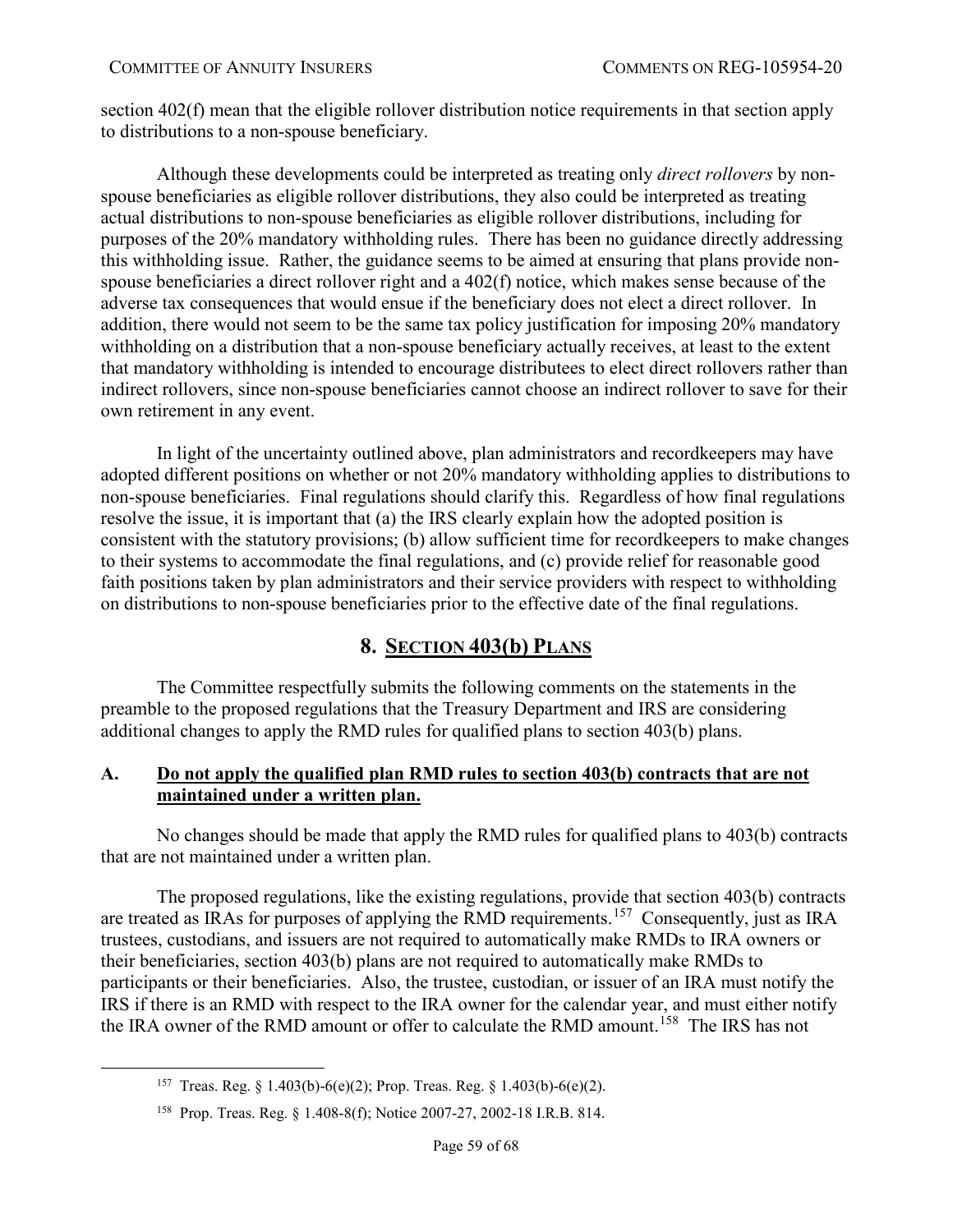section 402(f) mean that the eligible rollover distribution notice requirements in that section apply to distributions to a non-spouse beneficiary.

Although these developments could be interpreted as treating only *direct rollovers* by non-spouse beneficiaries as eligible rollover distributions, they also could be interpreted as treating actual distributions to non-spouse beneficiaries as eligible rollover distributions, including for purposes of the 20% mandatory withholding rules. There has been no guidance directly addressing this withholding issue. Rather, the guidance seems to be aimed at ensuring that plans provide non-spouse beneficiaries a direct rollover right and a 402(f) notice, which makes sense because of the adverse tax consequences that would ensue if the beneficiary does not elect a direct rollover. In addition, there would not seem to be the same tax policy justification for imposing 20% mandatory withholding on a distribution that a non-spouse beneficiary actually receives, at least to the extent that mandatory withholding is intended to encourage distributees to elect direct rollovers rather than indirect rollovers, since non-spouse beneficiaries cannot choose an indirect rollover to save for their own retirement in any event.

In light of the uncertainty outlined above, plan administrators and recordkeepers may have adopted different positions on whether or not 20% mandatory withholding applies to distributions to non-spouse beneficiaries. Final regulations should clarify this. Regardless of how final regulations resolve the issue, it is important that (a) the IRS clearly explain how the adopted position is consistent with the statutory provisions; (b) allow sufficient time for recordkeepers to make changes to their systems to accommodate the final regulations, and (c) provide relief for reasonable good faith positions taken by plan administrators and their service providers with respect to withholding on distributions to non-spouse beneficiaries prior to the effective date of the final regulations.

## 8. SECTION 403(b) PLANS

The Committee respectfully submits the following comments on the statements in the preamble to the proposed regulations that the Treasury Department and IRS are considering additional changes to apply the RMD rules for qualified plans to section 403(b) plans.

### A. Do not apply the qualified plan RMD rules to section 403(b) contracts that are not maintained under a written plan.

No changes should be made that apply the RMD rules for qualified plans to 403(b) contracts that are not maintained under a written plan.

The proposed regulations, like the existing regulations, provide that section 403(b) contracts are treated as IRAs for purposes of applying the RMD requirements.[157] Consequently, just as IRA trustees, custodians, and issuers are not required to automatically make RMDs to IRA owners or their beneficiaries, section 403(b) plans are not required to automatically make RMDs to participants or their beneficiaries. Also, the trustee, custodian, or issuer of an IRA must notify the IRS if there is an RMD with respect to the IRA owner for the calendar year, and must either notify the IRA owner of the RMD amount or offer to calculate the RMD amount.[158] The IRS has not

[157] Treas. Reg. § 1.403(b)-6(e)(2); Prop. Treas. Reg. § 1.403(b)-6(e)(2).

[158] Prop. Treas. Reg. § 1.408-8(f); Notice 2007-27, 2002-18 I.R.B. 814.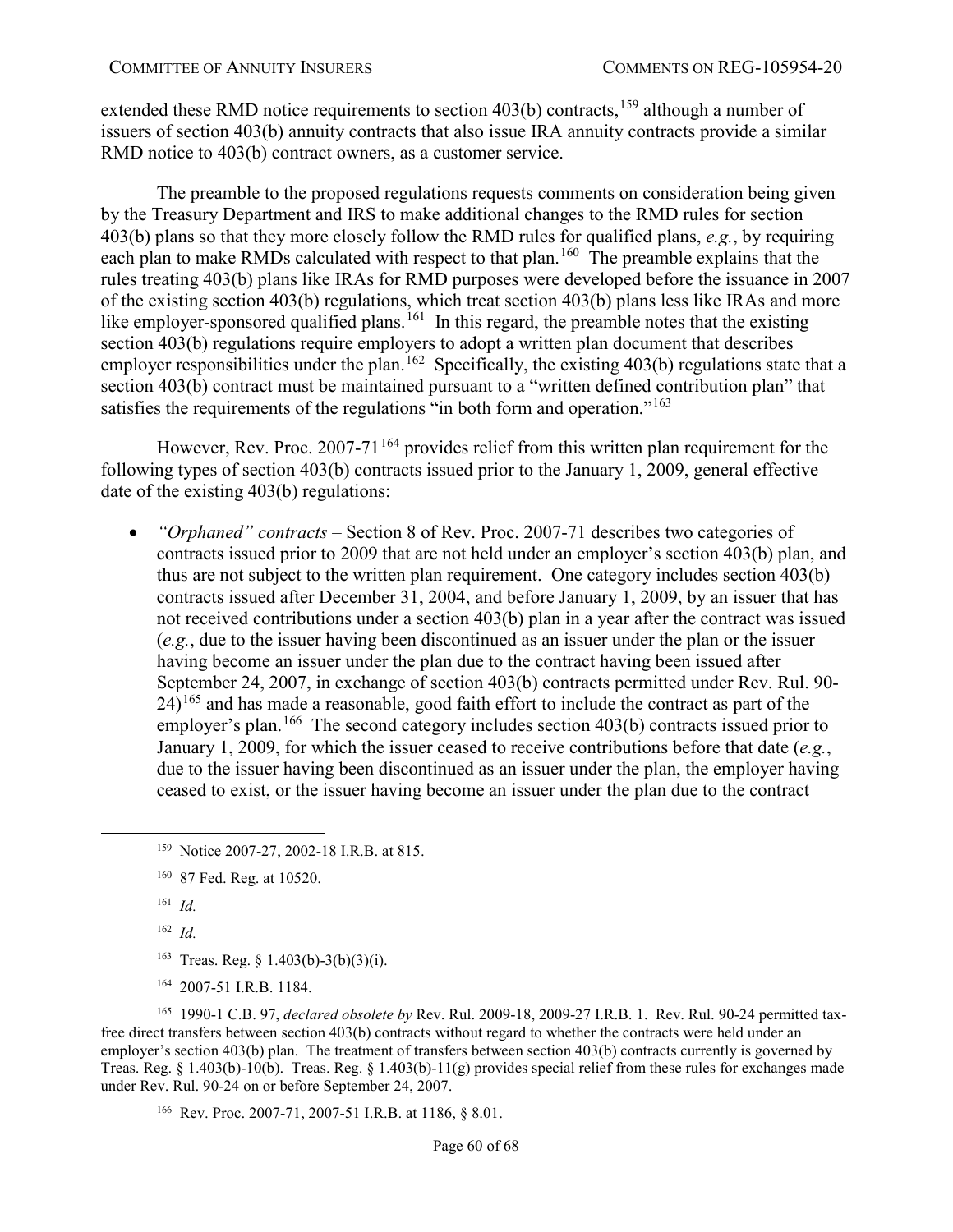extended these RMD notice requirements to section 403(b) contracts,[159] although a number of issuers of section 403(b) annuity contracts that also issue IRA annuity contracts provide a similar RMD notice to 403(b) contract owners, as a customer service.

The preamble to the proposed regulations requests comments on consideration being given by the Treasury Department and IRS to make additional changes to the RMD rules for section 403(b) plans so that they more closely follow the RMD rules for qualified plans, *e.g.*, by requiring each plan to make RMDs calculated with respect to that plan.[160] The preamble explains that the rules treating 403(b) plans like IRAs for RMD purposes were developed before the issuance in 2007 of the existing section 403(b) regulations, which treat section 403(b) plans less like IRAs and more like employer-sponsored qualified plans.[161] In this regard, the preamble notes that the existing section 403(b) regulations require employers to adopt a written plan document that describes employer responsibilities under the plan.[162] Specifically, the existing 403(b) regulations state that a section 403(b) contract must be maintained pursuant to a "written defined contribution plan" that satisfies the requirements of the regulations "in both form and operation."[163]

However, Rev. Proc. 2007-71[164] provides relief from this written plan requirement for the following types of section 403(b) contracts issued prior to the January 1, 2009, general effective date of the existing 403(b) regulations:

- *"Orphaned" contracts* – Section 8 of Rev. Proc. 2007-71 describes two categories of contracts issued prior to 2009 that are not held under an employer's section 403(b) plan, and thus are not subject to the written plan requirement. One category includes section 403(b) contracts issued after December 31, 2004, and before January 1, 2009, by an issuer that has not received contributions under a section 403(b) plan in a year after the contract was issued (*e.g.*, due to the issuer having been discontinued as an issuer under the plan or the issuer having become an issuer under the plan due to the contract having been issued after September 24, 2007, in exchange of section 403(b) contracts permitted under Rev. Rul. 90-24)[165] and has made a reasonable, good faith effort to include the contract as part of the employer's plan.[166] The second category includes section 403(b) contracts issued prior to January 1, 2009, for which the issuer ceased to receive contributions before that date (*e.g.*, due to the issuer having been discontinued as an issuer under the plan, the employer having ceased to exist, or the issuer having become an issuer under the plan due to the contract

---

[159] Notice 2007-27, 2002-18 I.R.B. at 815.

[160] 87 Fed. Reg. at 10520.

[161] *Id.*

[162] *Id.*

[163] Treas. Reg. § 1.403(b)-3(b)(3)(i).

[164] 2007-51 I.R.B. 1184.

[165] 1990-1 C.B. 97, *declared obsolete by* Rev. Rul. 2009-18, 2009-27 I.R.B. 1. Rev. Rul. 90-24 permitted tax-free direct transfers between section 403(b) contracts without regard to whether the contracts were held under an employer's section 403(b) plan. The treatment of transfers between section 403(b) contracts currently is governed by Treas. Reg. § 1.403(b)-10(b). Treas. Reg. § 1.403(b)-11(g) provides special relief from these rules for exchanges made under Rev. Rul. 90-24 on or before September 24, 2007.

[166] Rev. Proc. 2007-71, 2007-51 I.R.B. at 1186, § 8.01.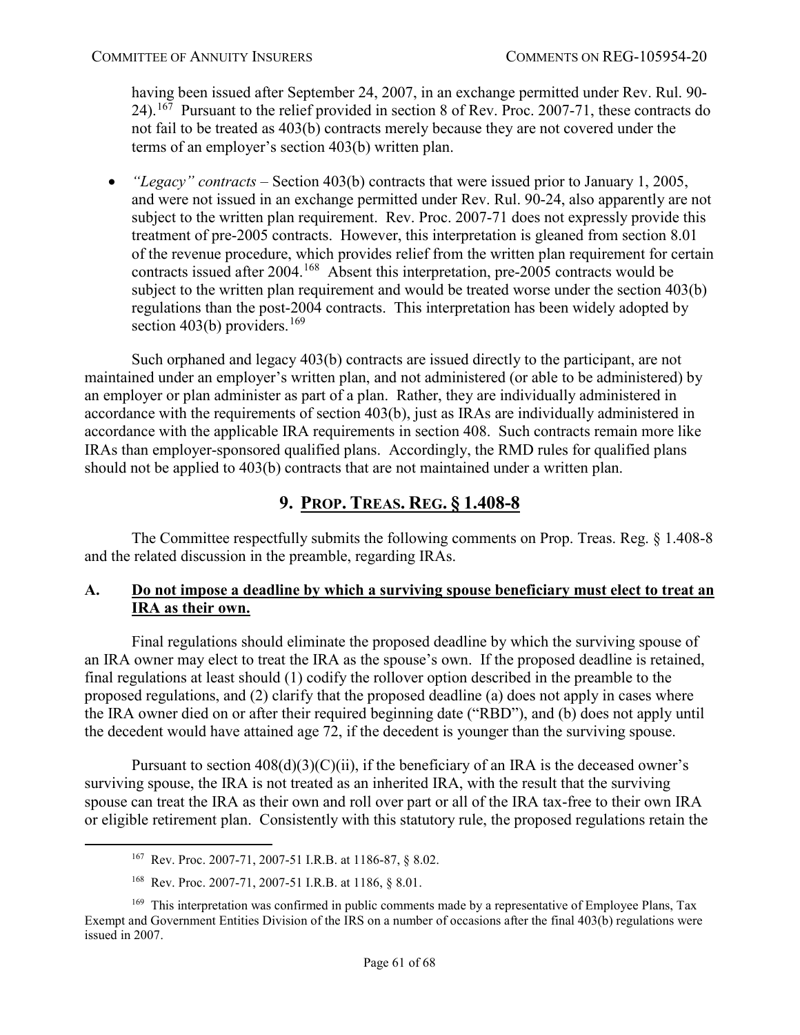having been issued after September 24, 2007, in an exchange permitted under Rev. Rul. 90-24).[167] Pursuant to the relief provided in section 8 of Rev. Proc. 2007-71, these contracts do not fail to be treated as 403(b) contracts merely because they are not covered under the terms of an employer's section 403(b) written plan.

- *"Legacy" contracts* – Section 403(b) contracts that were issued prior to January 1, 2005, and were not issued in an exchange permitted under Rev. Rul. 90-24, also apparently are not subject to the written plan requirement. Rev. Proc. 2007-71 does not expressly provide this treatment of pre-2005 contracts. However, this interpretation is gleaned from section 8.01 of the revenue procedure, which provides relief from the written plan requirement for certain contracts issued after 2004.[168] Absent this interpretation, pre-2005 contracts would be subject to the written plan requirement and would be treated worse under the section 403(b) regulations than the post-2004 contracts. This interpretation has been widely adopted by section 403(b) providers.[169]

Such orphaned and legacy 403(b) contracts are issued directly to the participant, are not maintained under an employer's written plan, and not administered (or able to be administered) by an employer or plan administer as part of a plan. Rather, they are individually administered in accordance with the requirements of section 403(b), just as IRAs are individually administered in accordance with the applicable IRA requirements in section 408. Such contracts remain more like IRAs than employer-sponsored qualified plans. Accordingly, the RMD rules for qualified plans should not be applied to 403(b) contracts that are not maintained under a written plan.

## 9. PROP. TREAS. REG. § 1.408-8

The Committee respectfully submits the following comments on Prop. Treas. Reg. § 1.408-8 and the related discussion in the preamble, regarding IRAs.

### A. Do not impose a deadline by which a surviving spouse beneficiary must elect to treat an IRA as their own.

Final regulations should eliminate the proposed deadline by which the surviving spouse of an IRA owner may elect to treat the IRA as the spouse's own. If the proposed deadline is retained, final regulations at least should (1) codify the rollover option described in the preamble to the proposed regulations, and (2) clarify that the proposed deadline (a) does not apply in cases where the IRA owner died on or after their required beginning date ("RBD"), and (b) does not apply until the decedent would have attained age 72, if the decedent is younger than the surviving spouse.

Pursuant to section 408(d)(3)(C)(ii), if the beneficiary of an IRA is the deceased owner's surviving spouse, the IRA is not treated as an inherited IRA, with the result that the surviving spouse can treat the IRA as their own and roll over part or all of the IRA tax-free to their own IRA or eligible retirement plan. Consistently with this statutory rule, the proposed regulations retain the

---

[167] Rev. Proc. 2007-71, 2007-51 I.R.B. at 1186-87, § 8.02.

[168] Rev. Proc. 2007-71, 2007-51 I.R.B. at 1186, § 8.01.

[169] This interpretation was confirmed in public comments made by a representative of Employee Plans, Tax Exempt and Government Entities Division of the IRS on a number of occasions after the final 403(b) regulations were issued in 2007.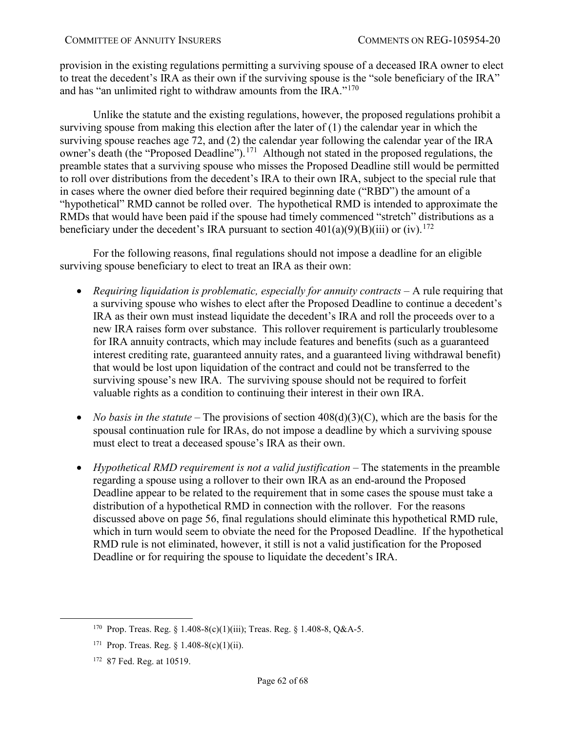provision in the existing regulations permitting a surviving spouse of a deceased IRA owner to elect to treat the decedent's IRA as their own if the surviving spouse is the "sole beneficiary of the IRA" and has "an unlimited right to withdraw amounts from the IRA."[170]

Unlike the statute and the existing regulations, however, the proposed regulations prohibit a surviving spouse from making this election after the later of (1) the calendar year in which the surviving spouse reaches age 72, and (2) the calendar year following the calendar year of the IRA owner's death (the "Proposed Deadline").[171] Although not stated in the proposed regulations, the preamble states that a surviving spouse who misses the Proposed Deadline still would be permitted to roll over distributions from the decedent's IRA to their own IRA, subject to the special rule that in cases where the owner died before their required beginning date ("RBD") the amount of a "hypothetical" RMD cannot be rolled over. The hypothetical RMD is intended to approximate the RMDs that would have been paid if the spouse had timely commenced "stretch" distributions as a beneficiary under the decedent's IRA pursuant to section 401(a)(9)(B)(iii) or (iv).[172]

For the following reasons, final regulations should not impose a deadline for an eligible surviving spouse beneficiary to elect to treat an IRA as their own:

- *Requiring liquidation is problematic, especially for annuity contracts* – A rule requiring that a surviving spouse who wishes to elect after the Proposed Deadline to continue a decedent's IRA as their own must instead liquidate the decedent's IRA and roll the proceeds over to a new IRA raises form over substance. This rollover requirement is particularly troublesome for IRA annuity contracts, which may include features and benefits (such as a guaranteed interest crediting rate, guaranteed annuity rates, and a guaranteed living withdrawal benefit) that would be lost upon liquidation of the contract and could not be transferred to the surviving spouse's new IRA. The surviving spouse should not be required to forfeit valuable rights as a condition to continuing their interest in their own IRA.

- *No basis in the statute* – The provisions of section 408(d)(3)(C), which are the basis for the spousal continuation rule for IRAs, do not impose a deadline by which a surviving spouse must elect to treat a deceased spouse's IRA as their own.

- *Hypothetical RMD requirement is not a valid justification* – The statements in the preamble regarding a spouse using a rollover to their own IRA as an end-around the Proposed Deadline appear to be related to the requirement that in some cases the spouse must take a distribution of a hypothetical RMD in connection with the rollover. For the reasons discussed above on page 56, final regulations should eliminate this hypothetical RMD rule, which in turn would seem to obviate the need for the Proposed Deadline. If the hypothetical RMD rule is not eliminated, however, it still is not a valid justification for the Proposed Deadline or for requiring the spouse to liquidate the decedent's IRA.

---

[170] Prop. Treas. Reg. § 1.408-8(c)(1)(iii); Treas. Reg. § 1.408-8, Q&A-5.

[171] Prop. Treas. Reg. § 1.408-8(c)(1)(ii).

[172] 87 Fed. Reg. at 10519.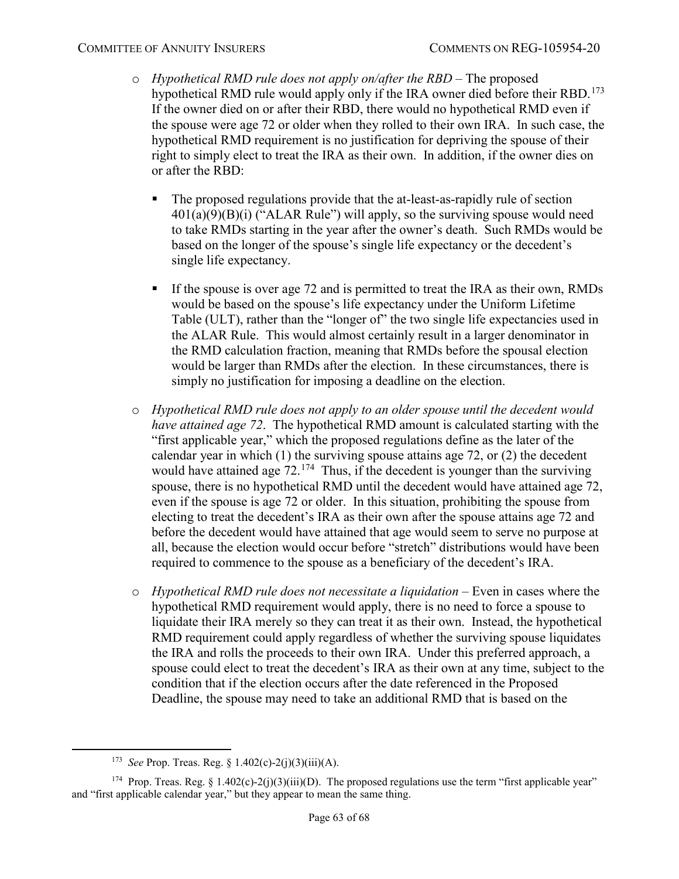- *Hypothetical RMD rule does not apply on/after the RBD* – The proposed hypothetical RMD rule would apply only if the IRA owner died before their RBD.[173] If the owner died on or after their RBD, there would no hypothetical RMD even if the spouse were age 72 or older when they rolled to their own IRA. In such case, the hypothetical RMD requirement is no justification for depriving the spouse of their right to simply elect to treat the IRA as their own. In addition, if the owner dies on or after the RBD:

  - The proposed regulations provide that the at-least-as-rapidly rule of section 401(a)(9)(B)(i) ("ALAR Rule") will apply, so the surviving spouse would need to take RMDs starting in the year after the owner's death. Such RMDs would be based on the longer of the spouse's single life expectancy or the decedent's single life expectancy.

  - If the spouse is over age 72 and is permitted to treat the IRA as their own, RMDs would be based on the spouse's life expectancy under the Uniform Lifetime Table (ULT), rather than the "longer of" the two single life expectancies used in the ALAR Rule. This would almost certainly result in a larger denominator in the RMD calculation fraction, meaning that RMDs before the spousal election would be larger than RMDs after the election. In these circumstances, there is simply no justification for imposing a deadline on the election.

- *Hypothetical RMD rule does not apply to an older spouse until the decedent would have attained age 72*. The hypothetical RMD amount is calculated starting with the "first applicable year," which the proposed regulations define as the later of the calendar year in which (1) the surviving spouse attains age 72, or (2) the decedent would have attained age 72.[174] Thus, if the decedent is younger than the surviving spouse, there is no hypothetical RMD until the decedent would have attained age 72, even if the spouse is age 72 or older. In this situation, prohibiting the spouse from electing to treat the decedent's IRA as their own after the spouse attains age 72 and before the decedent would have attained that age would seem to serve no purpose at all, because the election would occur before "stretch" distributions would have been required to commence to the spouse as a beneficiary of the decedent's IRA.

- *Hypothetical RMD rule does not necessitate a liquidation* – Even in cases where the hypothetical RMD requirement would apply, there is no need to force a spouse to liquidate their IRA merely so they can treat it as their own. Instead, the hypothetical RMD requirement could apply regardless of whether the surviving spouse liquidates the IRA and rolls the proceeds to their own IRA. Under this preferred approach, a spouse could elect to treat the decedent's IRA as their own at any time, subject to the condition that if the election occurs after the date referenced in the Proposed Deadline, the spouse may need to take an additional RMD that is based on the

---

[173] *See* Prop. Treas. Reg. § 1.402(c)-2(j)(3)(iii)(A).

[174] Prop. Treas. Reg. § 1.402(c)-2(j)(3)(iii)(D). The proposed regulations use the term "first applicable year" and "first applicable calendar year," but they appear to mean the same thing.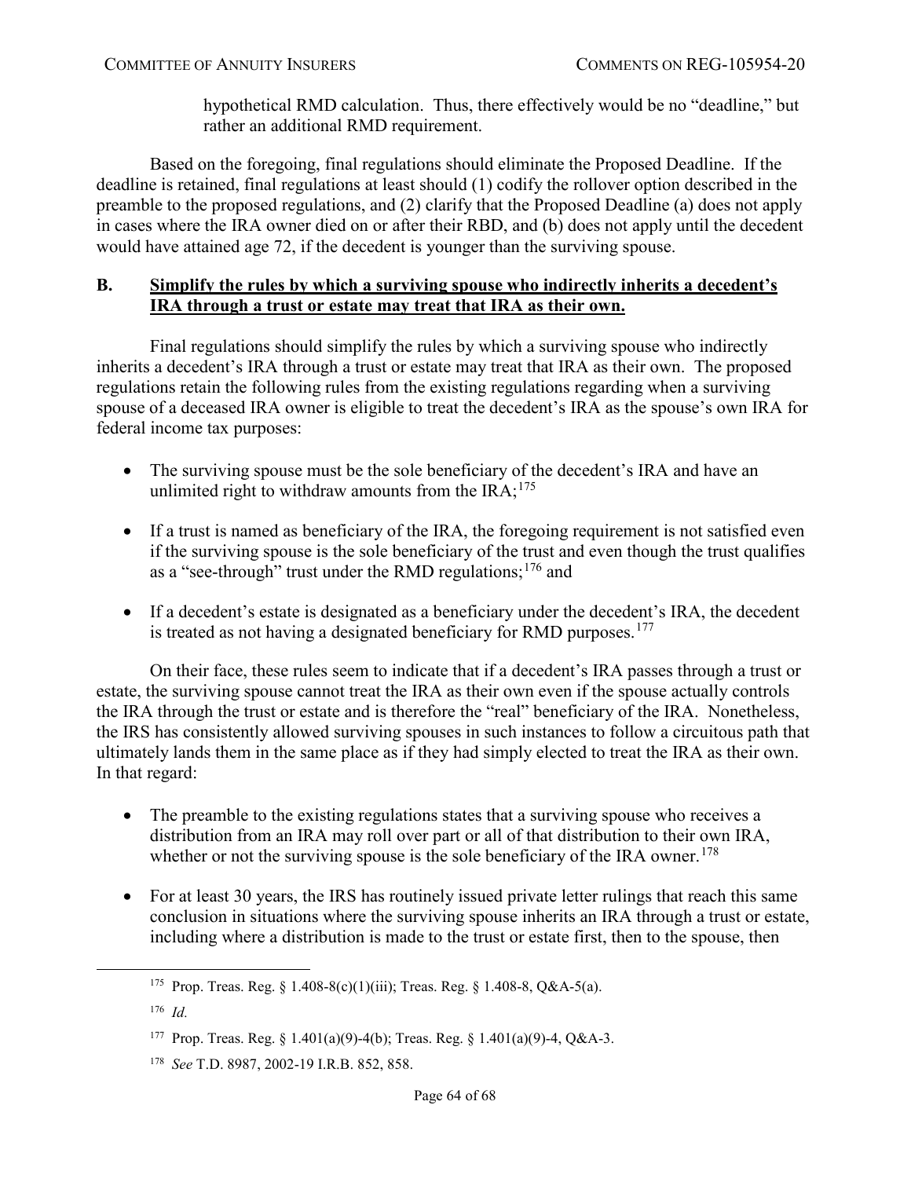hypothetical RMD calculation. Thus, there effectively would be no "deadline," but rather an additional RMD requirement.

Based on the foregoing, final regulations should eliminate the Proposed Deadline. If the deadline is retained, final regulations at least should (1) codify the rollover option described in the preamble to the proposed regulations, and (2) clarify that the Proposed Deadline (a) does not apply in cases where the IRA owner died on or after their RBD, and (b) does not apply until the decedent would have attained age 72, if the decedent is younger than the surviving spouse.

## B. Simplify the rules by which a surviving spouse who indirectly inherits a decedent's IRA through a trust or estate may treat that IRA as their own.

Final regulations should simplify the rules by which a surviving spouse who indirectly inherits a decedent's IRA through a trust or estate may treat that IRA as their own. The proposed regulations retain the following rules from the existing regulations regarding when a surviving spouse of a deceased IRA owner is eligible to treat the decedent's IRA as the spouse's own IRA for federal income tax purposes:

- The surviving spouse must be the sole beneficiary of the decedent's IRA and have an unlimited right to withdraw amounts from the IRA;[175]
- If a trust is named as beneficiary of the IRA, the foregoing requirement is not satisfied even if the surviving spouse is the sole beneficiary of the trust and even though the trust qualifies as a "see-through" trust under the RMD regulations;[176] and
- If a decedent's estate is designated as a beneficiary under the decedent's IRA, the decedent is treated as not having a designated beneficiary for RMD purposes.[177]

On their face, these rules seem to indicate that if a decedent's IRA passes through a trust or estate, the surviving spouse cannot treat the IRA as their own even if the spouse actually controls the IRA through the trust or estate and is therefore the "real" beneficiary of the IRA. Nonetheless, the IRS has consistently allowed surviving spouses in such instances to follow a circuitous path that ultimately lands them in the same place as if they had simply elected to treat the IRA as their own. In that regard:

- The preamble to the existing regulations states that a surviving spouse who receives a distribution from an IRA may roll over part or all of that distribution to their own IRA, whether or not the surviving spouse is the sole beneficiary of the IRA owner.[178]
- For at least 30 years, the IRS has routinely issued private letter rulings that reach this same conclusion in situations where the surviving spouse inherits an IRA through a trust or estate, including where a distribution is made to the trust or estate first, then to the spouse, then

---

[175] Prop. Treas. Reg. § 1.408-8(c)(1)(iii); Treas. Reg. § 1.408-8, Q&A-5(a).

[176] *Id.*

[177] Prop. Treas. Reg. § 1.401(a)(9)-4(b); Treas. Reg. § 1.401(a)(9)-4, Q&A-3.

[178] *See* T.D. 8987, 2002-19 I.R.B. 852, 858.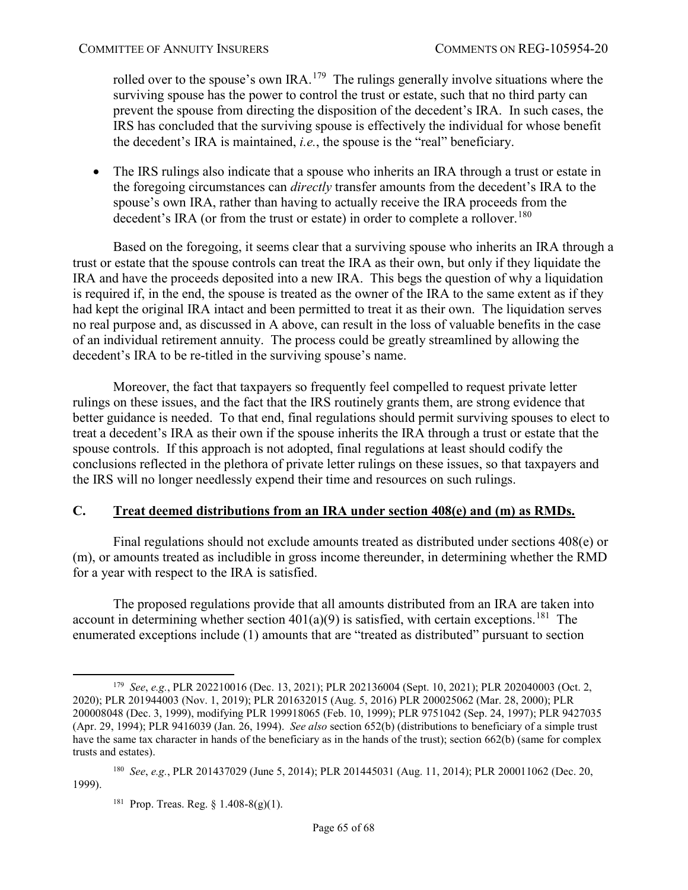rolled over to the spouse's own IRA.[179] The rulings generally involve situations where the surviving spouse has the power to control the trust or estate, such that no third party can prevent the spouse from directing the disposition of the decedent's IRA. In such cases, the IRS has concluded that the surviving spouse is effectively the individual for whose benefit the decedent's IRA is maintained, *i.e.*, the spouse is the "real" beneficiary.

- The IRS rulings also indicate that a spouse who inherits an IRA through a trust or estate in the foregoing circumstances can *directly* transfer amounts from the decedent's IRA to the spouse's own IRA, rather than having to actually receive the IRA proceeds from the decedent's IRA (or from the trust or estate) in order to complete a rollover.[180]

Based on the foregoing, it seems clear that a surviving spouse who inherits an IRA through a trust or estate that the spouse controls can treat the IRA as their own, but only if they liquidate the IRA and have the proceeds deposited into a new IRA. This begs the question of why a liquidation is required if, in the end, the spouse is treated as the owner of the IRA to the same extent as if they had kept the original IRA intact and been permitted to treat it as their own. The liquidation serves no real purpose and, as discussed in A above, can result in the loss of valuable benefits in the case of an individual retirement annuity. The process could be greatly streamlined by allowing the decedent's IRA to be re-titled in the surviving spouse's name.

Moreover, the fact that taxpayers so frequently feel compelled to request private letter rulings on these issues, and the fact that the IRS routinely grants them, are strong evidence that better guidance is needed. To that end, final regulations should permit surviving spouses to elect to treat a decedent's IRA as their own if the spouse inherits the IRA through a trust or estate that the spouse controls. If this approach is not adopted, final regulations at least should codify the conclusions reflected in the plethora of private letter rulings on these issues, so that taxpayers and the IRS will no longer needlessly expend their time and resources on such rulings.

## C. Treat deemed distributions from an IRA under section 408(e) and (m) as RMDs.

Final regulations should not exclude amounts treated as distributed under sections 408(e) or (m), or amounts treated as includible in gross income thereunder, in determining whether the RMD for a year with respect to the IRA is satisfied.

The proposed regulations provide that all amounts distributed from an IRA are taken into account in determining whether section 401(a)(9) is satisfied, with certain exceptions.[181] The enumerated exceptions include (1) amounts that are "treated as distributed" pursuant to section

---

[179] *See*, *e.g.*, PLR 202210016 (Dec. 13, 2021); PLR 202136004 (Sept. 10, 2021); PLR 202040003 (Oct. 2, 2020); PLR 201944003 (Nov. 1, 2019); PLR 201632015 (Aug. 5, 2016) PLR 200025062 (Mar. 28, 2000); PLR 200008048 (Dec. 3, 1999), modifying PLR 199918065 (Feb. 10, 1999); PLR 9751042 (Sep. 24, 1997); PLR 9427035 (Apr. 29, 1994); PLR 9416039 (Jan. 26, 1994). *See also* section 652(b) (distributions to beneficiary of a simple trust have the same tax character in hands of the beneficiary as in the hands of the trust); section 662(b) (same for complex trusts and estates).

[180] *See*, *e.g.*, PLR 201437029 (June 5, 2014); PLR 201445031 (Aug. 11, 2014); PLR 200011062 (Dec. 20, 1999).

[181] Prop. Treas. Reg. § 1.408-8(g)(1).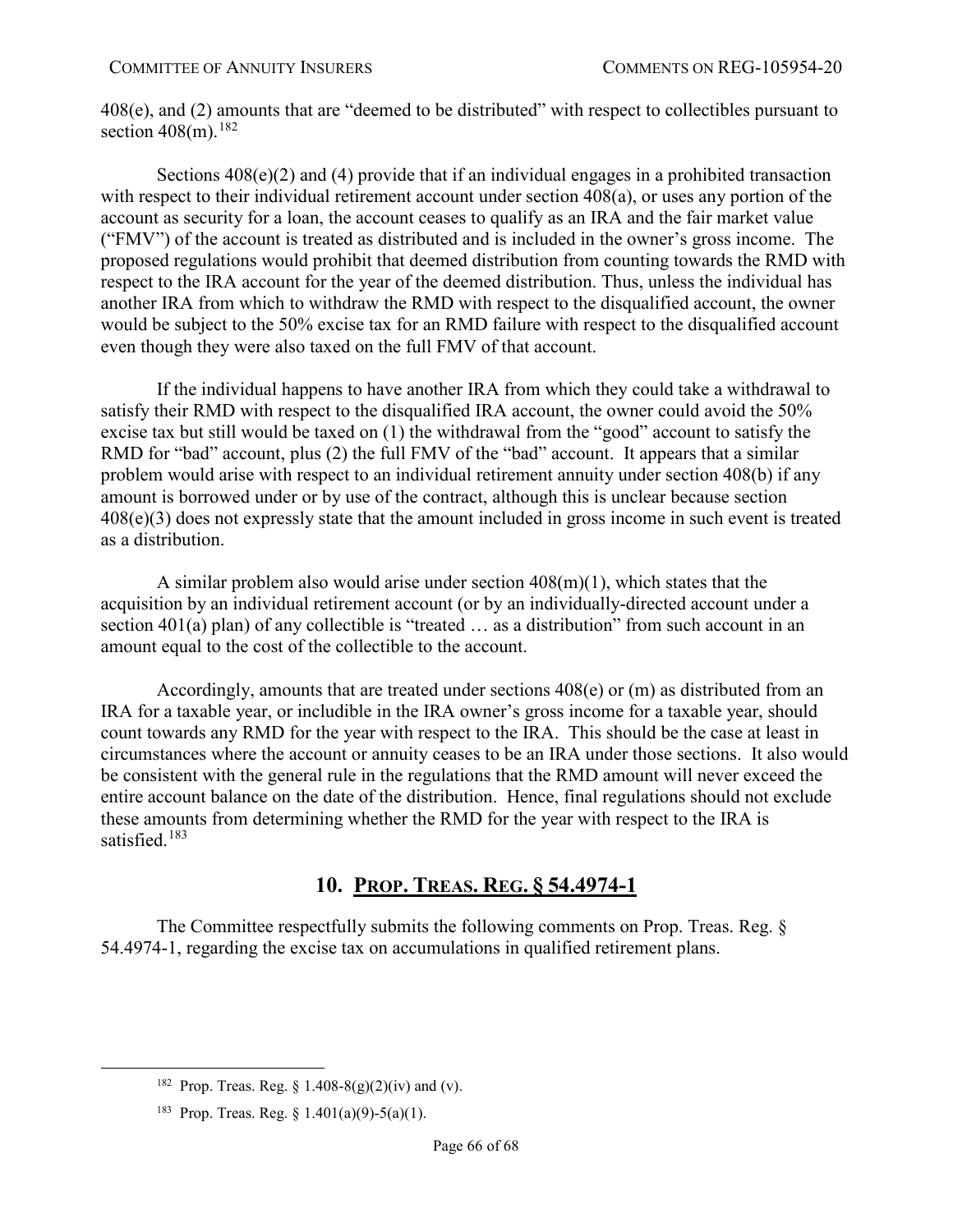408(e), and (2) amounts that are "deemed to be distributed" with respect to collectibles pursuant to section 408(m).[182]

Sections 408(e)(2) and (4) provide that if an individual engages in a prohibited transaction with respect to their individual retirement account under section 408(a), or uses any portion of the account as security for a loan, the account ceases to qualify as an IRA and the fair market value ("FMV") of the account is treated as distributed and is included in the owner's gross income. The proposed regulations would prohibit that deemed distribution from counting towards the RMD with respect to the IRA account for the year of the deemed distribution. Thus, unless the individual has another IRA from which to withdraw the RMD with respect to the disqualified account, the owner would be subject to the 50% excise tax for an RMD failure with respect to the disqualified account even though they were also taxed on the full FMV of that account.

If the individual happens to have another IRA from which they could take a withdrawal to satisfy their RMD with respect to the disqualified IRA account, the owner could avoid the 50% excise tax but still would be taxed on (1) the withdrawal from the "good" account to satisfy the RMD for "bad" account, plus (2) the full FMV of the "bad" account. It appears that a similar problem would arise with respect to an individual retirement annuity under section 408(b) if any amount is borrowed under or by use of the contract, although this is unclear because section 408(e)(3) does not expressly state that the amount included in gross income in such event is treated as a distribution.

A similar problem also would arise under section 408(m)(1), which states that the acquisition by an individual retirement account (or by an individually-directed account under a section 401(a) plan) of any collectible is "treated … as a distribution" from such account in an amount equal to the cost of the collectible to the account.

Accordingly, amounts that are treated under sections 408(e) or (m) as distributed from an IRA for a taxable year, or includible in the IRA owner's gross income for a taxable year, should count towards any RMD for the year with respect to the IRA. This should be the case at least in circumstances where the account or annuity ceases to be an IRA under those sections. It also would be consistent with the general rule in the regulations that the RMD amount will never exceed the entire account balance on the date of the distribution. Hence, final regulations should not exclude these amounts from determining whether the RMD for the year with respect to the IRA is satisfied.[183]

## 10. PROP. TREAS. REG. § 54.4974-1

The Committee respectfully submits the following comments on Prop. Treas. Reg. § 54.4974-1, regarding the excise tax on accumulations in qualified retirement plans.

[182] Prop. Treas. Reg. § 1.408-8(g)(2)(iv) and (v).

[183] Prop. Treas. Reg. § 1.401(a)(9)-5(a)(1).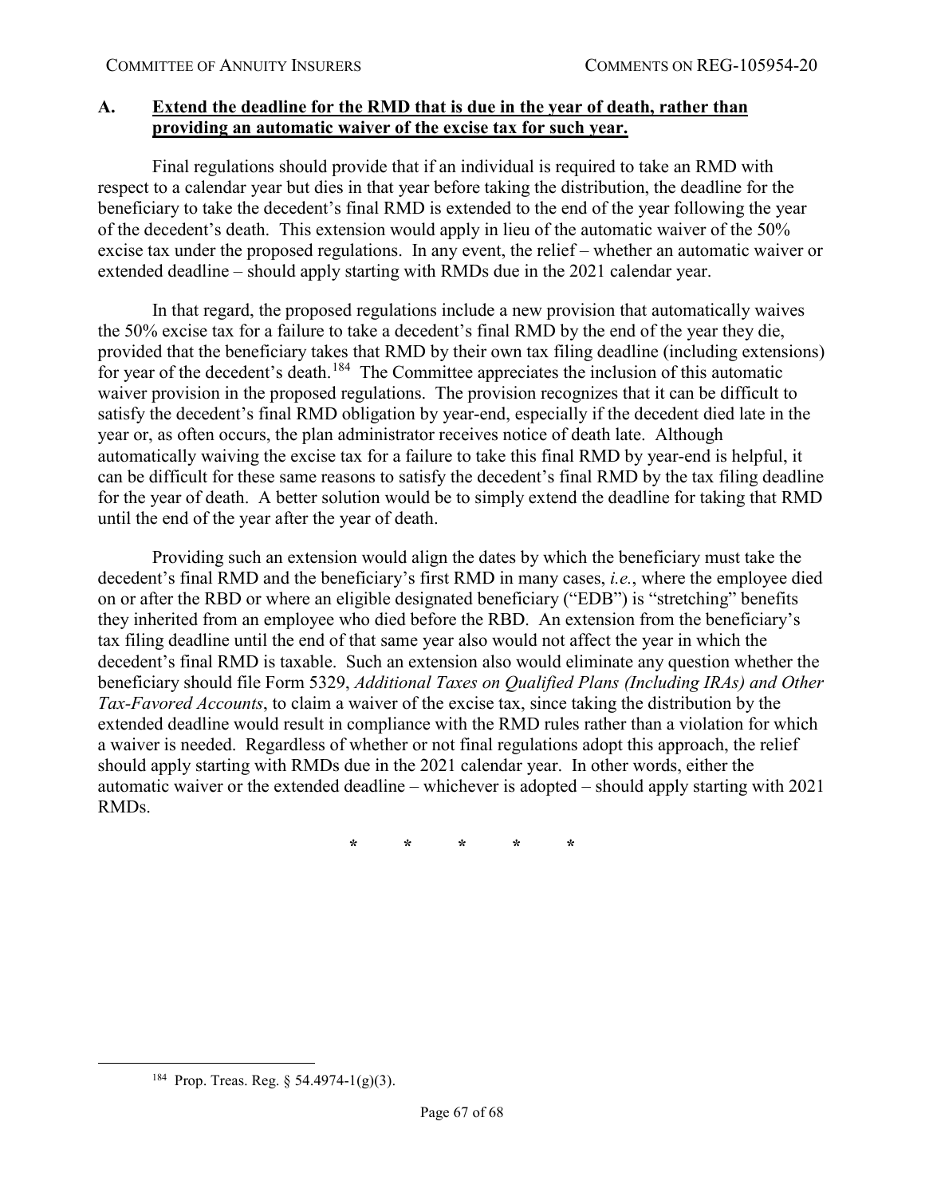## A. Extend the deadline for the RMD that is due in the year of death, rather than providing an automatic waiver of the excise tax for such year.

Final regulations should provide that if an individual is required to take an RMD with respect to a calendar year but dies in that year before taking the distribution, the deadline for the beneficiary to take the decedent's final RMD is extended to the end of the year following the year of the decedent's death. This extension would apply in lieu of the automatic waiver of the 50% excise tax under the proposed regulations. In any event, the relief – whether an automatic waiver or extended deadline – should apply starting with RMDs due in the 2021 calendar year.

In that regard, the proposed regulations include a new provision that automatically waives the 50% excise tax for a failure to take a decedent's final RMD by the end of the year they die, provided that the beneficiary takes that RMD by their own tax filing deadline (including extensions) for year of the decedent's death.[184] The Committee appreciates the inclusion of this automatic waiver provision in the proposed regulations. The provision recognizes that it can be difficult to satisfy the decedent's final RMD obligation by year-end, especially if the decedent died late in the year or, as often occurs, the plan administrator receives notice of death late. Although automatically waiving the excise tax for a failure to take this final RMD by year-end is helpful, it can be difficult for these same reasons to satisfy the decedent's final RMD by the tax filing deadline for the year of death. A better solution would be to simply extend the deadline for taking that RMD until the end of the year after the year of death.

Providing such an extension would align the dates by which the beneficiary must take the decedent's final RMD and the beneficiary's first RMD in many cases, *i.e.*, where the employee died on or after the RBD or where an eligible designated beneficiary ("EDB") is "stretching" benefits they inherited from an employee who died before the RBD. An extension from the beneficiary's tax filing deadline until the end of that same year also would not affect the year in which the decedent's final RMD is taxable. Such an extension also would eliminate any question whether the beneficiary should file Form 5329, *Additional Taxes on Qualified Plans (Including IRAs) and Other Tax-Favored Accounts*, to claim a waiver of the excise tax, since taking the distribution by the extended deadline would result in compliance with the RMD rules rather than a violation for which a waiver is needed. Regardless of whether or not final regulations adopt this approach, the relief should apply starting with RMDs due in the 2021 calendar year. In other words, either the automatic waiver or the extended deadline – whichever is adopted – should apply starting with 2021 RMDs.

\* \* \* \* \*

---

[184] Prop. Treas. Reg. § 54.4974-1(g)(3).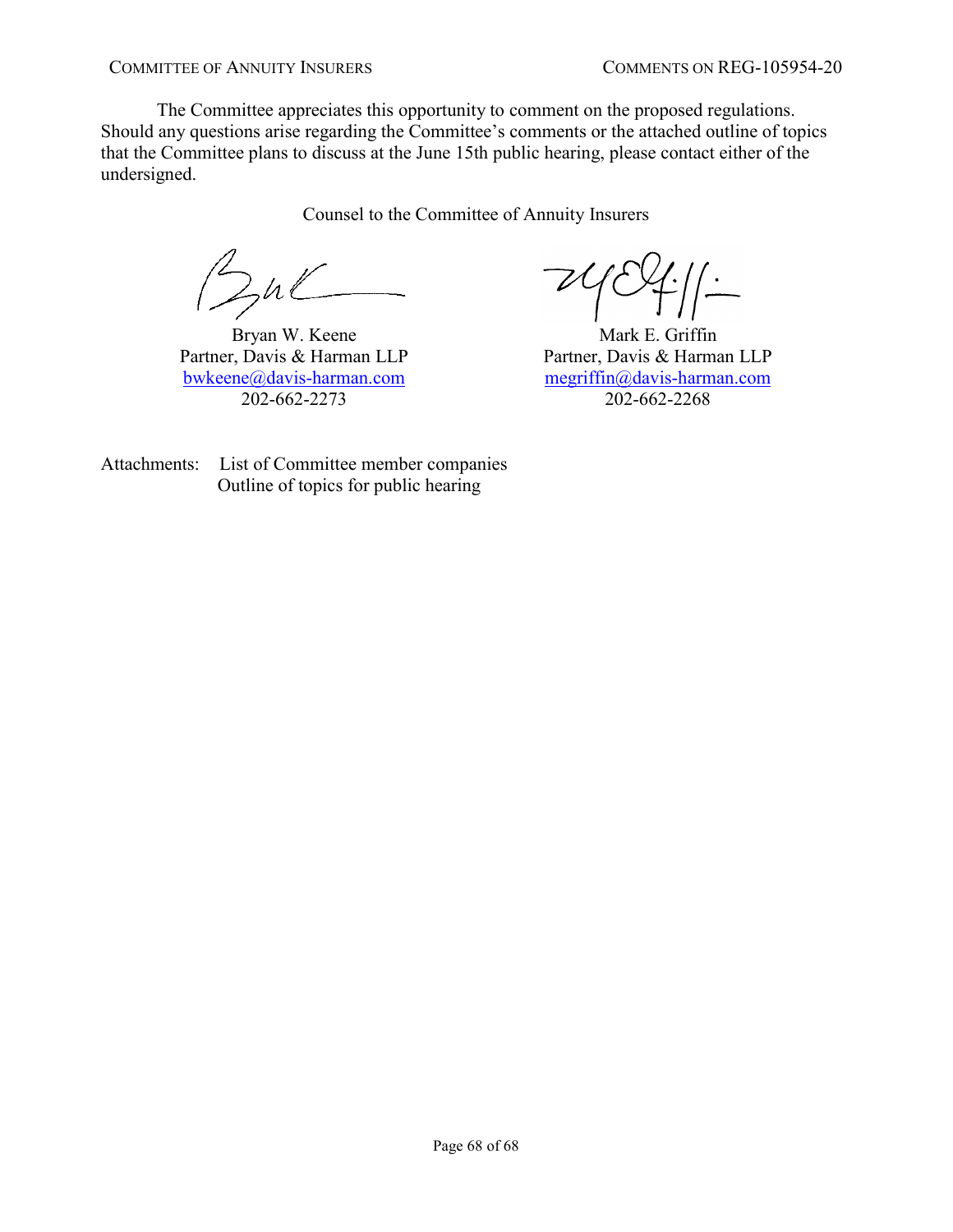The Committee appreciates this opportunity to comment on the proposed regulations. Should any questions arise regarding the Committee's comments or the attached outline of topics that the Committee plans to discuss at the June 15th public hearing, please contact either of the undersigned.

Counsel to the Committee of Annuity Insurers

| Bryan W. Keene | Mark E. Griffin |
| --- | --- |
| Partner, Davis & Harman LLP | Partner, Davis & Harman LLP |
| bwkeene@davis-harman.com | megriffin@davis-harman.com |
| 202-662-2273 | 202-662-2268 |

Attachments: List of Committee member companies
Outline of topics for public hearing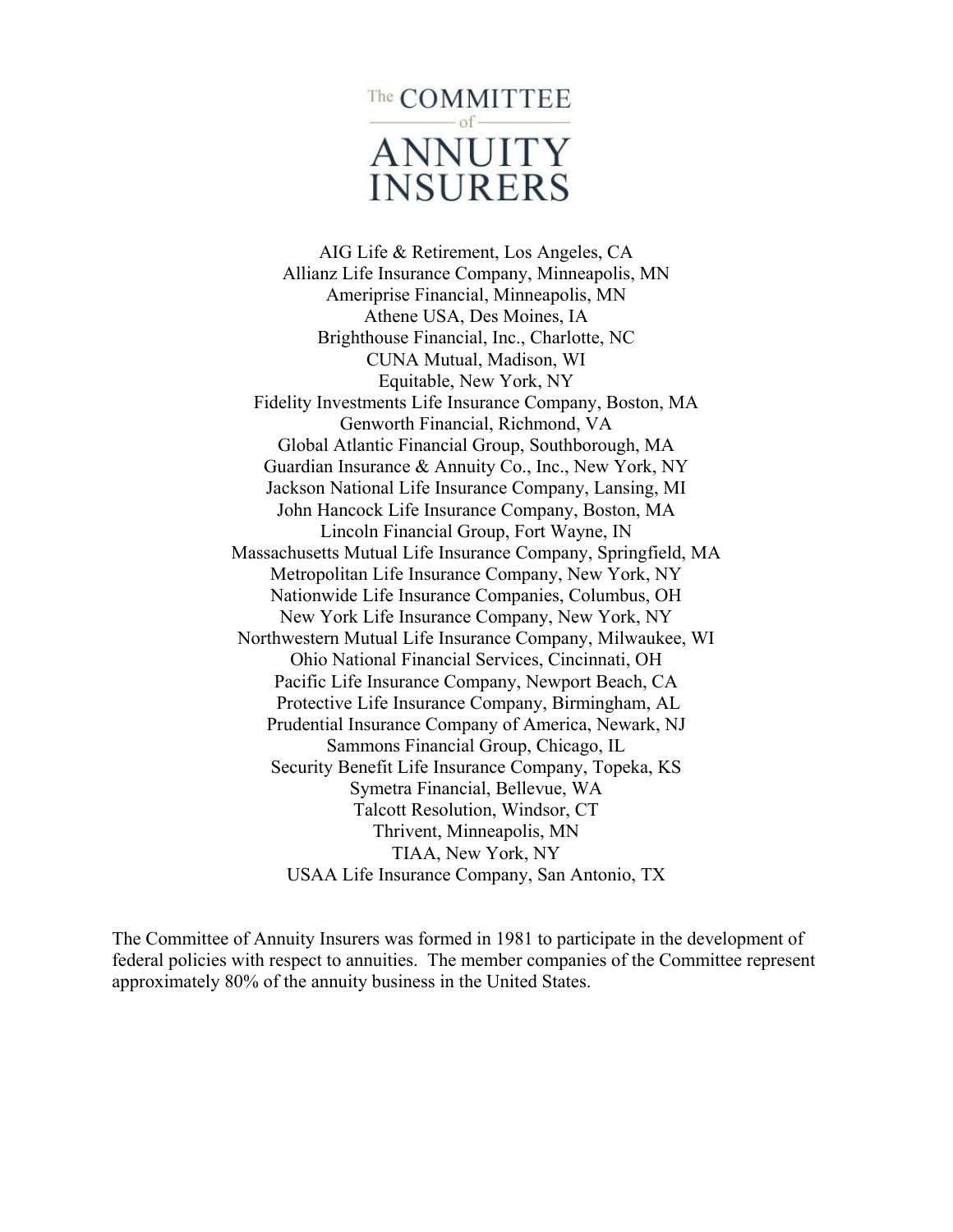# The COMMITTEE of ANNUITY INSURERS

AIG Life & Retirement, Los Angeles, CA
Allianz Life Insurance Company, Minneapolis, MN
Ameriprise Financial, Minneapolis, MN
Athene USA, Des Moines, IA
Brighthouse Financial, Inc., Charlotte, NC
CUNA Mutual, Madison, WI
Equitable, New York, NY
Fidelity Investments Life Insurance Company, Boston, MA
Genworth Financial, Richmond, VA
Global Atlantic Financial Group, Southborough, MA
Guardian Insurance & Annuity Co., Inc., New York, NY
Jackson National Life Insurance Company, Lansing, MI
John Hancock Life Insurance Company, Boston, MA
Lincoln Financial Group, Fort Wayne, IN
Massachusetts Mutual Life Insurance Company, Springfield, MA
Metropolitan Life Insurance Company, New York, NY
Nationwide Life Insurance Companies, Columbus, OH
New York Life Insurance Company, New York, NY
Northwestern Mutual Life Insurance Company, Milwaukee, WI
Ohio National Financial Services, Cincinnati, OH
Pacific Life Insurance Company, Newport Beach, CA
Protective Life Insurance Company, Birmingham, AL
Prudential Insurance Company of America, Newark, NJ
Sammons Financial Group, Chicago, IL
Security Benefit Life Insurance Company, Topeka, KS
Symetra Financial, Bellevue, WA
Talcott Resolution, Windsor, CT
Thrivent, Minneapolis, MN
TIAA, New York, NY
USAA Life Insurance Company, San Antonio, TX

The Committee of Annuity Insurers was formed in 1981 to participate in the development of federal policies with respect to annuities. The member companies of the Committee represent approximately 80% of the annuity business in the United States.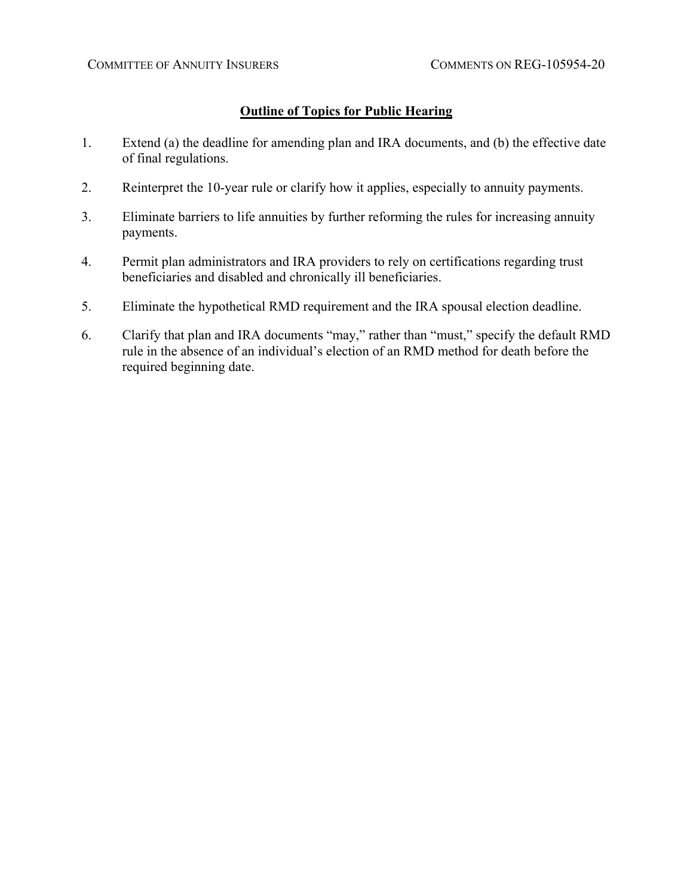## Outline of Topics for Public Hearing

1. Extend (a) the deadline for amending plan and IRA documents, and (b) the effective date of final regulations.

2. Reinterpret the 10-year rule or clarify how it applies, especially to annuity payments.

3. Eliminate barriers to life annuities by further reforming the rules for increasing annuity payments.

4. Permit plan administrators and IRA providers to rely on certifications regarding trust beneficiaries and disabled and chronically ill beneficiaries.

5. Eliminate the hypothetical RMD requirement and the IRA spousal election deadline.

6. Clarify that plan and IRA documents "may," rather than "must," specify the default RMD rule in the absence of an individual's election of an RMD method for death before the required beginning date.